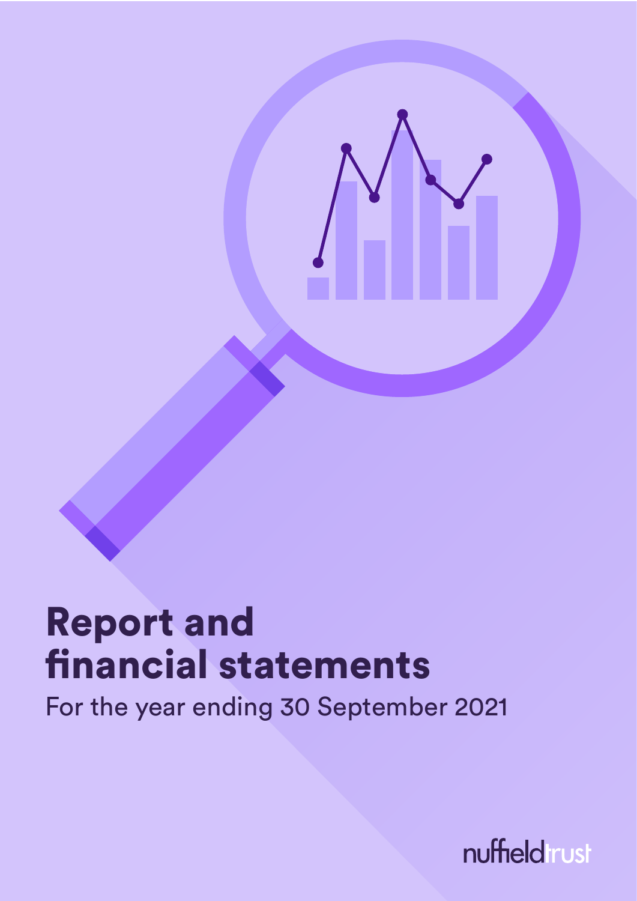# Report and financial statements

For the year ending 30 September 2021

nuffieldtrust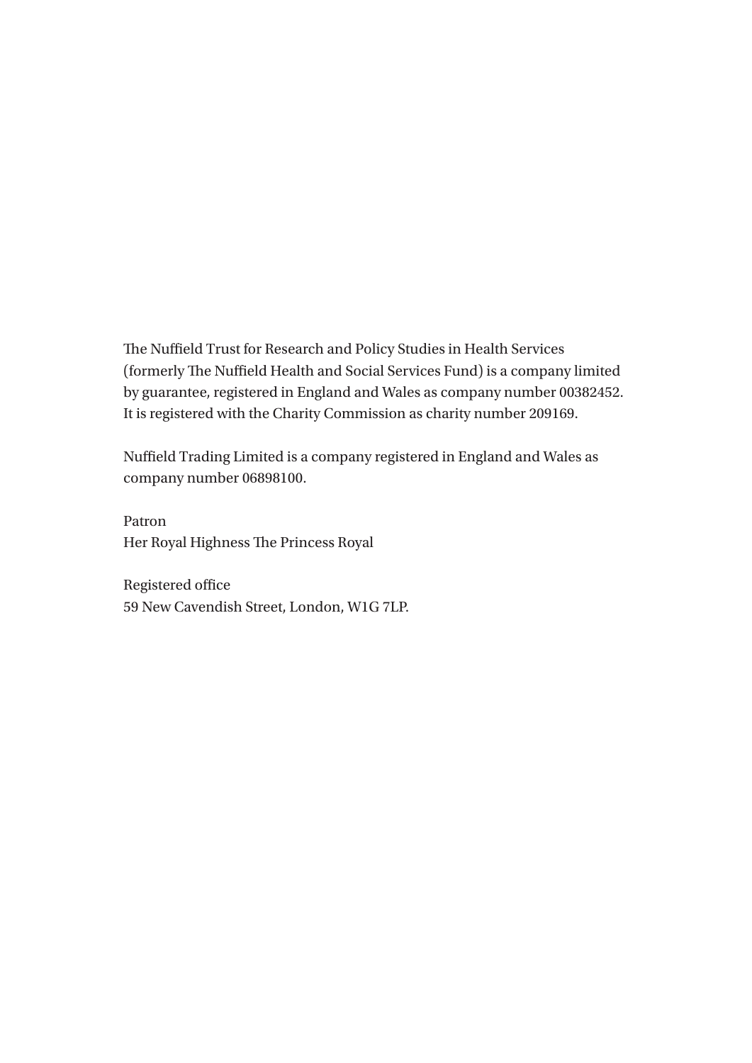The Nuffield Trust for Research and Policy Studies in Health Services (formerly The Nuffield Health and Social Services Fund) is a company limited by guarantee, registered in England and Wales as company number 00382452. It is registered with the Charity Commission as charity number 209169.

Nuffield Trading Limited is a company registered in England and Wales as company number 06898100.

Patron
Her Royal Highness The Princess Royal

Registered office
59 New Cavendish Street, London, W1G 7LP.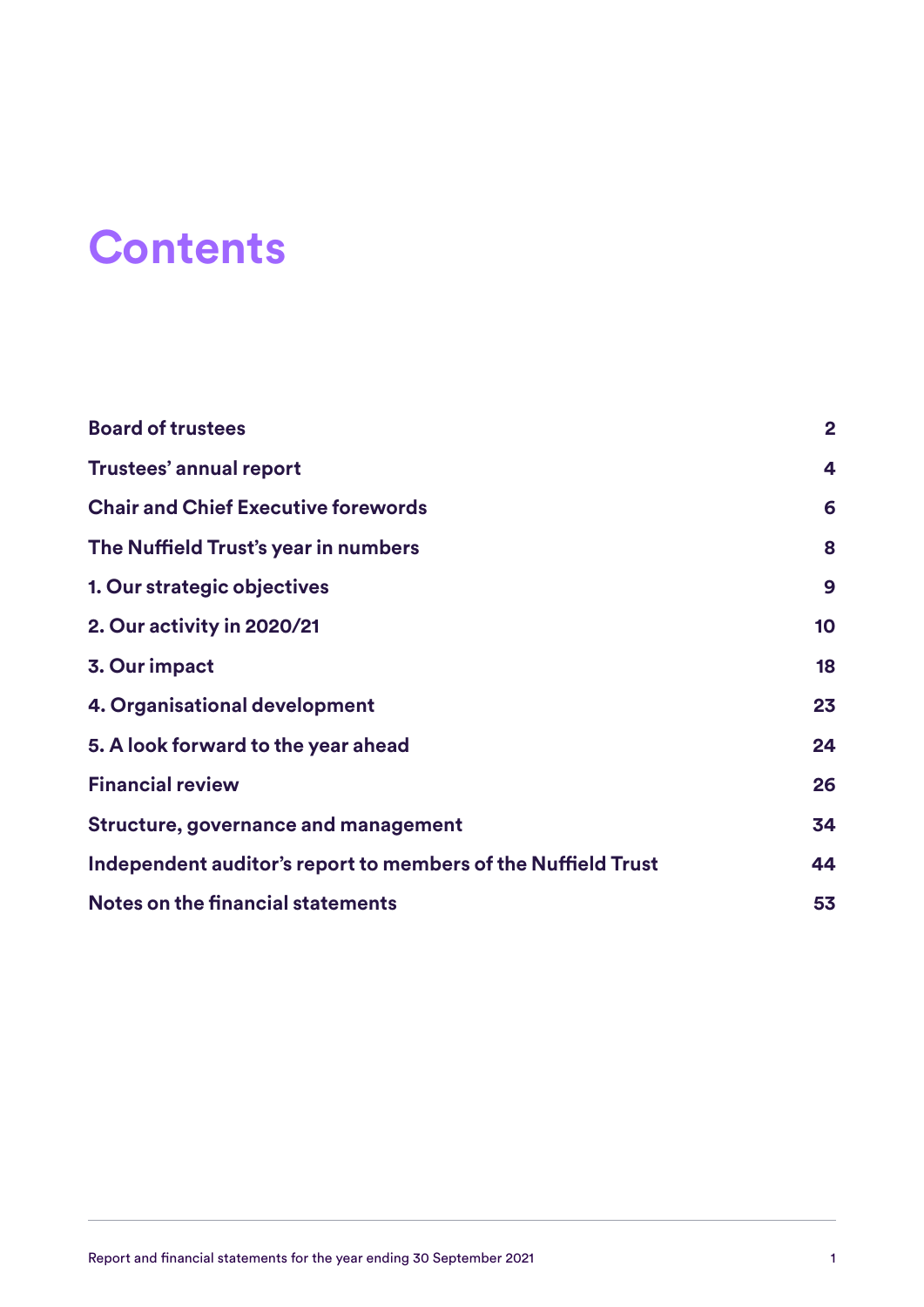# Contents

| | |
|---|---|
| **Board of trustees** | **2** |
| **Trustees' annual report** | **4** |
| **Chair and Chief Executive forewords** | **6** |
| **The Nuffield Trust's year in numbers** | **8** |
| **1. Our strategic objectives** | **9** |
| **2. Our activity in 2020/21** | **10** |
| **3. Our impact** | **18** |
| **4. Organisational development** | **23** |
| **5. A look forward to the year ahead** | **24** |
| **Financial review** | **26** |
| **Structure, governance and management** | **34** |
| **Independent auditor's report to members of the Nuffield Trust** | **44** |
| **Notes on the financial statements** | **53** |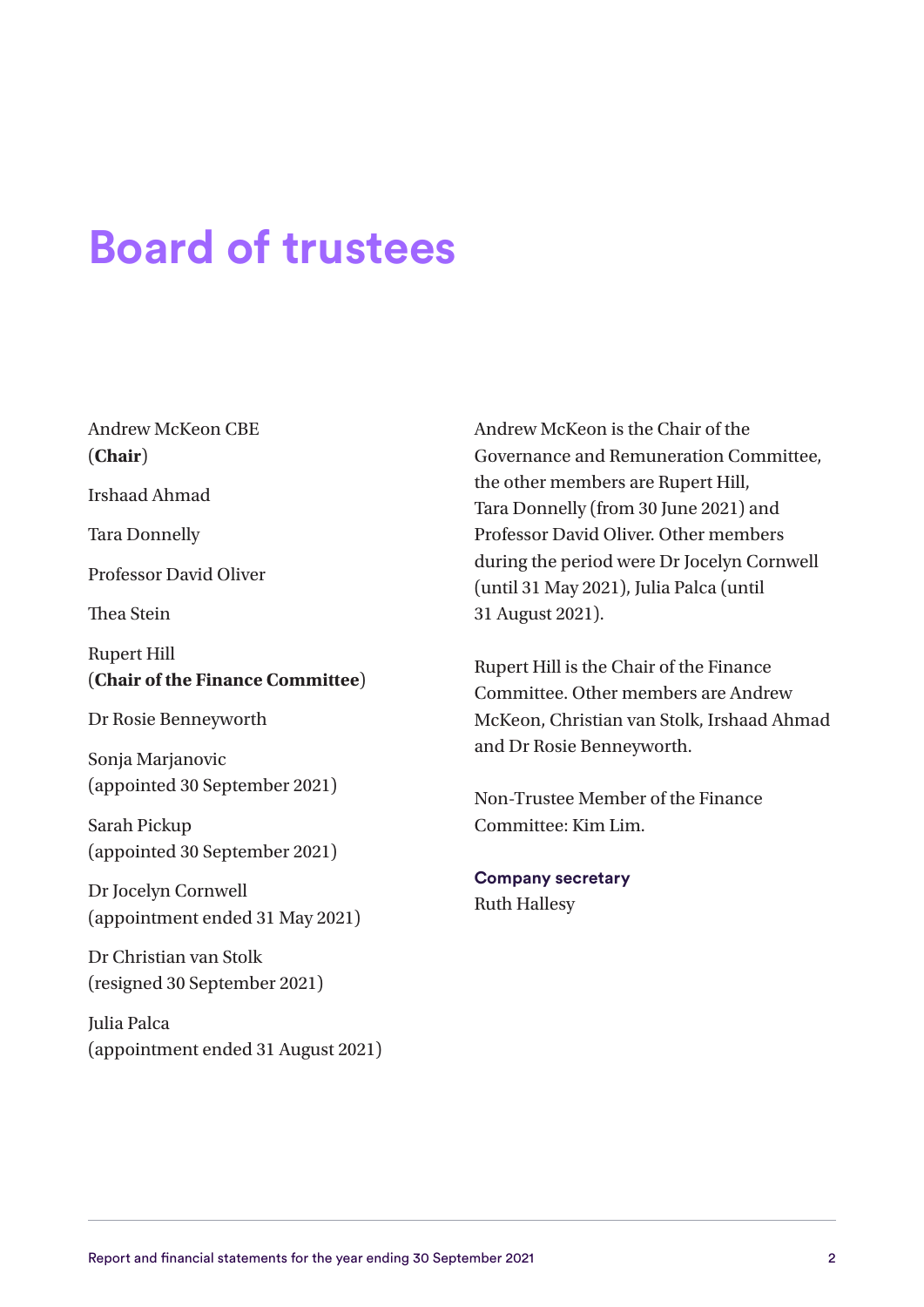# Board of trustees

Andrew McKeon CBE
(**Chair**)

Irshaad Ahmad

Tara Donnelly

Professor David Oliver

Thea Stein

Rupert Hill
(**Chair of the Finance Committee**)

Dr Rosie Benneyworth

Sonja Marjanovic
(appointed 30 September 2021)

Sarah Pickup
(appointed 30 September 2021)

Dr Jocelyn Cornwell
(appointment ended 31 May 2021)

Dr Christian van Stolk
(resigned 30 September 2021)

Julia Palca
(appointment ended 31 August 2021)

Andrew McKeon is the Chair of the Governance and Remuneration Committee, the other members are Rupert Hill, Tara Donnelly (from 30 June 2021) and Professor David Oliver. Other members during the period were Dr Jocelyn Cornwell (until 31 May 2021), Julia Palca (until 31 August 2021).

Rupert Hill is the Chair of the Finance Committee. Other members are Andrew McKeon, Christian van Stolk, Irshaad Ahmad and Dr Rosie Benneyworth.

Non-Trustee Member of the Finance Committee: Kim Lim.

**Company secretary**
Ruth Hallesy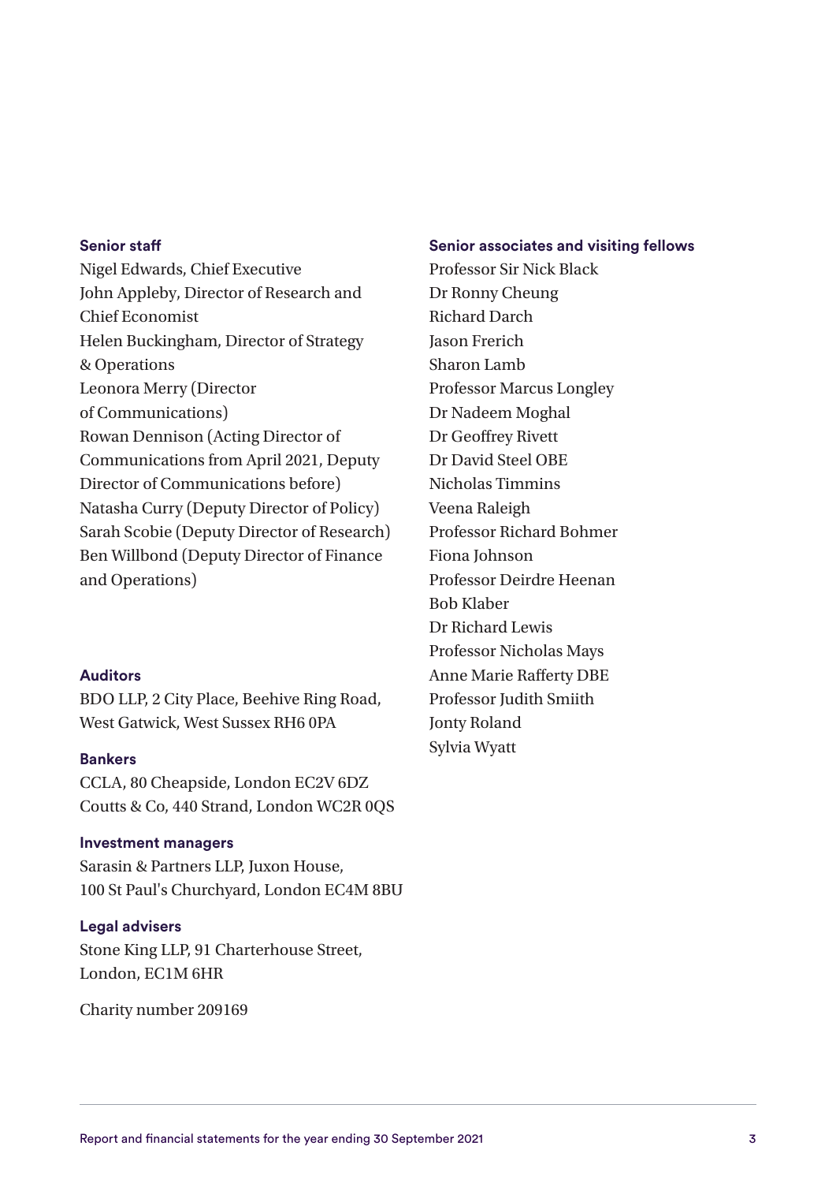### Senior staff

Nigel Edwards, Chief Executive
John Appleby, Director of Research and Chief Economist
Helen Buckingham, Director of Strategy & Operations
Leonora Merry (Director of Communications)
Rowan Dennison (Acting Director of Communications from April 2021, Deputy Director of Communications before)
Natasha Curry (Deputy Director of Policy)
Sarah Scobie (Deputy Director of Research)
Ben Willbond (Deputy Director of Finance and Operations)

### Auditors

BDO LLP, 2 City Place, Beehive Ring Road, West Gatwick, West Sussex RH6 0PA

### Bankers

CCLA, 80 Cheapside, London EC2V 6DZ
Coutts & Co, 440 Strand, London WC2R 0QS

### Investment managers

Sarasin & Partners LLP, Juxon House, 100 St Paul's Churchyard, London EC4M 8BU

### Legal advisers

Stone King LLP, 91 Charterhouse Street, London, EC1M 6HR

Charity number 209169

### Senior associates and visiting fellows

Professor Sir Nick Black
Dr Ronny Cheung
Richard Darch
Jason Frerich
Sharon Lamb
Professor Marcus Longley
Dr Nadeem Moghal
Dr Geoffrey Rivett
Dr David Steel OBE
Nicholas Timmins
Veena Raleigh
Professor Richard Bohmer
Fiona Johnson
Professor Deirdre Heenan
Bob Klaber
Dr Richard Lewis
Professor Nicholas Mays
Anne Marie Rafferty DBE
Professor Judith Smiith
Jonty Roland
Sylvia Wyatt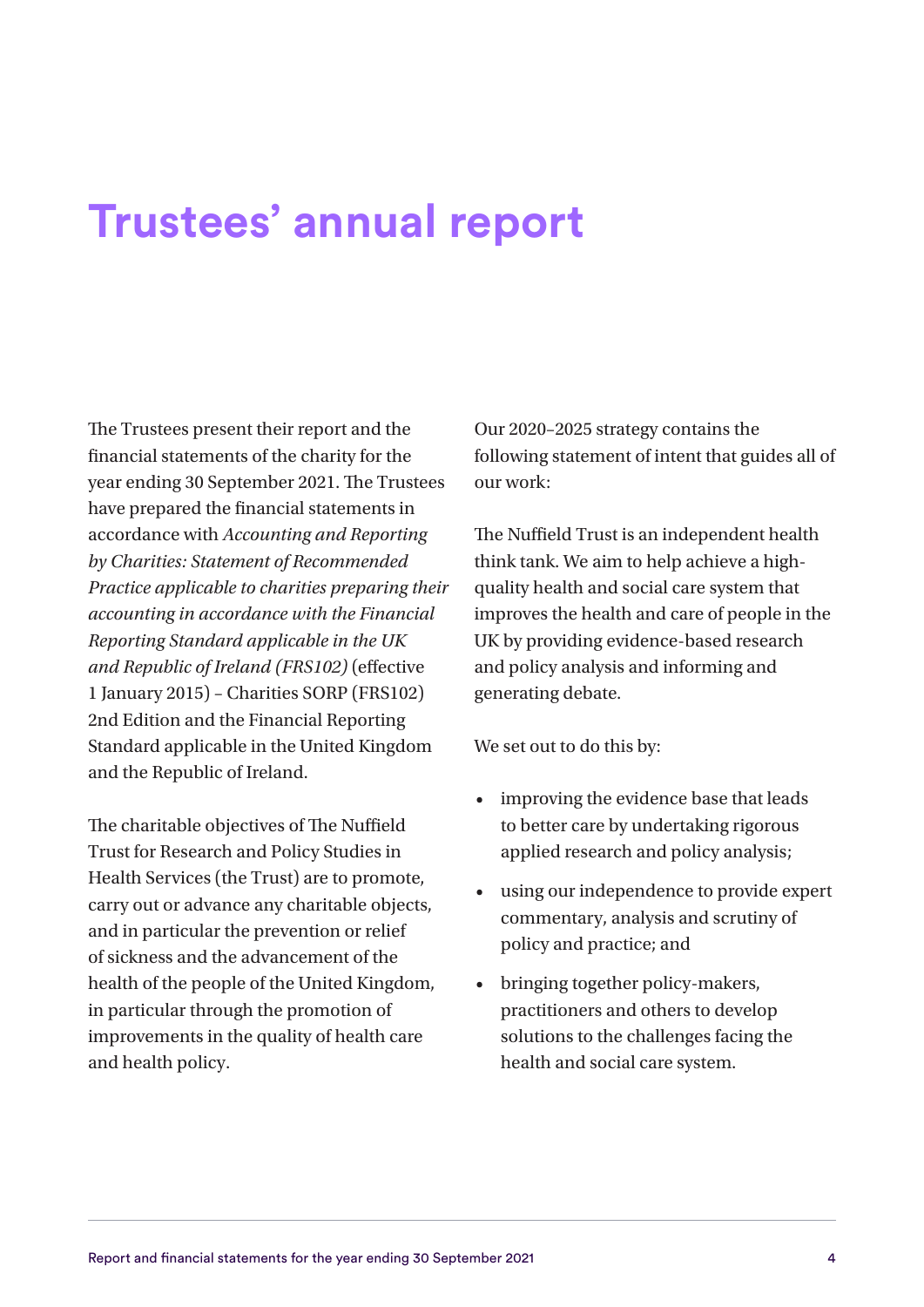# Trustees' annual report

The Trustees present their report and the financial statements of the charity for the year ending 30 September 2021. The Trustees have prepared the financial statements in accordance with *Accounting and Reporting by Charities: Statement of Recommended Practice applicable to charities preparing their accounting in accordance with the Financial Reporting Standard applicable in the UK and Republic of Ireland (FRS102)* (effective 1 January 2015) – Charities SORP (FRS102) 2nd Edition and the Financial Reporting Standard applicable in the United Kingdom and the Republic of Ireland.

The charitable objectives of The Nuffield Trust for Research and Policy Studies in Health Services (the Trust) are to promote, carry out or advance any charitable objects, and in particular the prevention or relief of sickness and the advancement of the health of the people of the United Kingdom, in particular through the promotion of improvements in the quality of health care and health policy.

Our 2020–2025 strategy contains the following statement of intent that guides all of our work:

The Nuffield Trust is an independent health think tank. We aim to help achieve a high-quality health and social care system that improves the health and care of people in the UK by providing evidence-based research and policy analysis and informing and generating debate.

We set out to do this by:

- improving the evidence base that leads to better care by undertaking rigorous applied research and policy analysis;
- using our independence to provide expert commentary, analysis and scrutiny of policy and practice; and
- bringing together policy-makers, practitioners and others to develop solutions to the challenges facing the health and social care system.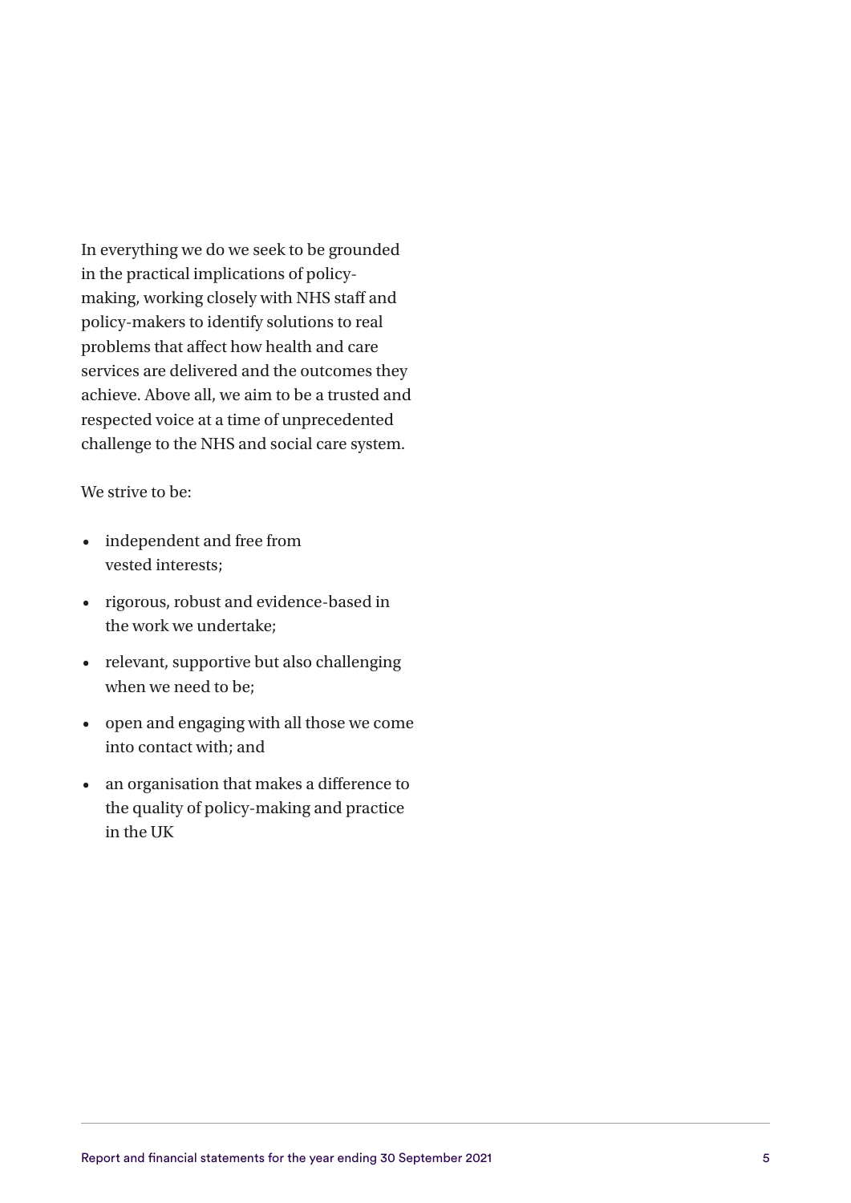In everything we do we seek to be grounded in the practical implications of policy-making, working closely with NHS staff and policy-makers to identify solutions to real problems that affect how health and care services are delivered and the outcomes they achieve. Above all, we aim to be a trusted and respected voice at a time of unprecedented challenge to the NHS and social care system.

We strive to be:

- independent and free from vested interests;
- rigorous, robust and evidence-based in the work we undertake;
- relevant, supportive but also challenging when we need to be;
- open and engaging with all those we come into contact with; and
- an organisation that makes a difference to the quality of policy-making and practice in the UK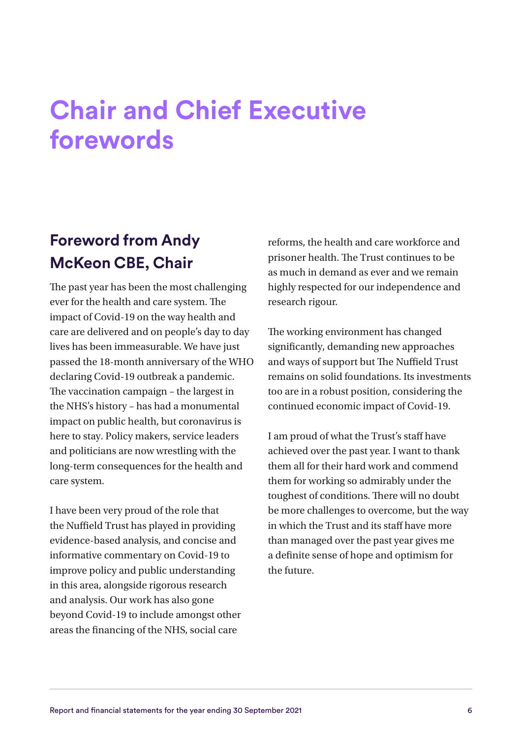# Chair and Chief Executive forewords

## Foreword from Andy McKeon CBE, Chair

The past year has been the most challenging ever for the health and care system. The impact of Covid-19 on the way health and care are delivered and on people's day to day lives has been immeasurable. We have just passed the 18-month anniversary of the WHO declaring Covid-19 outbreak a pandemic. The vaccination campaign – the largest in the NHS's history – has had a monumental impact on public health, but coronavirus is here to stay. Policy makers, service leaders and politicians are now wrestling with the long-term consequences for the health and care system.

I have been very proud of the role that the Nuffield Trust has played in providing evidence-based analysis, and concise and informative commentary on Covid-19 to improve policy and public understanding in this area, alongside rigorous research and analysis. Our work has also gone beyond Covid-19 to include amongst other areas the financing of the NHS, social care reforms, the health and care workforce and prisoner health. The Trust continues to be as much in demand as ever and we remain highly respected for our independence and research rigour.

The working environment has changed significantly, demanding new approaches and ways of support but The Nuffield Trust remains on solid foundations. Its investments too are in a robust position, considering the continued economic impact of Covid-19.

I am proud of what the Trust's staff have achieved over the past year. I want to thank them all for their hard work and commend them for working so admirably under the toughest of conditions. There will no doubt be more challenges to overcome, but the way in which the Trust and its staff have more than managed over the past year gives me a definite sense of hope and optimism for the future.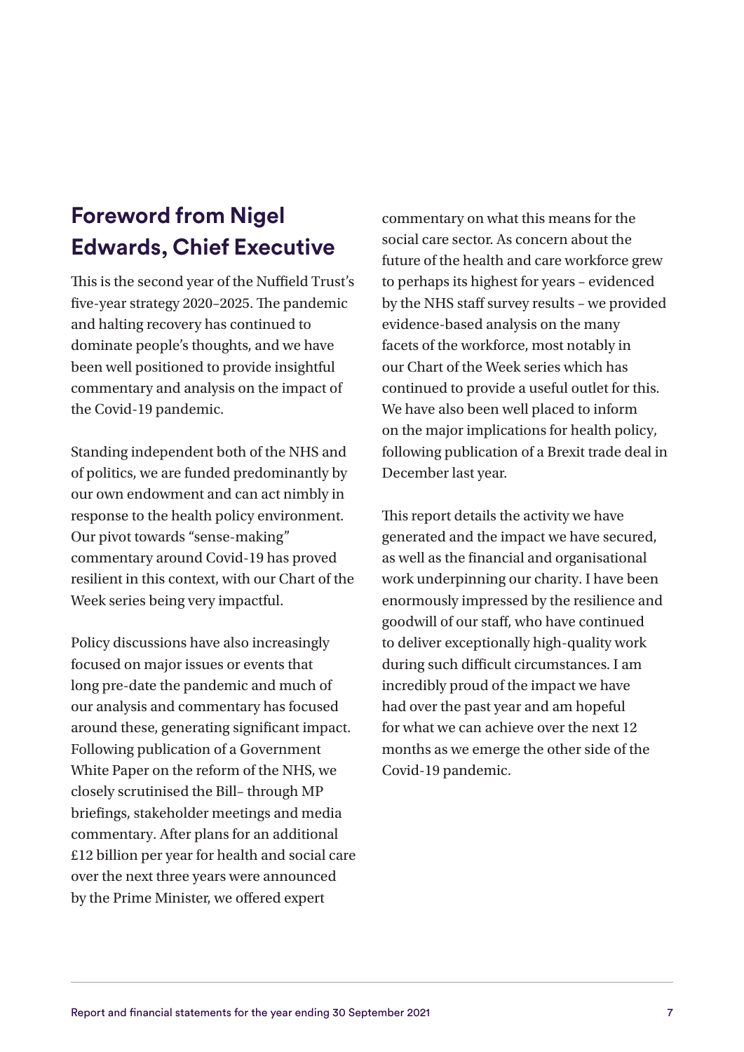## Foreword from Nigel Edwards, Chief Executive

This is the second year of the Nuffield Trust's five-year strategy 2020–2025. The pandemic and halting recovery has continued to dominate people's thoughts, and we have been well positioned to provide insightful commentary and analysis on the impact of the Covid-19 pandemic.

Standing independent both of the NHS and of politics, we are funded predominantly by our own endowment and can act nimbly in response to the health policy environment. Our pivot towards "sense-making" commentary around Covid-19 has proved resilient in this context, with our Chart of the Week series being very impactful.

Policy discussions have also increasingly focused on major issues or events that long pre-date the pandemic and much of our analysis and commentary has focused around these, generating significant impact. Following publication of a Government White Paper on the reform of the NHS, we closely scrutinised the Bill– through MP briefings, stakeholder meetings and media commentary. After plans for an additional £12 billion per year for health and social care over the next three years were announced by the Prime Minister, we offered expert commentary on what this means for the social care sector. As concern about the future of the health and care workforce grew to perhaps its highest for years – evidenced by the NHS staff survey results – we provided evidence-based analysis on the many facets of the workforce, most notably in our Chart of the Week series which has continued to provide a useful outlet for this. We have also been well placed to inform on the major implications for health policy, following publication of a Brexit trade deal in December last year.

This report details the activity we have generated and the impact we have secured, as well as the financial and organisational work underpinning our charity. I have been enormously impressed by the resilience and goodwill of our staff, who have continued to deliver exceptionally high-quality work during such difficult circumstances. I am incredibly proud of the impact we have had over the past year and am hopeful for what we can achieve over the next 12 months as we emerge the other side of the Covid-19 pandemic.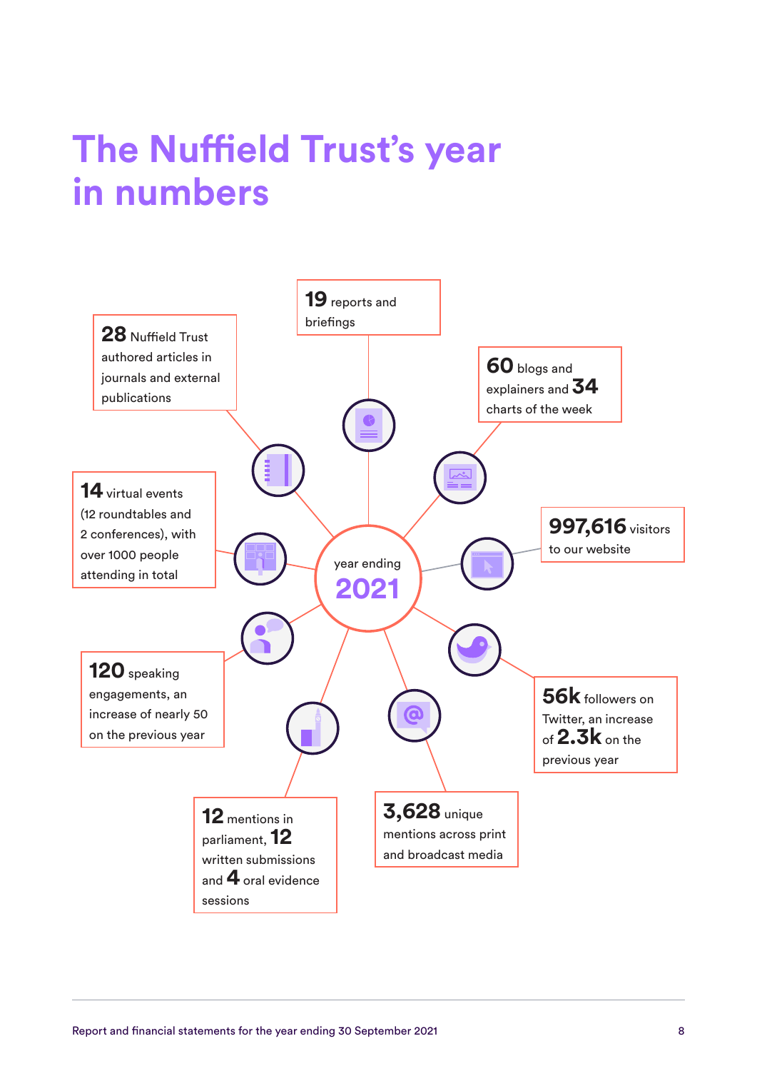# The Nuffield Trust's year in numbers

year ending **2021**

- **19** reports and briefings
- **28** Nuffield Trust authored articles in journals and external publications
- **60** blogs and explainers and **34** charts of the week
- **14** virtual events (12 roundtables and 2 conferences), with over 1000 people attending in total
- **997,616** visitors to our website
- **120** speaking engagements, an increase of nearly 50 on the previous year
- **56k** followers on Twitter, an increase of **2.3k** on the previous year
- **12** mentions in parliament, **12** written submissions and **4** oral evidence sessions
- **3,628** unique mentions across print and broadcast media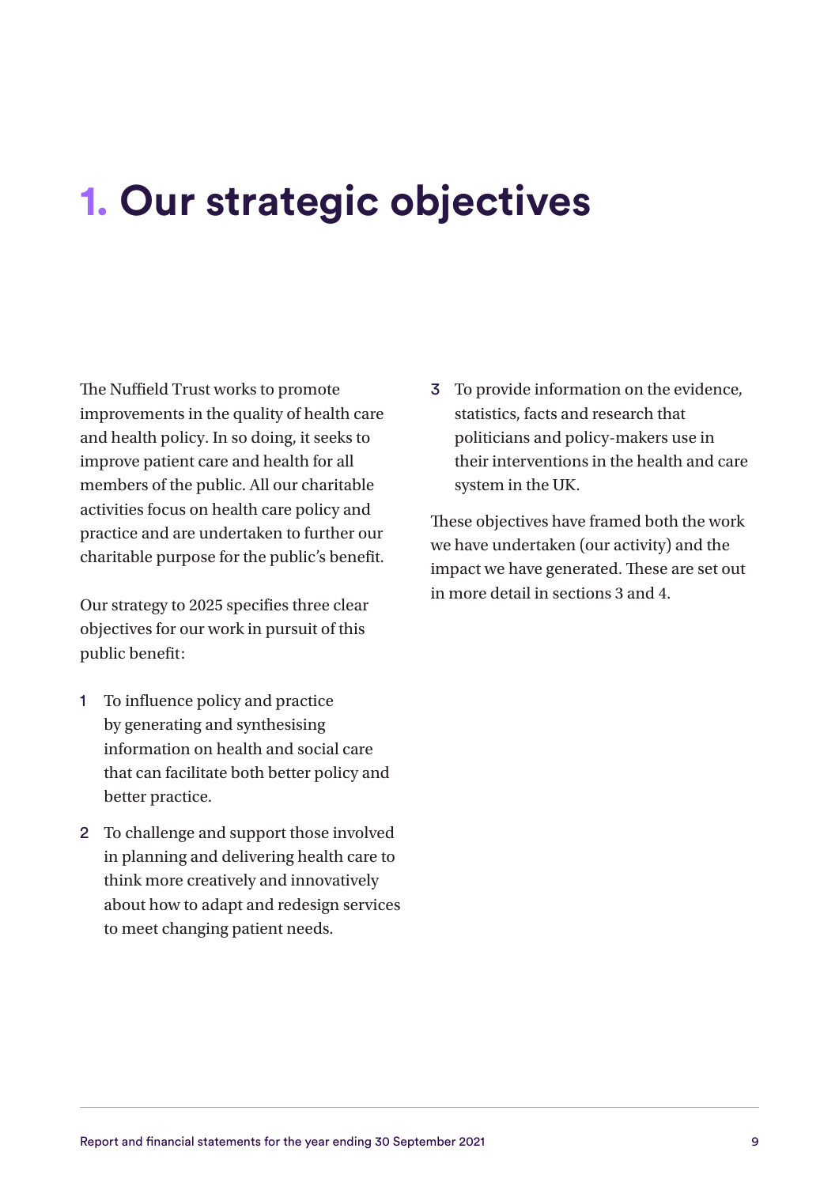# 1. Our strategic objectives

The Nuffield Trust works to promote improvements in the quality of health care and health policy. In so doing, it seeks to improve patient care and health for all members of the public. All our charitable activities focus on health care policy and practice and are undertaken to further our charitable purpose for the public's benefit.

Our strategy to 2025 specifies three clear objectives for our work in pursuit of this public benefit:

1. To influence policy and practice by generating and synthesising information on health and social care that can facilitate both better policy and better practice.
2. To challenge and support those involved in planning and delivering health care to think more creatively and innovatively about how to adapt and redesign services to meet changing patient needs.
3. To provide information on the evidence, statistics, facts and research that politicians and policy-makers use in their interventions in the health and care system in the UK.

These objectives have framed both the work we have undertaken (our activity) and the impact we have generated. These are set out in more detail in sections 3 and 4.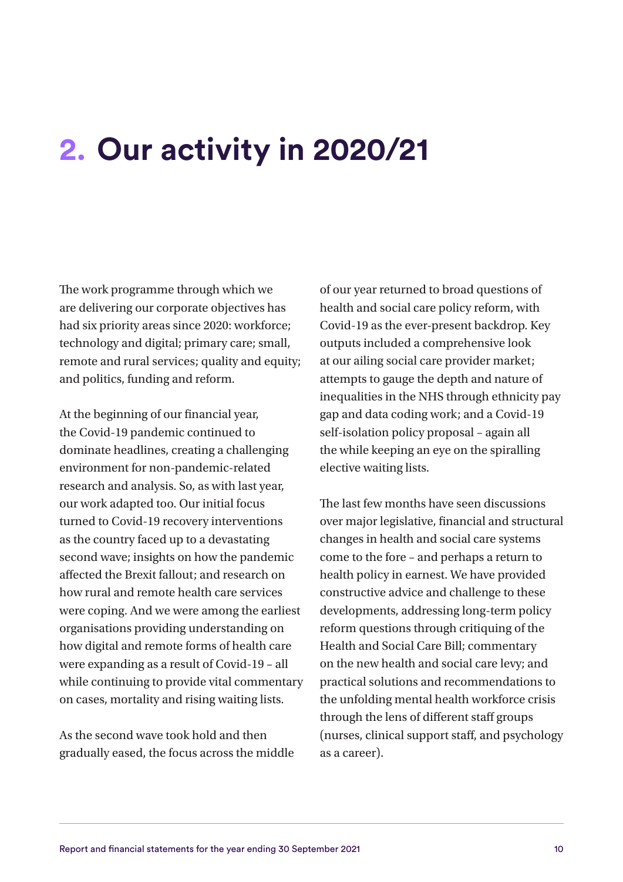# 2. Our activity in 2020/21

The work programme through which we are delivering our corporate objectives has had six priority areas since 2020: workforce; technology and digital; primary care; small, remote and rural services; quality and equity; and politics, funding and reform.

At the beginning of our financial year, the Covid-19 pandemic continued to dominate headlines, creating a challenging environment for non-pandemic-related research and analysis. So, as with last year, our work adapted too. Our initial focus turned to Covid-19 recovery interventions as the country faced up to a devastating second wave; insights on how the pandemic affected the Brexit fallout; and research on how rural and remote health care services were coping. And we were among the earliest organisations providing understanding on how digital and remote forms of health care were expanding as a result of Covid-19 – all while continuing to provide vital commentary on cases, mortality and rising waiting lists.

As the second wave took hold and then gradually eased, the focus across the middle of our year returned to broad questions of health and social care policy reform, with Covid-19 as the ever-present backdrop. Key outputs included a comprehensive look at our ailing social care provider market; attempts to gauge the depth and nature of inequalities in the NHS through ethnicity pay gap and data coding work; and a Covid-19 self-isolation policy proposal – again all the while keeping an eye on the spiralling elective waiting lists.

The last few months have seen discussions over major legislative, financial and structural changes in health and social care systems come to the fore – and perhaps a return to health policy in earnest. We have provided constructive advice and challenge to these developments, addressing long-term policy reform questions through critiquing of the Health and Social Care Bill; commentary on the new health and social care levy; and practical solutions and recommendations to the unfolding mental health workforce crisis through the lens of different staff groups (nurses, clinical support staff, and psychology as a career).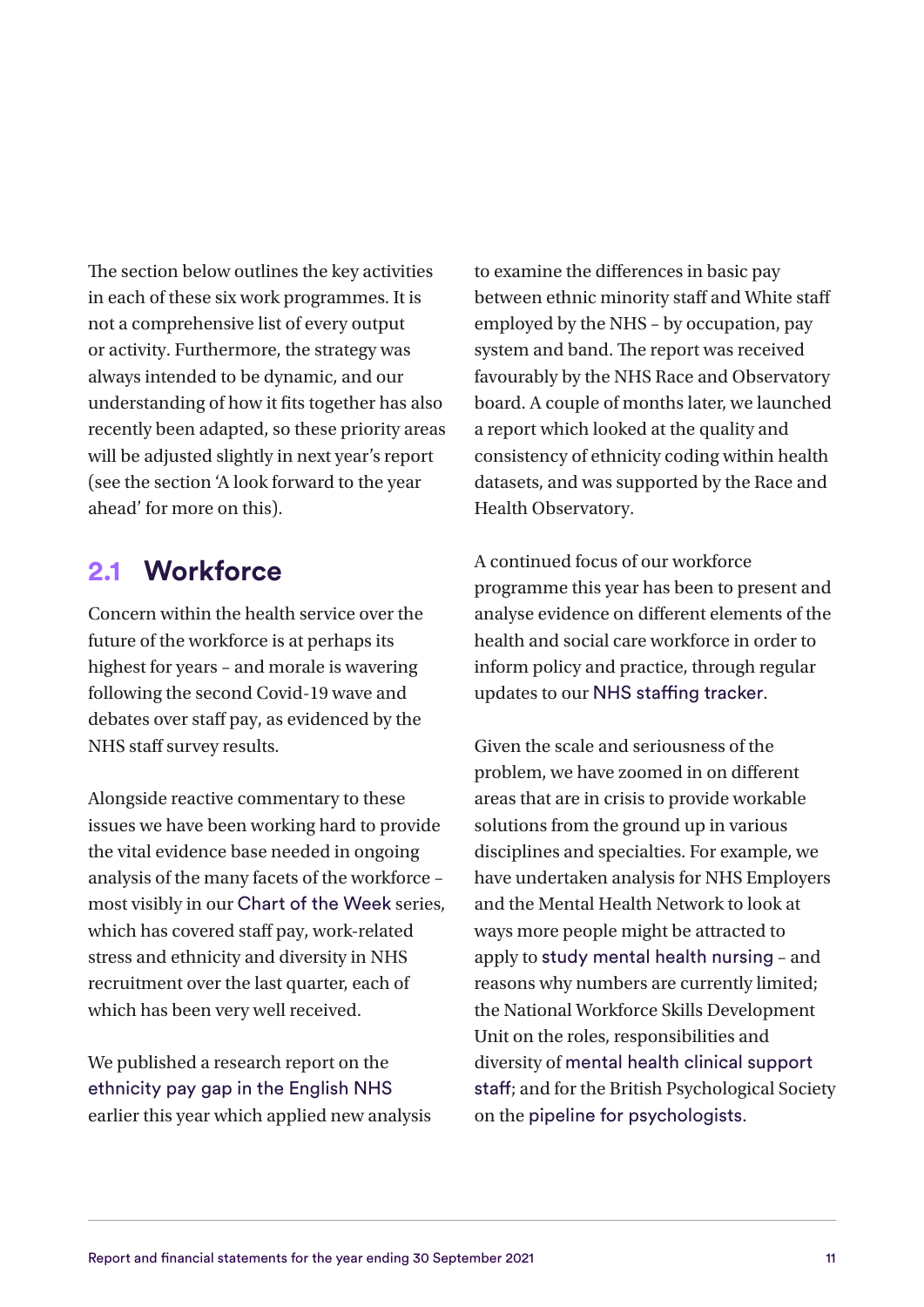The section below outlines the key activities in each of these six work programmes. It is not a comprehensive list of every output or activity. Furthermore, the strategy was always intended to be dynamic, and our understanding of how it fits together has also recently been adapted, so these priority areas will be adjusted slightly in next year's report (see the section 'A look forward to the year ahead' for more on this).

## 2.1 Workforce

Concern within the health service over the future of the workforce is at perhaps its highest for years – and morale is wavering following the second Covid-19 wave and debates over staff pay, as evidenced by the NHS staff survey results.

Alongside reactive commentary to these issues we have been working hard to provide the vital evidence base needed in ongoing analysis of the many facets of the workforce – most visibly in our Chart of the Week series, which has covered staff pay, work-related stress and ethnicity and diversity in NHS recruitment over the last quarter, each of which has been very well received.

We published a research report on the ethnicity pay gap in the English NHS earlier this year which applied new analysis to examine the differences in basic pay between ethnic minority staff and White staff employed by the NHS – by occupation, pay system and band. The report was received favourably by the NHS Race and Observatory board. A couple of months later, we launched a report which looked at the quality and consistency of ethnicity coding within health datasets, and was supported by the Race and Health Observatory.

A continued focus of our workforce programme this year has been to present and analyse evidence on different elements of the health and social care workforce in order to inform policy and practice, through regular updates to our NHS staffing tracker.

Given the scale and seriousness of the problem, we have zoomed in on different areas that are in crisis to provide workable solutions from the ground up in various disciplines and specialties. For example, we have undertaken analysis for NHS Employers and the Mental Health Network to look at ways more people might be attracted to apply to study mental health nursing – and reasons why numbers are currently limited; the National Workforce Skills Development Unit on the roles, responsibilities and diversity of mental health clinical support staff; and for the British Psychological Society on the pipeline for psychologists.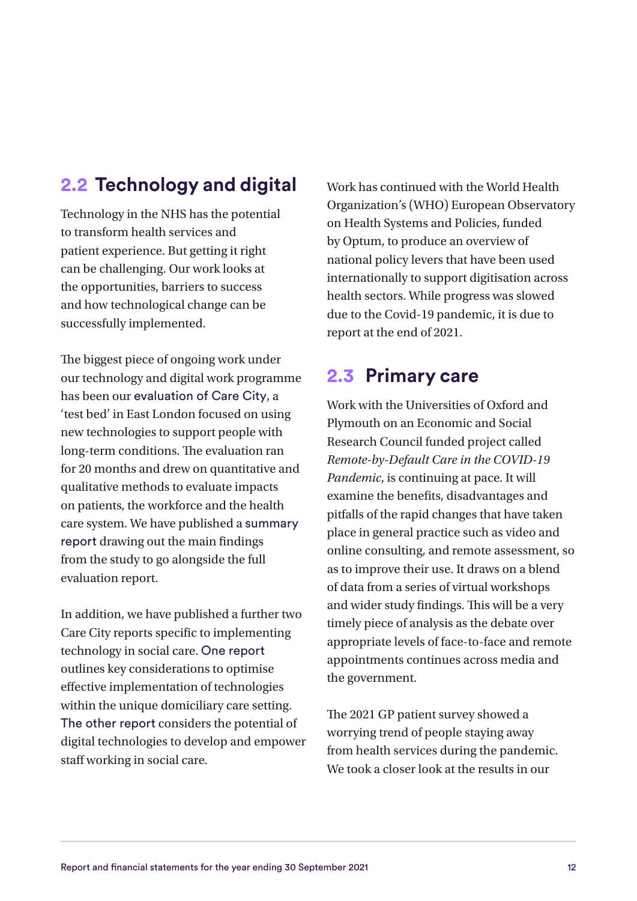## 2.2 Technology and digital

Technology in the NHS has the potential to transform health services and patient experience. But getting it right can be challenging. Our work looks at the opportunities, barriers to success and how technological change can be successfully implemented.

The biggest piece of ongoing work under our technology and digital work programme has been our evaluation of Care City, a 'test bed' in East London focused on using new technologies to support people with long-term conditions. The evaluation ran for 20 months and drew on quantitative and qualitative methods to evaluate impacts on patients, the workforce and the health care system. We have published a summary report drawing out the main findings from the study to go alongside the full evaluation report.

In addition, we have published a further two Care City reports specific to implementing technology in social care. One report outlines key considerations to optimise effective implementation of technologies within the unique domiciliary care setting. The other report considers the potential of digital technologies to develop and empower staff working in social care.

Work has continued with the World Health Organization's (WHO) European Observatory on Health Systems and Policies, funded by Optum, to produce an overview of national policy levers that have been used internationally to support digitisation across health sectors. While progress was slowed due to the Covid-19 pandemic, it is due to report at the end of 2021.

## 2.3 Primary care

Work with the Universities of Oxford and Plymouth on an Economic and Social Research Council funded project called *Remote-by-Default Care in the COVID-19 Pandemic*, is continuing at pace. It will examine the benefits, disadvantages and pitfalls of the rapid changes that have taken place in general practice such as video and online consulting, and remote assessment, so as to improve their use. It draws on a blend of data from a series of virtual workshops and wider study findings. This will be a very timely piece of analysis as the debate over appropriate levels of face-to-face and remote appointments continues across media and the government.

The 2021 GP patient survey showed a worrying trend of people staying away from health services during the pandemic. We took a closer look at the results in our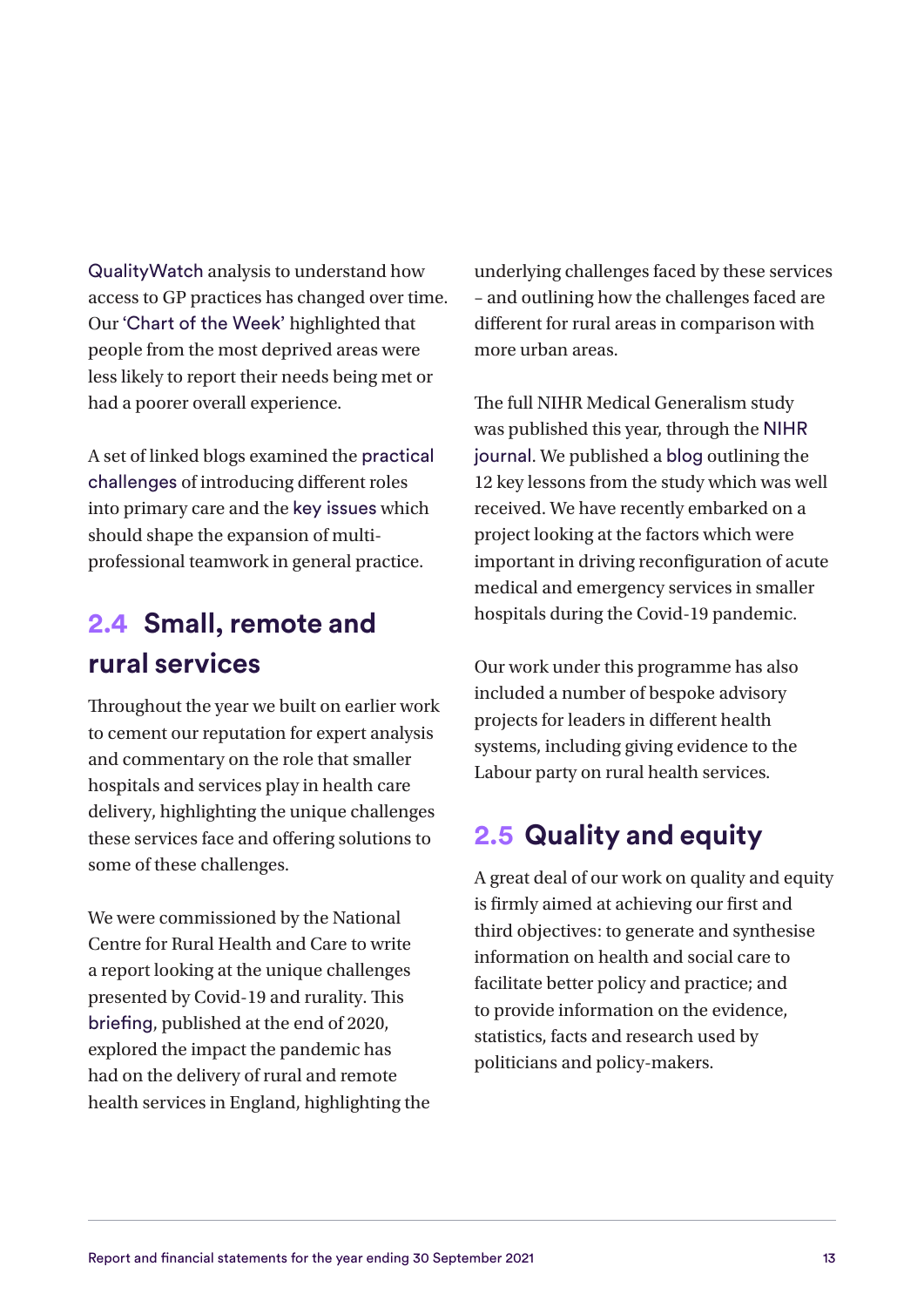QualityWatch analysis to understand how access to GP practices has changed over time. Our 'Chart of the Week' highlighted that people from the most deprived areas were less likely to report their needs being met or had a poorer overall experience.

A set of linked blogs examined the practical challenges of introducing different roles into primary care and the key issues which should shape the expansion of multi-professional teamwork in general practice.

## 2.4 Small, remote and rural services

Throughout the year we built on earlier work to cement our reputation for expert analysis and commentary on the role that smaller hospitals and services play in health care delivery, highlighting the unique challenges these services face and offering solutions to some of these challenges.

We were commissioned by the National Centre for Rural Health and Care to write a report looking at the unique challenges presented by Covid-19 and rurality. This briefing, published at the end of 2020, explored the impact the pandemic has had on the delivery of rural and remote health services in England, highlighting the underlying challenges faced by these services – and outlining how the challenges faced are different for rural areas in comparison with more urban areas.

The full NIHR Medical Generalism study was published this year, through the NIHR journal. We published a blog outlining the 12 key lessons from the study which was well received. We have recently embarked on a project looking at the factors which were important in driving reconfiguration of acute medical and emergency services in smaller hospitals during the Covid-19 pandemic.

Our work under this programme has also included a number of bespoke advisory projects for leaders in different health systems, including giving evidence to the Labour party on rural health services.

## 2.5 Quality and equity

A great deal of our work on quality and equity is firmly aimed at achieving our first and third objectives: to generate and synthesise information on health and social care to facilitate better policy and practice; and to provide information on the evidence, statistics, facts and research used by politicians and policy-makers.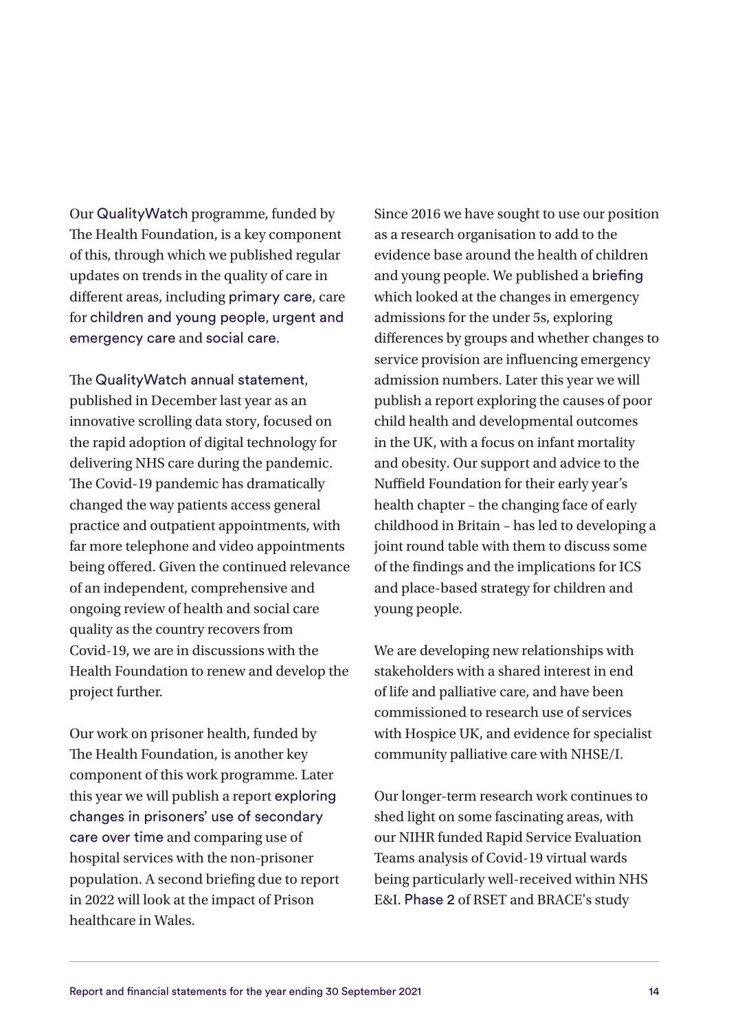Our QualityWatch programme, funded by The Health Foundation, is a key component of this, through which we published regular updates on trends in the quality of care in different areas, including primary care, care for children and young people, urgent and emergency care and social care.

The QualityWatch annual statement, published in December last year as an innovative scrolling data story, focused on the rapid adoption of digital technology for delivering NHS care during the pandemic. The Covid-19 pandemic has dramatically changed the way patients access general practice and outpatient appointments, with far more telephone and video appointments being offered. Given the continued relevance of an independent, comprehensive and ongoing review of health and social care quality as the country recovers from Covid-19, we are in discussions with the Health Foundation to renew and develop the project further.

Our work on prisoner health, funded by The Health Foundation, is another key component of this work programme. Later this year we will publish a report exploring changes in prisoners' use of secondary care over time and comparing use of hospital services with the non-prisoner population. A second briefing due to report in 2022 will look at the impact of Prison healthcare in Wales.

Since 2016 we have sought to use our position as a research organisation to add to the evidence base around the health of children and young people. We published a briefing which looked at the changes in emergency admissions for the under 5s, exploring differences by groups and whether changes to service provision are influencing emergency admission numbers. Later this year we will publish a report exploring the causes of poor child health and developmental outcomes in the UK, with a focus on infant mortality and obesity. Our support and advice to the Nuffield Foundation for their early year's health chapter – the changing face of early childhood in Britain – has led to developing a joint round table with them to discuss some of the findings and the implications for ICS and place-based strategy for children and young people.

We are developing new relationships with stakeholders with a shared interest in end of life and palliative care, and have been commissioned to research use of services with Hospice UK, and evidence for specialist community palliative care with NHSE/I.

Our longer-term research work continues to shed light on some fascinating areas, with our NIHR funded Rapid Service Evaluation Teams analysis of Covid-19 virtual wards being particularly well-received within NHS E&I. Phase 2 of RSET and BRACE's study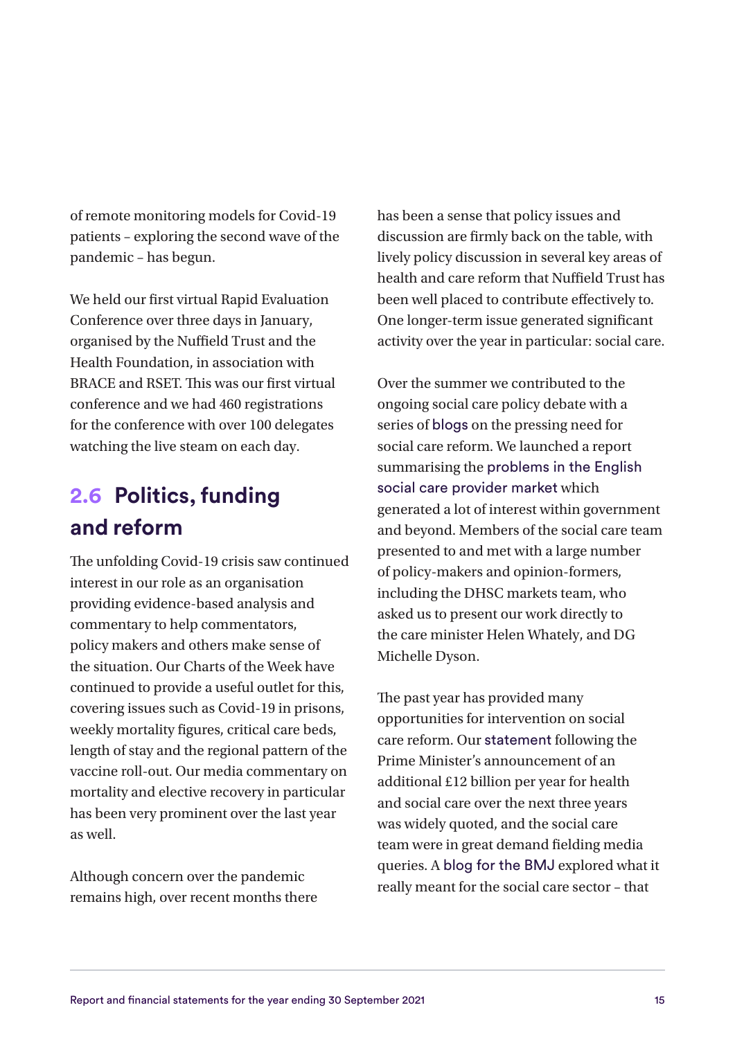of remote monitoring models for Covid-19 patients – exploring the second wave of the pandemic – has begun.

We held our first virtual Rapid Evaluation Conference over three days in January, organised by the Nuffield Trust and the Health Foundation, in association with BRACE and RSET. This was our first virtual conference and we had 460 registrations for the conference with over 100 delegates watching the live steam on each day.

## 2.6 Politics, funding and reform

The unfolding Covid-19 crisis saw continued interest in our role as an organisation providing evidence-based analysis and commentary to help commentators, policy makers and others make sense of the situation. Our Charts of the Week have continued to provide a useful outlet for this, covering issues such as Covid-19 in prisons, weekly mortality figures, critical care beds, length of stay and the regional pattern of the vaccine roll-out. Our media commentary on mortality and elective recovery in particular has been very prominent over the last year as well.

Although concern over the pandemic remains high, over recent months there has been a sense that policy issues and discussion are firmly back on the table, with lively policy discussion in several key areas of health and care reform that Nuffield Trust has been well placed to contribute effectively to. One longer-term issue generated significant activity over the year in particular: social care.

Over the summer we contributed to the ongoing social care policy debate with a series of blogs on the pressing need for social care reform. We launched a report summarising the problems in the English social care provider market which generated a lot of interest within government and beyond. Members of the social care team presented to and met with a large number of policy-makers and opinion-formers, including the DHSC markets team, who asked us to present our work directly to the care minister Helen Whately, and DG Michelle Dyson.

The past year has provided many opportunities for intervention on social care reform. Our statement following the Prime Minister's announcement of an additional £12 billion per year for health and social care over the next three years was widely quoted, and the social care team were in great demand fielding media queries. A blog for the BMJ explored what it really meant for the social care sector – that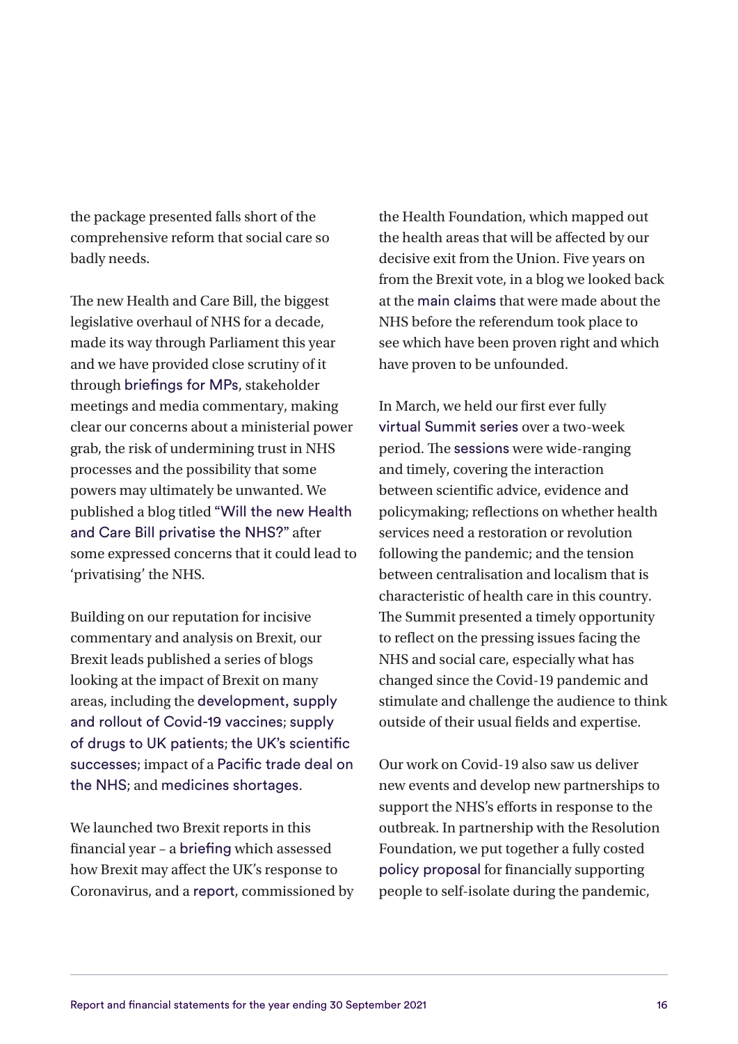the package presented falls short of the comprehensive reform that social care so badly needs.

The new Health and Care Bill, the biggest legislative overhaul of NHS for a decade, made its way through Parliament this year and we have provided close scrutiny of it through briefings for MPs, stakeholder meetings and media commentary, making clear our concerns about a ministerial power grab, the risk of undermining trust in NHS processes and the possibility that some powers may ultimately be unwanted. We published a blog titled "Will the new Health and Care Bill privatise the NHS?" after some expressed concerns that it could lead to 'privatising' the NHS.

Building on our reputation for incisive commentary and analysis on Brexit, our Brexit leads published a series of blogs looking at the impact of Brexit on many areas, including the development, supply and rollout of Covid-19 vaccines; supply of drugs to UK patients; the UK's scientific successes; impact of a Pacific trade deal on the NHS; and medicines shortages.

We launched two Brexit reports in this financial year – a briefing which assessed how Brexit may affect the UK's response to Coronavirus, and a report, commissioned by the Health Foundation, which mapped out the health areas that will be affected by our decisive exit from the Union. Five years on from the Brexit vote, in a blog we looked back at the main claims that were made about the NHS before the referendum took place to see which have been proven right and which have proven to be unfounded.

In March, we held our first ever fully virtual Summit series over a two-week period. The sessions were wide-ranging and timely, covering the interaction between scientific advice, evidence and policymaking; reflections on whether health services need a restoration or revolution following the pandemic; and the tension between centralisation and localism that is characteristic of health care in this country. The Summit presented a timely opportunity to reflect on the pressing issues facing the NHS and social care, especially what has changed since the Covid-19 pandemic and stimulate and challenge the audience to think outside of their usual fields and expertise.

Our work on Covid-19 also saw us deliver new events and develop new partnerships to support the NHS's efforts in response to the outbreak. In partnership with the Resolution Foundation, we put together a fully costed policy proposal for financially supporting people to self-isolate during the pandemic,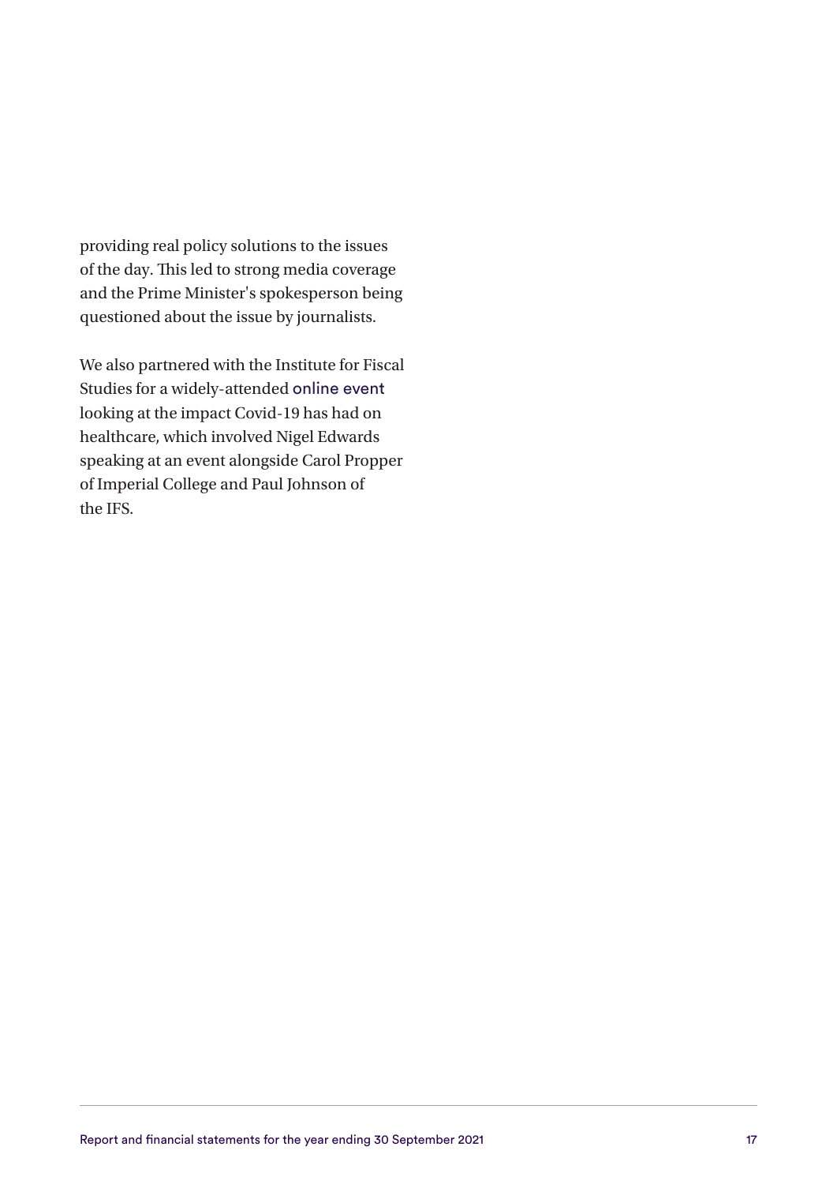providing real policy solutions to the issues of the day. This led to strong media coverage and the Prime Minister's spokesperson being questioned about the issue by journalists.

We also partnered with the Institute for Fiscal Studies for a widely-attended online event looking at the impact Covid-19 has had on healthcare, which involved Nigel Edwards speaking at an event alongside Carol Propper of Imperial College and Paul Johnson of the IFS.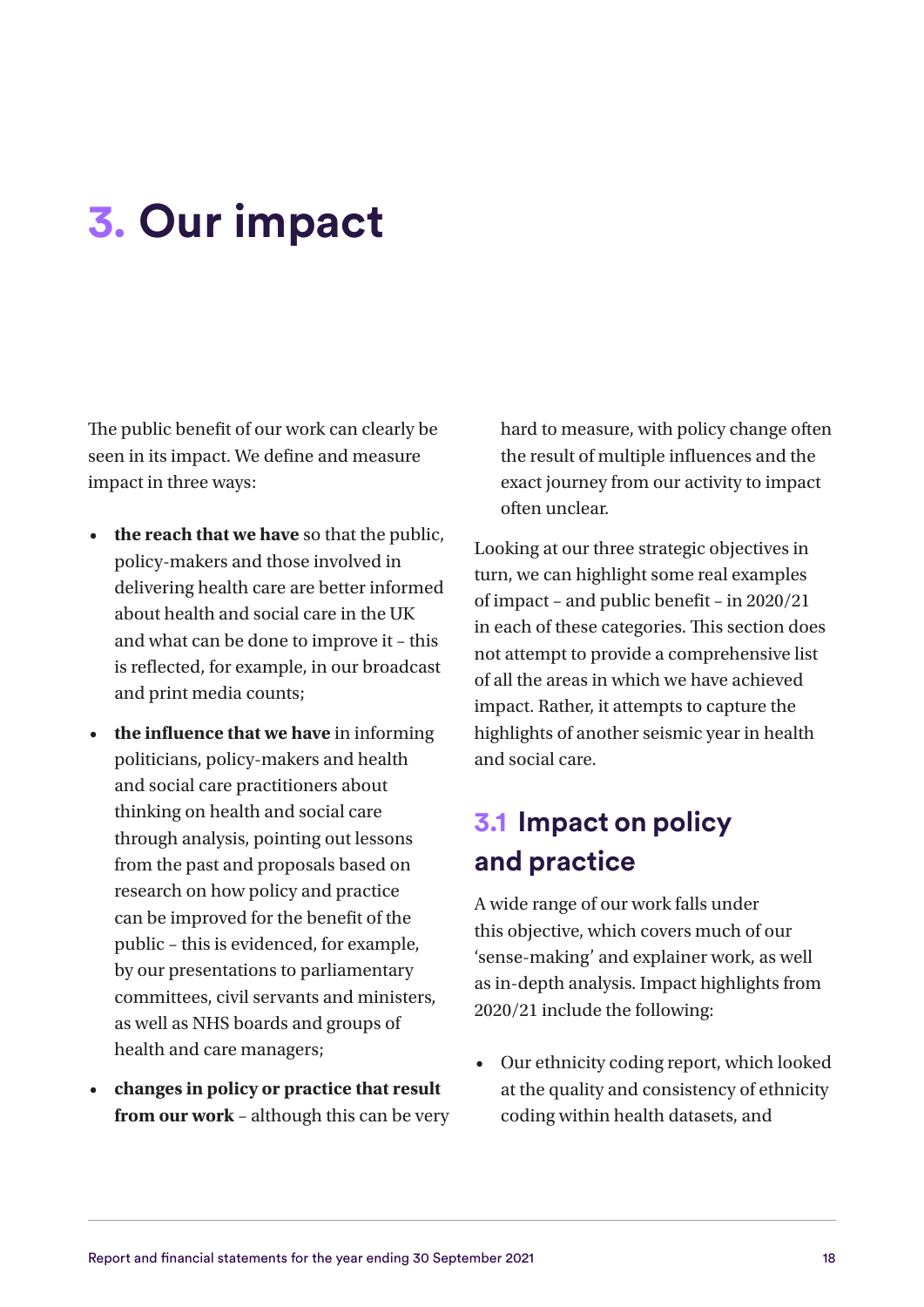# 3. Our impact

The public benefit of our work can clearly be seen in its impact. We define and measure impact in three ways:

- **the reach that we have** so that the public, policy-makers and those involved in delivering health care are better informed about health and social care in the UK and what can be done to improve it – this is reflected, for example, in our broadcast and print media counts;
- **the influence that we have** in informing politicians, policy-makers and health and social care practitioners about thinking on health and social care through analysis, pointing out lessons from the past and proposals based on research on how policy and practice can be improved for the benefit of the public – this is evidenced, for example, by our presentations to parliamentary committees, civil servants and ministers, as well as NHS boards and groups of health and care managers;
- **changes in policy or practice that result from our work** – although this can be very hard to measure, with policy change often the result of multiple influences and the exact journey from our activity to impact often unclear.

Looking at our three strategic objectives in turn, we can highlight some real examples of impact – and public benefit – in 2020/21 in each of these categories. This section does not attempt to provide a comprehensive list of all the areas in which we have achieved impact. Rather, it attempts to capture the highlights of another seismic year in health and social care.

## 3.1 Impact on policy and practice

A wide range of our work falls under this objective, which covers much of our 'sense-making' and explainer work, as well as in-depth analysis. Impact highlights from 2020/21 include the following:

- Our ethnicity coding report, which looked at the quality and consistency of ethnicity coding within health datasets, and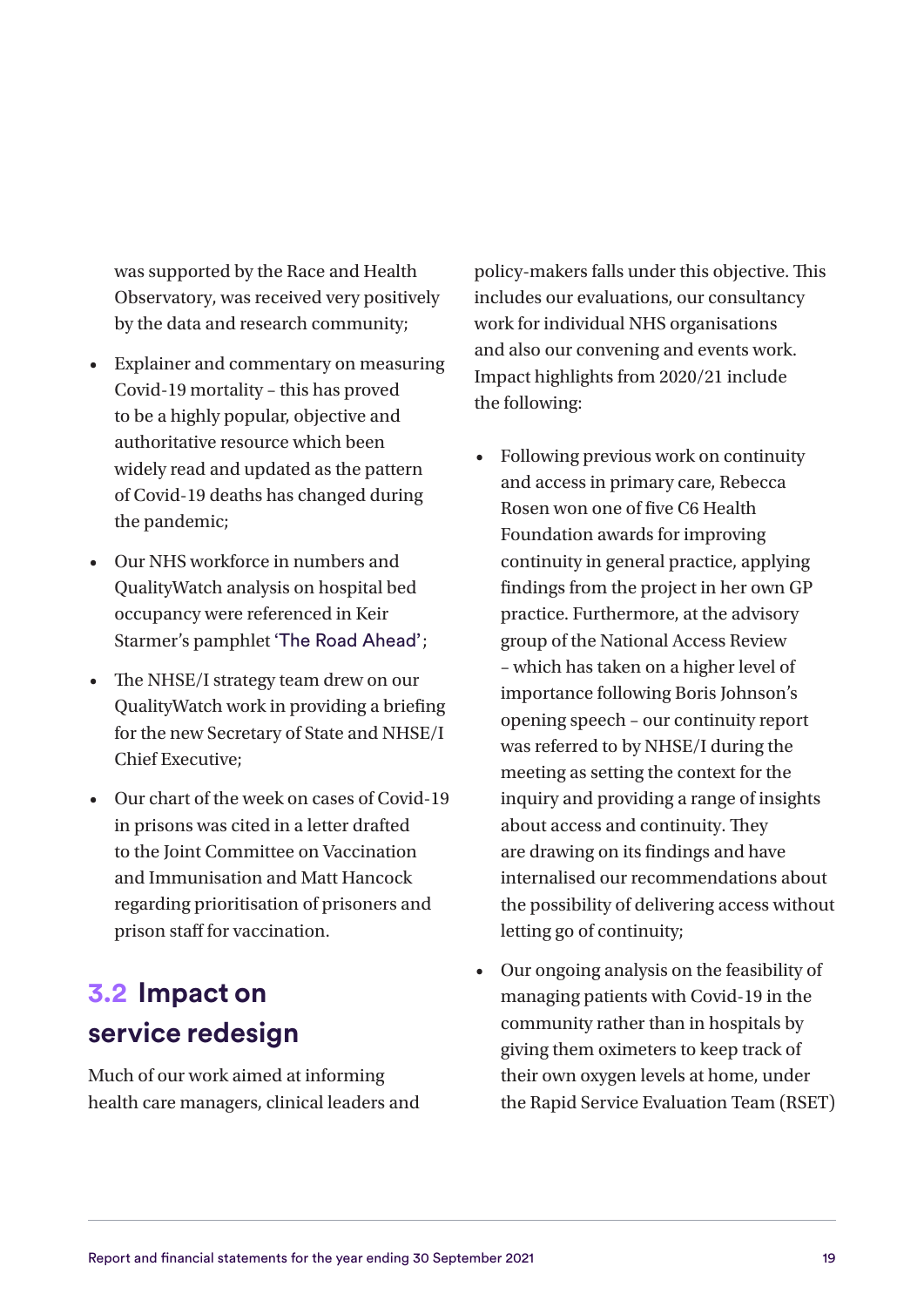was supported by the Race and Health Observatory, was received very positively by the data and research community;

- Explainer and commentary on measuring Covid-19 mortality – this has proved to be a highly popular, objective and authoritative resource which been widely read and updated as the pattern of Covid-19 deaths has changed during the pandemic;
- Our NHS workforce in numbers and QualityWatch analysis on hospital bed occupancy were referenced in Keir Starmer's pamphlet 'The Road Ahead';
- The NHSE/I strategy team drew on our QualityWatch work in providing a briefing for the new Secretary of State and NHSE/I Chief Executive;
- Our chart of the week on cases of Covid-19 in prisons was cited in a letter drafted to the Joint Committee on Vaccination and Immunisation and Matt Hancock regarding prioritisation of prisoners and prison staff for vaccination.

## 3.2 Impact on service redesign

Much of our work aimed at informing health care managers, clinical leaders and policy-makers falls under this objective. This includes our evaluations, our consultancy work for individual NHS organisations and also our convening and events work. Impact highlights from 2020/21 include the following:

- Following previous work on continuity and access in primary care, Rebecca Rosen won one of five C6 Health Foundation awards for improving continuity in general practice, applying findings from the project in her own GP practice. Furthermore, at the advisory group of the National Access Review – which has taken on a higher level of importance following Boris Johnson's opening speech – our continuity report was referred to by NHSE/I during the meeting as setting the context for the inquiry and providing a range of insights about access and continuity. They are drawing on its findings and have internalised our recommendations about the possibility of delivering access without letting go of continuity;
- Our ongoing analysis on the feasibility of managing patients with Covid-19 in the community rather than in hospitals by giving them oximeters to keep track of their own oxygen levels at home, under the Rapid Service Evaluation Team (RSET)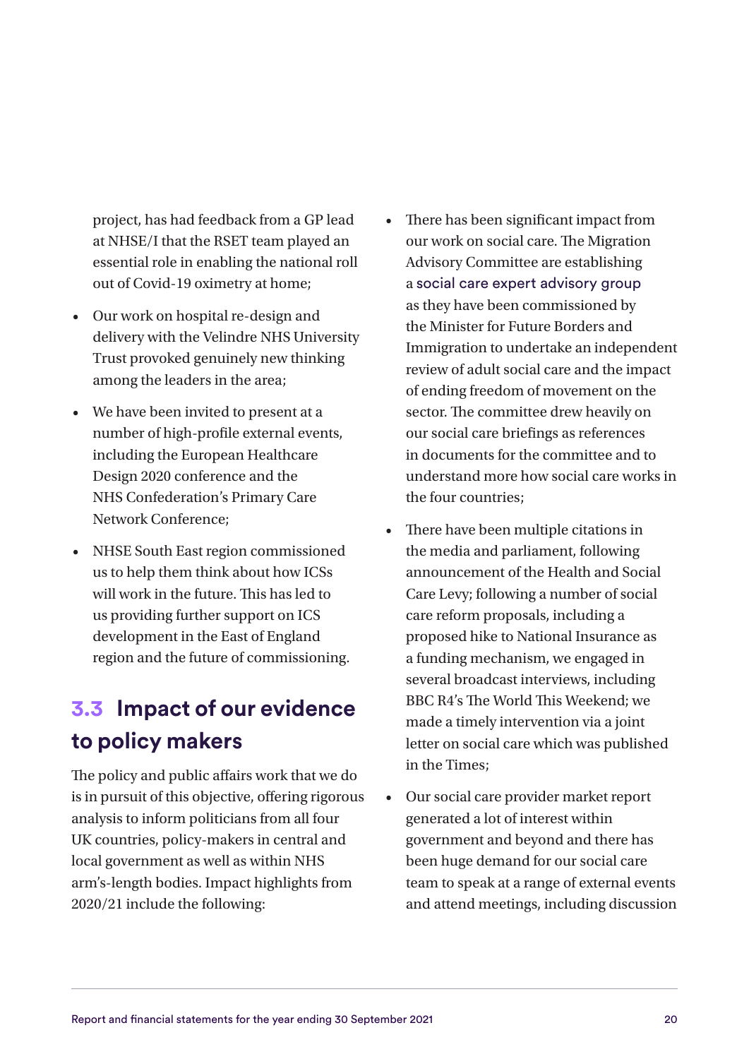project, has had feedback from a GP lead at NHSE/I that the RSET team played an essential role in enabling the national roll out of Covid-19 oximetry at home;

- Our work on hospital re-design and delivery with the Velindre NHS University Trust provoked genuinely new thinking among the leaders in the area;
- We have been invited to present at a number of high-profile external events, including the European Healthcare Design 2020 conference and the NHS Confederation's Primary Care Network Conference;
- NHSE South East region commissioned us to help them think about how ICSs will work in the future. This has led to us providing further support on ICS development in the East of England region and the future of commissioning.

## 3.3 Impact of our evidence to policy makers

The policy and public affairs work that we do is in pursuit of this objective, offering rigorous analysis to inform politicians from all four UK countries, policy-makers in central and local government as well as within NHS arm's-length bodies. Impact highlights from 2020/21 include the following:

- There has been significant impact from our work on social care. The Migration Advisory Committee are establishing a social care expert advisory group as they have been commissioned by the Minister for Future Borders and Immigration to undertake an independent review of adult social care and the impact of ending freedom of movement on the sector. The committee drew heavily on our social care briefings as references in documents for the committee and to understand more how social care works in the four countries;
- There have been multiple citations in the media and parliament, following announcement of the Health and Social Care Levy; following a number of social care reform proposals, including a proposed hike to National Insurance as a funding mechanism, we engaged in several broadcast interviews, including BBC R4's The World This Weekend; we made a timely intervention via a joint letter on social care which was published in the Times;
- Our social care provider market report generated a lot of interest within government and beyond and there has been huge demand for our social care team to speak at a range of external events and attend meetings, including discussion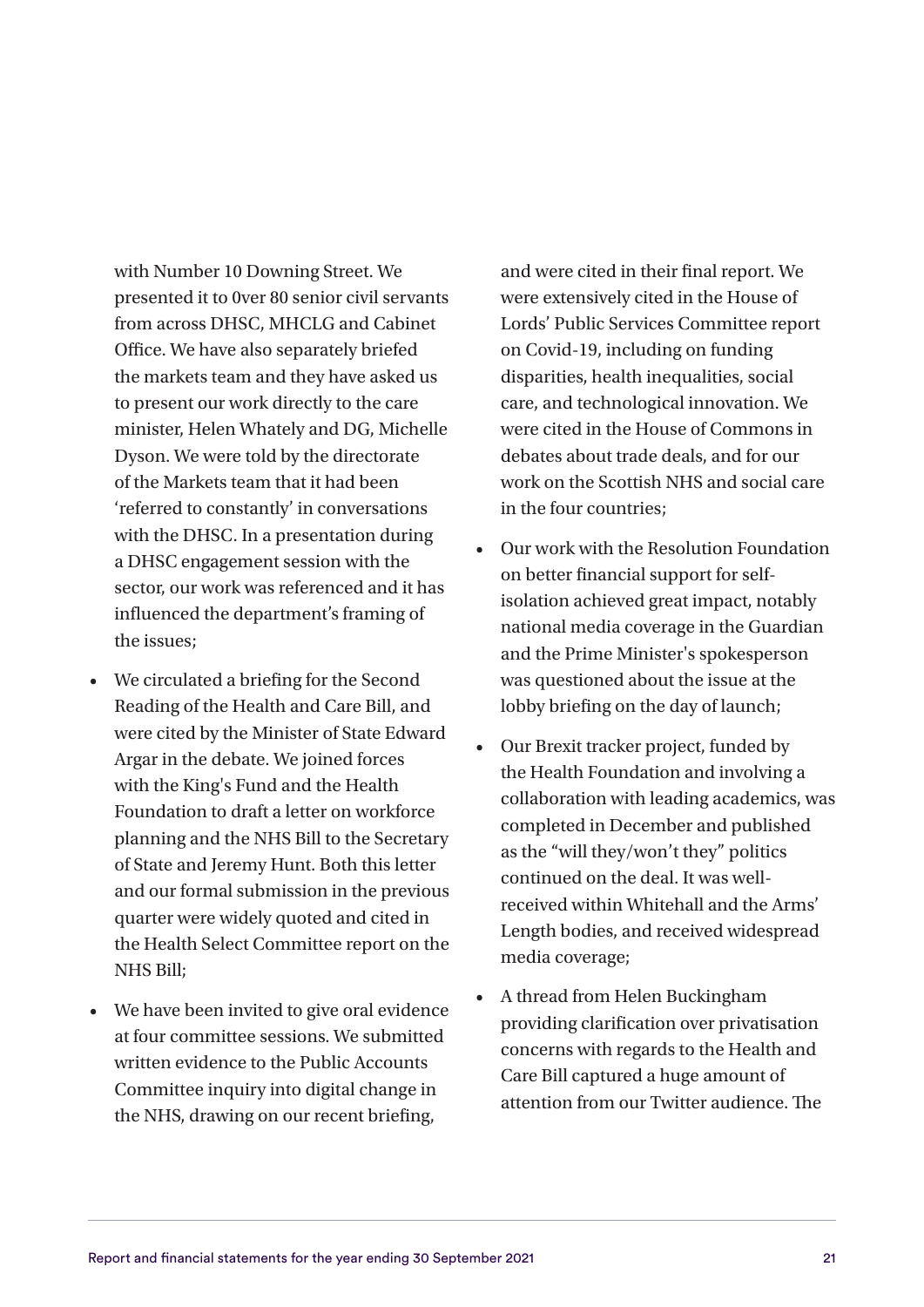with Number 10 Downing Street. We presented it to 0ver 80 senior civil servants from across DHSC, MHCLG and Cabinet Office. We have also separately briefed the markets team and they have asked us to present our work directly to the care minister, Helen Whately and DG, Michelle Dyson. We were told by the directorate of the Markets team that it had been 'referred to constantly' in conversations with the DHSC. In a presentation during a DHSC engagement session with the sector, our work was referenced and it has influenced the department's framing of the issues;

- We circulated a briefing for the Second Reading of the Health and Care Bill, and were cited by the Minister of State Edward Argar in the debate. We joined forces with the King's Fund and the Health Foundation to draft a letter on workforce planning and the NHS Bill to the Secretary of State and Jeremy Hunt. Both this letter and our formal submission in the previous quarter were widely quoted and cited in the Health Select Committee report on the NHS Bill;
- We have been invited to give oral evidence at four committee sessions. We submitted written evidence to the Public Accounts Committee inquiry into digital change in the NHS, drawing on our recent briefing, and were cited in their final report. We were extensively cited in the House of Lords' Public Services Committee report on Covid-19, including on funding disparities, health inequalities, social care, and technological innovation. We were cited in the House of Commons in debates about trade deals, and for our work on the Scottish NHS and social care in the four countries;
- Our work with the Resolution Foundation on better financial support for self-isolation achieved great impact, notably national media coverage in the Guardian and the Prime Minister's spokesperson was questioned about the issue at the lobby briefing on the day of launch;
- Our Brexit tracker project, funded by the Health Foundation and involving a collaboration with leading academics, was completed in December and published as the "will they/won't they" politics continued on the deal. It was well-received within Whitehall and the Arms' Length bodies, and received widespread media coverage;
- A thread from Helen Buckingham providing clarification over privatisation concerns with regards to the Health and Care Bill captured a huge amount of attention from our Twitter audience. The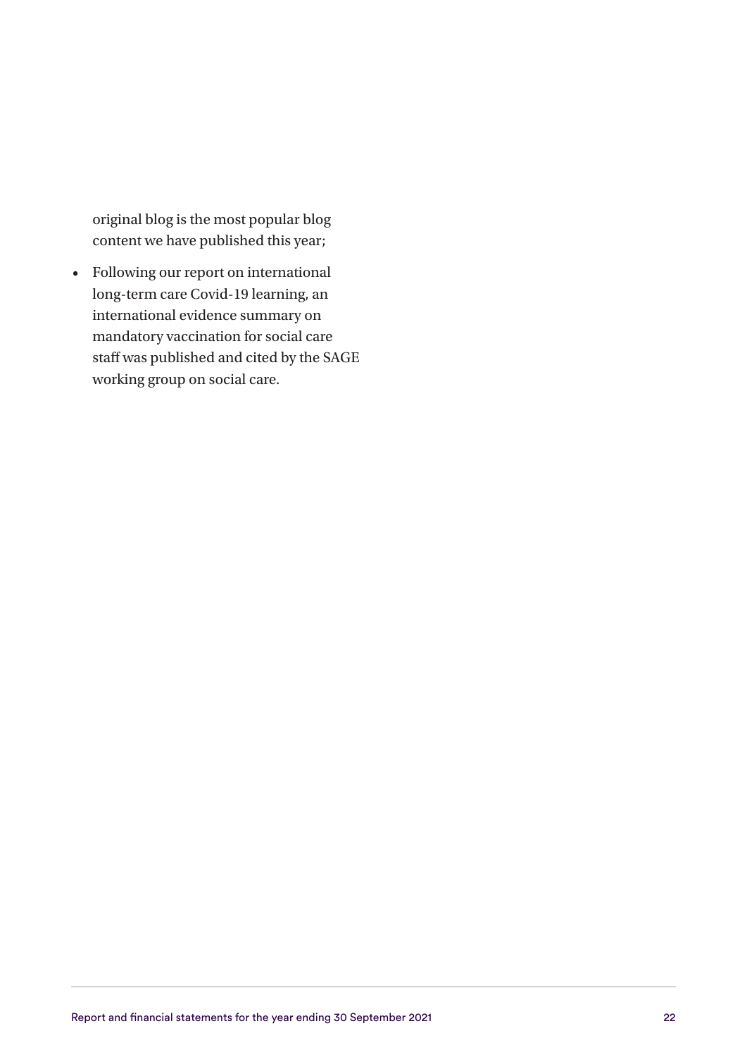original blog is the most popular blog content we have published this year;

- Following our report on international long-term care Covid-19 learning, an international evidence summary on mandatory vaccination for social care staff was published and cited by the SAGE working group on social care.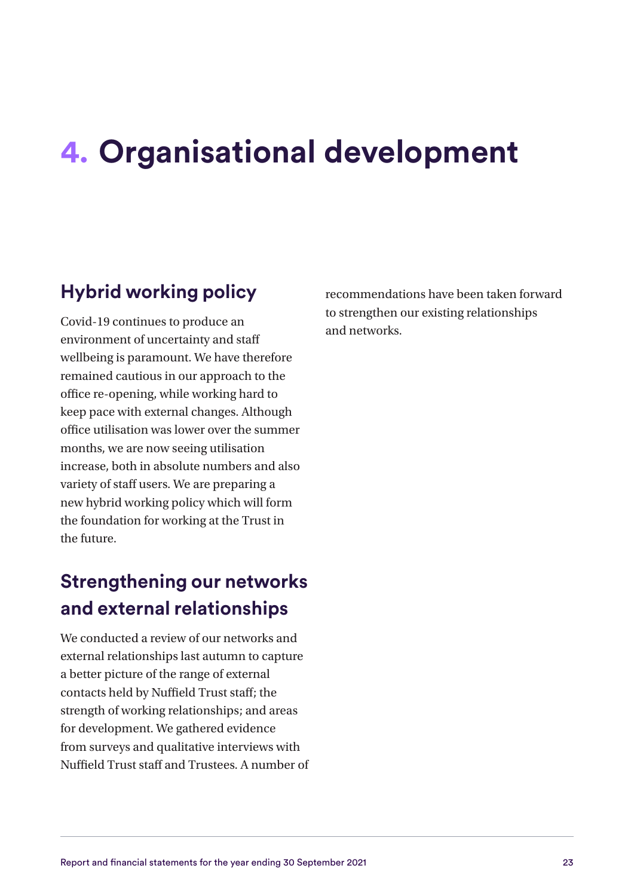# 4. Organisational development

## Hybrid working policy

Covid-19 continues to produce an environment of uncertainty and staff wellbeing is paramount. We have therefore remained cautious in our approach to the office re-opening, while working hard to keep pace with external changes. Although office utilisation was lower over the summer months, we are now seeing utilisation increase, both in absolute numbers and also variety of staff users. We are preparing a new hybrid working policy which will form the foundation for working at the Trust in the future.

## Strengthening our networks and external relationships

We conducted a review of our networks and external relationships last autumn to capture a better picture of the range of external contacts held by Nuffield Trust staff; the strength of working relationships; and areas for development. We gathered evidence from surveys and qualitative interviews with Nuffield Trust staff and Trustees. A number of recommendations have been taken forward to strengthen our existing relationships and networks.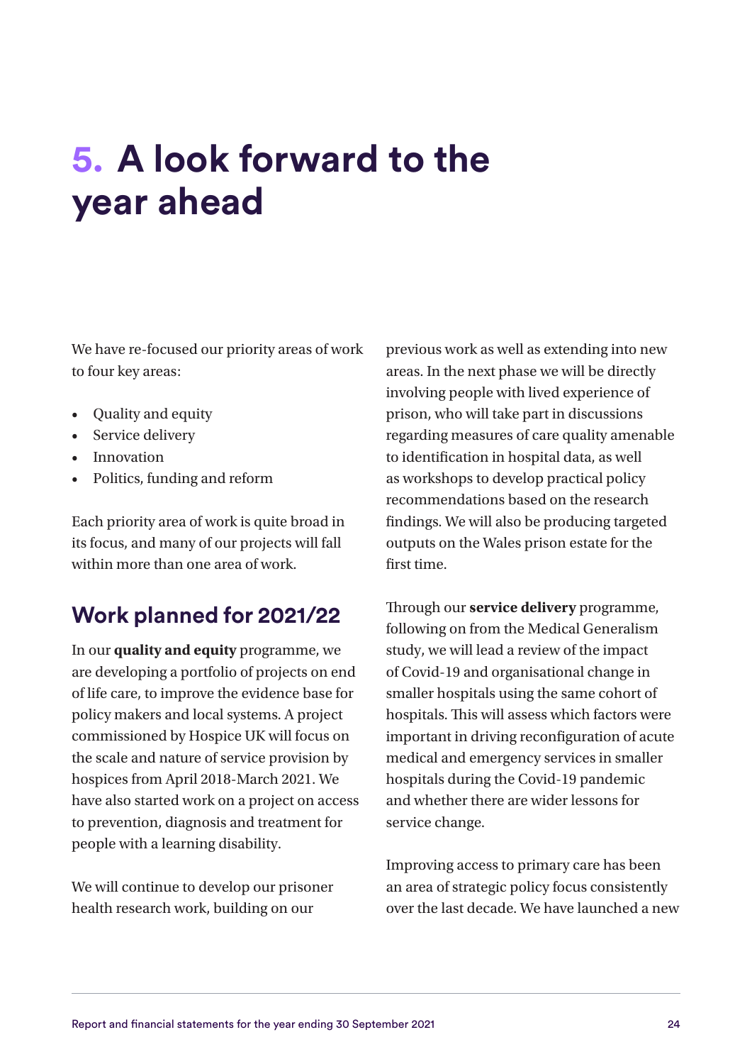# 5. A look forward to the year ahead

We have re-focused our priority areas of work to four key areas:

- Quality and equity
- Service delivery
- Innovation
- Politics, funding and reform

Each priority area of work is quite broad in its focus, and many of our projects will fall within more than one area of work.

## Work planned for 2021/22

In our **quality and equity** programme, we are developing a portfolio of projects on end of life care, to improve the evidence base for policy makers and local systems. A project commissioned by Hospice UK will focus on the scale and nature of service provision by hospices from April 2018-March 2021. We have also started work on a project on access to prevention, diagnosis and treatment for people with a learning disability.

We will continue to develop our prisoner health research work, building on our previous work as well as extending into new areas. In the next phase we will be directly involving people with lived experience of prison, who will take part in discussions regarding measures of care quality amenable to identification in hospital data, as well as workshops to develop practical policy recommendations based on the research findings. We will also be producing targeted outputs on the Wales prison estate for the first time.

Through our **service delivery** programme, following on from the Medical Generalism study, we will lead a review of the impact of Covid-19 and organisational change in smaller hospitals using the same cohort of hospitals. This will assess which factors were important in driving reconfiguration of acute medical and emergency services in smaller hospitals during the Covid-19 pandemic and whether there are wider lessons for service change.

Improving access to primary care has been an area of strategic policy focus consistently over the last decade. We have launched a new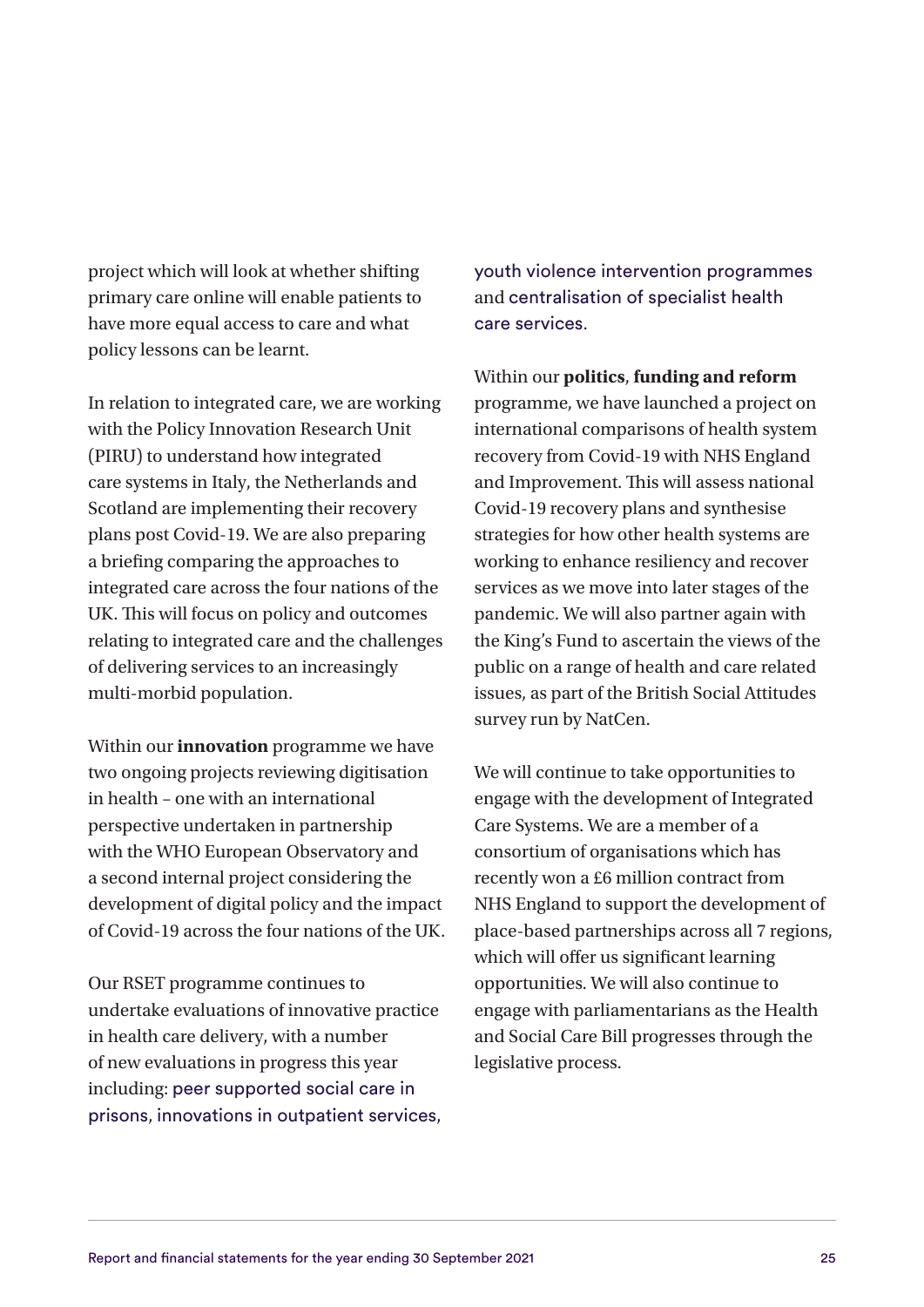project which will look at whether shifting primary care online will enable patients to have more equal access to care and what policy lessons can be learnt.

In relation to integrated care, we are working with the Policy Innovation Research Unit (PIRU) to understand how integrated care systems in Italy, the Netherlands and Scotland are implementing their recovery plans post Covid-19. We are also preparing a briefing comparing the approaches to integrated care across the four nations of the UK. This will focus on policy and outcomes relating to integrated care and the challenges of delivering services to an increasingly multi-morbid population.

Within our **innovation** programme we have two ongoing projects reviewing digitisation in health – one with an international perspective undertaken in partnership with the WHO European Observatory and a second internal project considering the development of digital policy and the impact of Covid-19 across the four nations of the UK.

Our RSET programme continues to undertake evaluations of innovative practice in health care delivery, with a number of new evaluations in progress this year including: peer supported social care in prisons, innovations in outpatient services, youth violence intervention programmes and centralisation of specialist health care services.

Within our **politics**, **funding and reform** programme, we have launched a project on international comparisons of health system recovery from Covid-19 with NHS England and Improvement. This will assess national Covid-19 recovery plans and synthesise strategies for how other health systems are working to enhance resiliency and recover services as we move into later stages of the pandemic. We will also partner again with the King's Fund to ascertain the views of the public on a range of health and care related issues, as part of the British Social Attitudes survey run by NatCen.

We will continue to take opportunities to engage with the development of Integrated Care Systems. We are a member of a consortium of organisations which has recently won a £6 million contract from NHS England to support the development of place-based partnerships across all 7 regions, which will offer us significant learning opportunities. We will also continue to engage with parliamentarians as the Health and Social Care Bill progresses through the legislative process.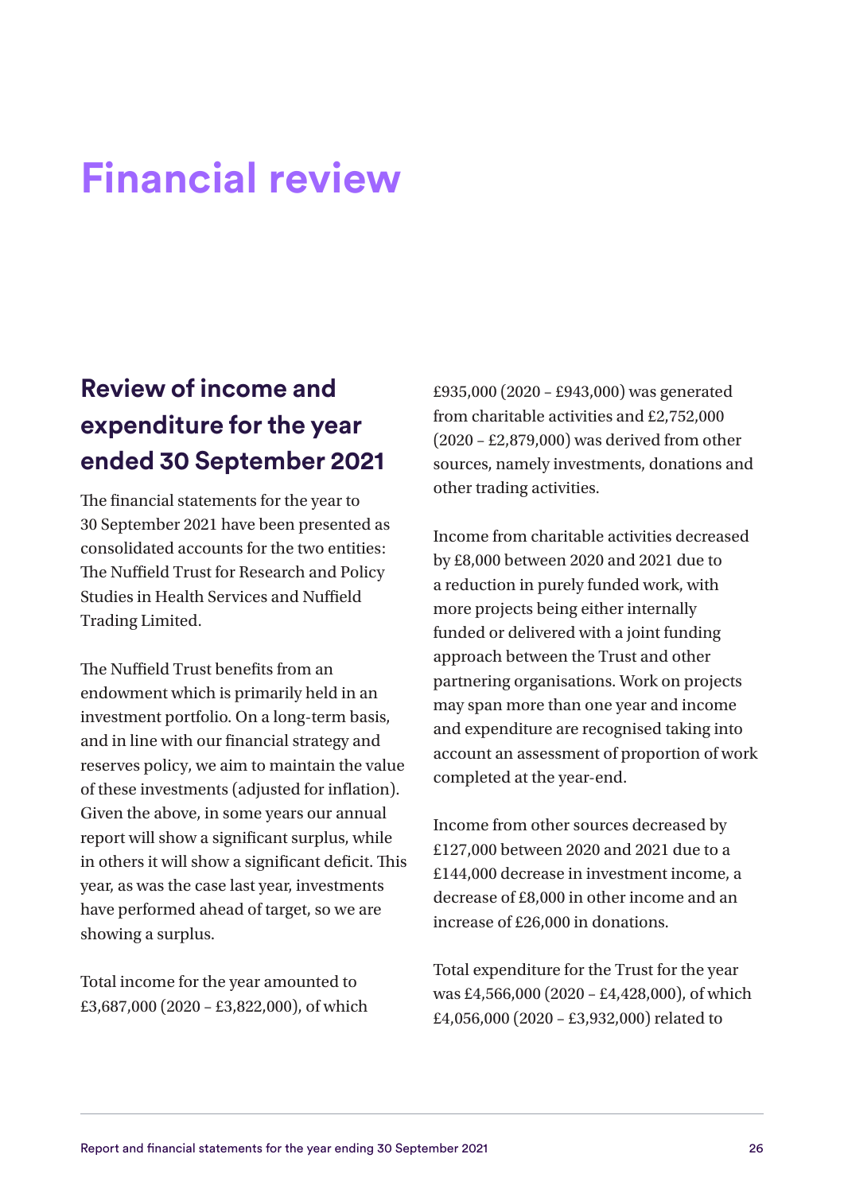# Financial review

## Review of income and expenditure for the year ended 30 September 2021

The financial statements for the year to 30 September 2021 have been presented as consolidated accounts for the two entities: The Nuffield Trust for Research and Policy Studies in Health Services and Nuffield Trading Limited.

The Nuffield Trust benefits from an endowment which is primarily held in an investment portfolio. On a long-term basis, and in line with our financial strategy and reserves policy, we aim to maintain the value of these investments (adjusted for inflation). Given the above, in some years our annual report will show a significant surplus, while in others it will show a significant deficit. This year, as was the case last year, investments have performed ahead of target, so we are showing a surplus.

Total income for the year amounted to £3,687,000 (2020 – £3,822,000), of which £935,000 (2020 – £943,000) was generated from charitable activities and £2,752,000 (2020 – £2,879,000) was derived from other sources, namely investments, donations and other trading activities.

Income from charitable activities decreased by £8,000 between 2020 and 2021 due to a reduction in purely funded work, with more projects being either internally funded or delivered with a joint funding approach between the Trust and other partnering organisations. Work on projects may span more than one year and income and expenditure are recognised taking into account an assessment of proportion of work completed at the year-end.

Income from other sources decreased by £127,000 between 2020 and 2021 due to a £144,000 decrease in investment income, a decrease of £8,000 in other income and an increase of £26,000 in donations.

Total expenditure for the Trust for the year was £4,566,000 (2020 – £4,428,000), of which £4,056,000 (2020 – £3,932,000) related to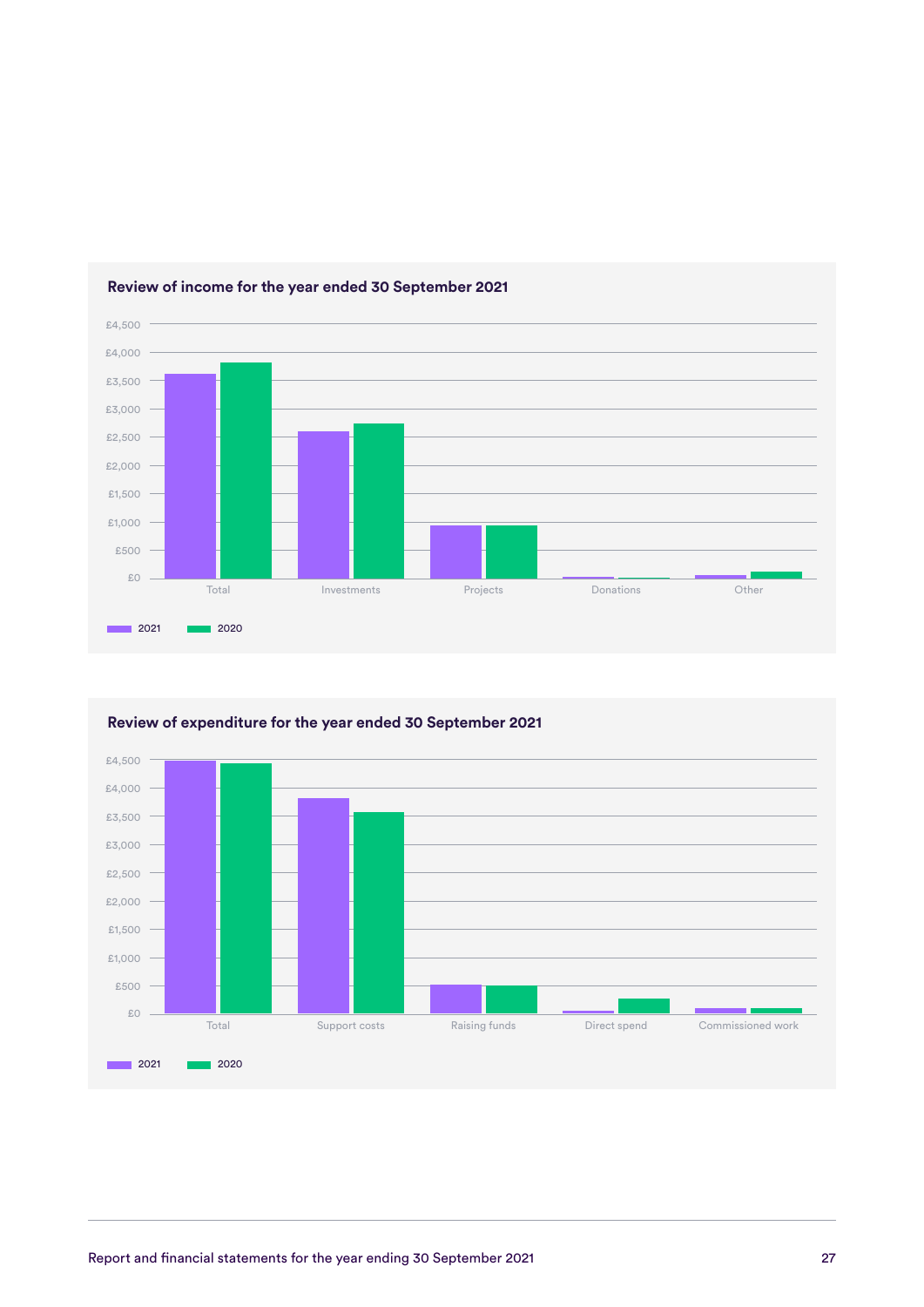### Review of income for the year ended 30 September 2021

£4,500
£4,000
£3,500
£3,000
£2,500
£2,000
£1,500
£1,000
£500
£0

Total | Investments | Projects | Donations | Other

2021 | 2020

### Review of expenditure for the year ended 30 September 2021

£4,500
£4,000
£3,500
£3,000
£2,500
£2,000
£1,500
£1,000
£500
£0

Total | Support costs | Raising funds | Direct spend | Commissioned work

2021 | 2020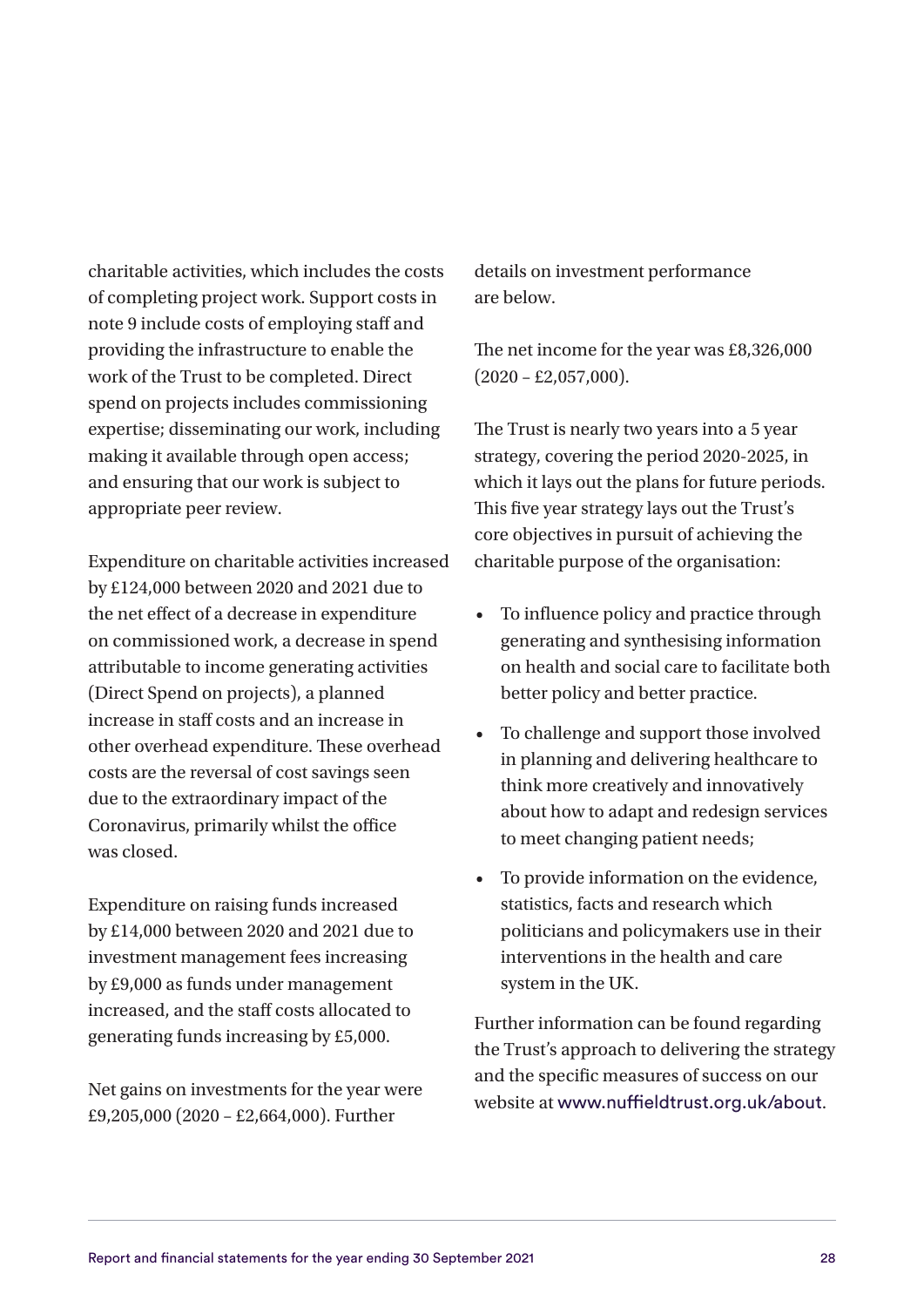charitable activities, which includes the costs of completing project work. Support costs in note 9 include costs of employing staff and providing the infrastructure to enable the work of the Trust to be completed. Direct spend on projects includes commissioning expertise; disseminating our work, including making it available through open access; and ensuring that our work is subject to appropriate peer review.

Expenditure on charitable activities increased by £124,000 between 2020 and 2021 due to the net effect of a decrease in expenditure on commissioned work, a decrease in spend attributable to income generating activities (Direct Spend on projects), a planned increase in staff costs and an increase in other overhead expenditure. These overhead costs are the reversal of cost savings seen due to the extraordinary impact of the Coronavirus, primarily whilst the office was closed.

Expenditure on raising funds increased by £14,000 between 2020 and 2021 due to investment management fees increasing by £9,000 as funds under management increased, and the staff costs allocated to generating funds increasing by £5,000.

Net gains on investments for the year were £9,205,000 (2020 – £2,664,000). Further details on investment performance are below.

The net income for the year was £8,326,000 (2020 – £2,057,000).

The Trust is nearly two years into a 5 year strategy, covering the period 2020-2025, in which it lays out the plans for future periods. This five year strategy lays out the Trust's core objectives in pursuit of achieving the charitable purpose of the organisation:

- To influence policy and practice through generating and synthesising information on health and social care to facilitate both better policy and better practice.
- To challenge and support those involved in planning and delivering healthcare to think more creatively and innovatively about how to adapt and redesign services to meet changing patient needs;
- To provide information on the evidence, statistics, facts and research which politicians and policymakers use in their interventions in the health and care system in the UK.

Further information can be found regarding the Trust's approach to delivering the strategy and the specific measures of success on our website at www.nuffieldtrust.org.uk/about.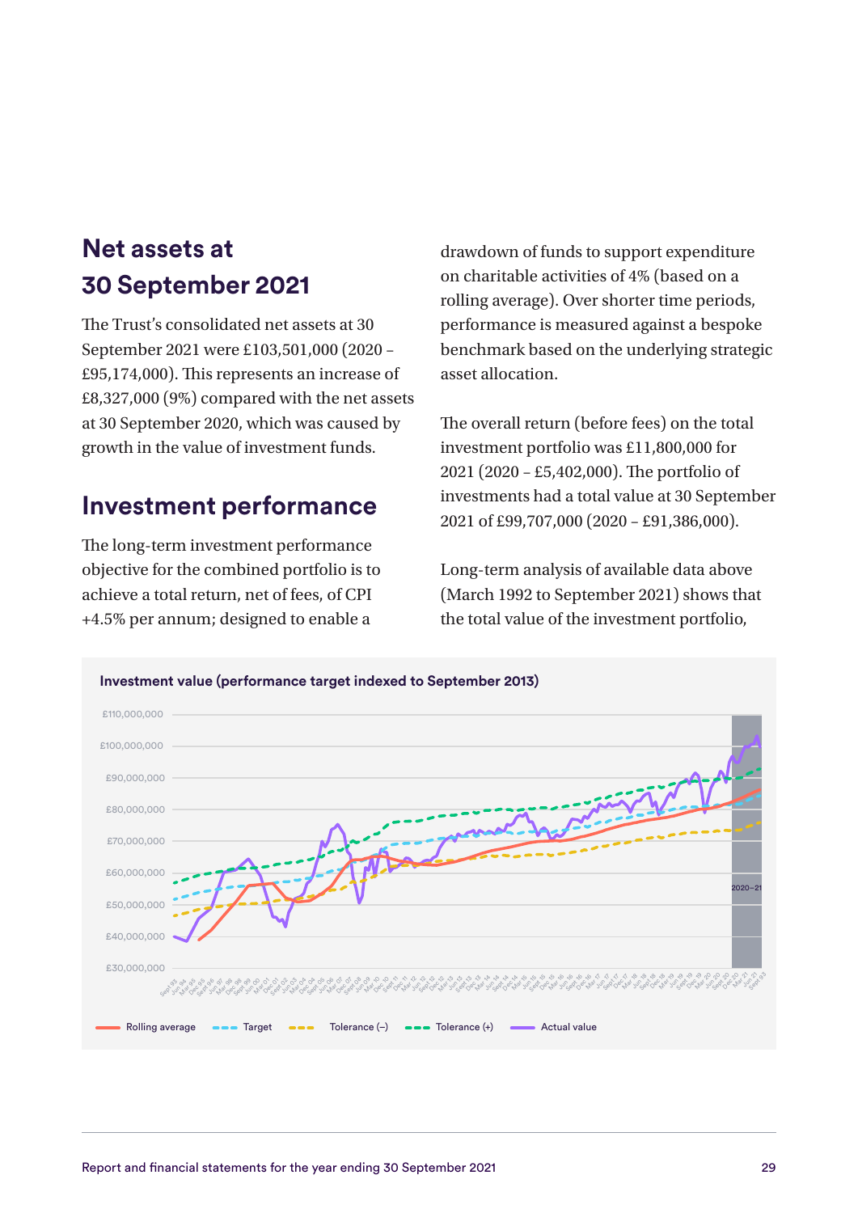## Net assets at 30 September 2021

The Trust's consolidated net assets at 30 September 2021 were £103,501,000 (2020 – £95,174,000). This represents an increase of £8,327,000 (9%) compared with the net assets at 30 September 2020, which was caused by growth in the value of investment funds.

## Investment performance

The long-term investment performance objective for the combined portfolio is to achieve a total return, net of fees, of CPI +4.5% per annum; designed to enable a drawdown of funds to support expenditure on charitable activities of 4% (based on a rolling average). Over shorter time periods, performance is measured against a bespoke benchmark based on the underlying strategic asset allocation.

The overall return (before fees) on the total investment portfolio was £11,800,000 for 2021 (2020 – £5,402,000). The portfolio of investments had a total value at 30 September 2021 of £99,707,000 (2020 – £91,386,000).

Long-term analysis of available data above (March 1992 to September 2021) shows that the total value of the investment portfolio,

**Investment value (performance target indexed to September 2013)**

Rolling average | Target | Tolerance (–) | Tolerance (+) | Actual value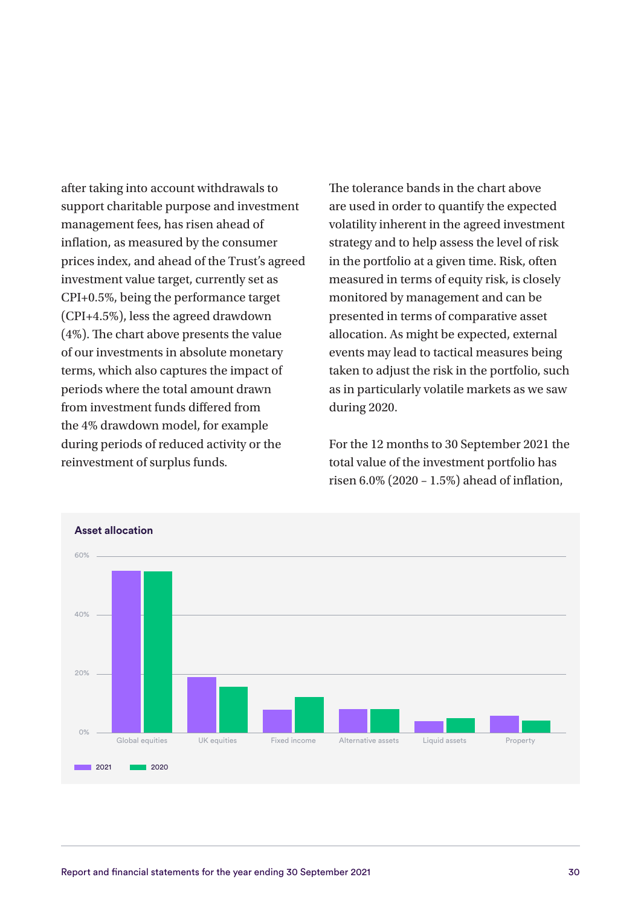after taking into account withdrawals to support charitable purpose and investment management fees, has risen ahead of inflation, as measured by the consumer prices index, and ahead of the Trust's agreed investment value target, currently set as CPI+0.5%, being the performance target (CPI+4.5%), less the agreed drawdown (4%). The chart above presents the value of our investments in absolute monetary terms, which also captures the impact of periods where the total amount drawn from investment funds differed from the 4% drawdown model, for example during periods of reduced activity or the reinvestment of surplus funds.

The tolerance bands in the chart above are used in order to quantify the expected volatility inherent in the agreed investment strategy and to help assess the level of risk in the portfolio at a given time. Risk, often measured in terms of equity risk, is closely monitored by management and can be presented in terms of comparative asset allocation. As might be expected, external events may lead to tactical measures being taken to adjust the risk in the portfolio, such as in particularly volatile markets as we saw during 2020.

For the 12 months to 30 September 2021 the total value of the investment portfolio has risen 6.0% (2020 – 1.5%) ahead of inflation,

**Asset allocation**

Categories: Global equities, UK equities, Fixed income, Alternative assets, Liquid assets, Property

Legend: 2021, 2020

Axis: 0%, 20%, 40%, 60%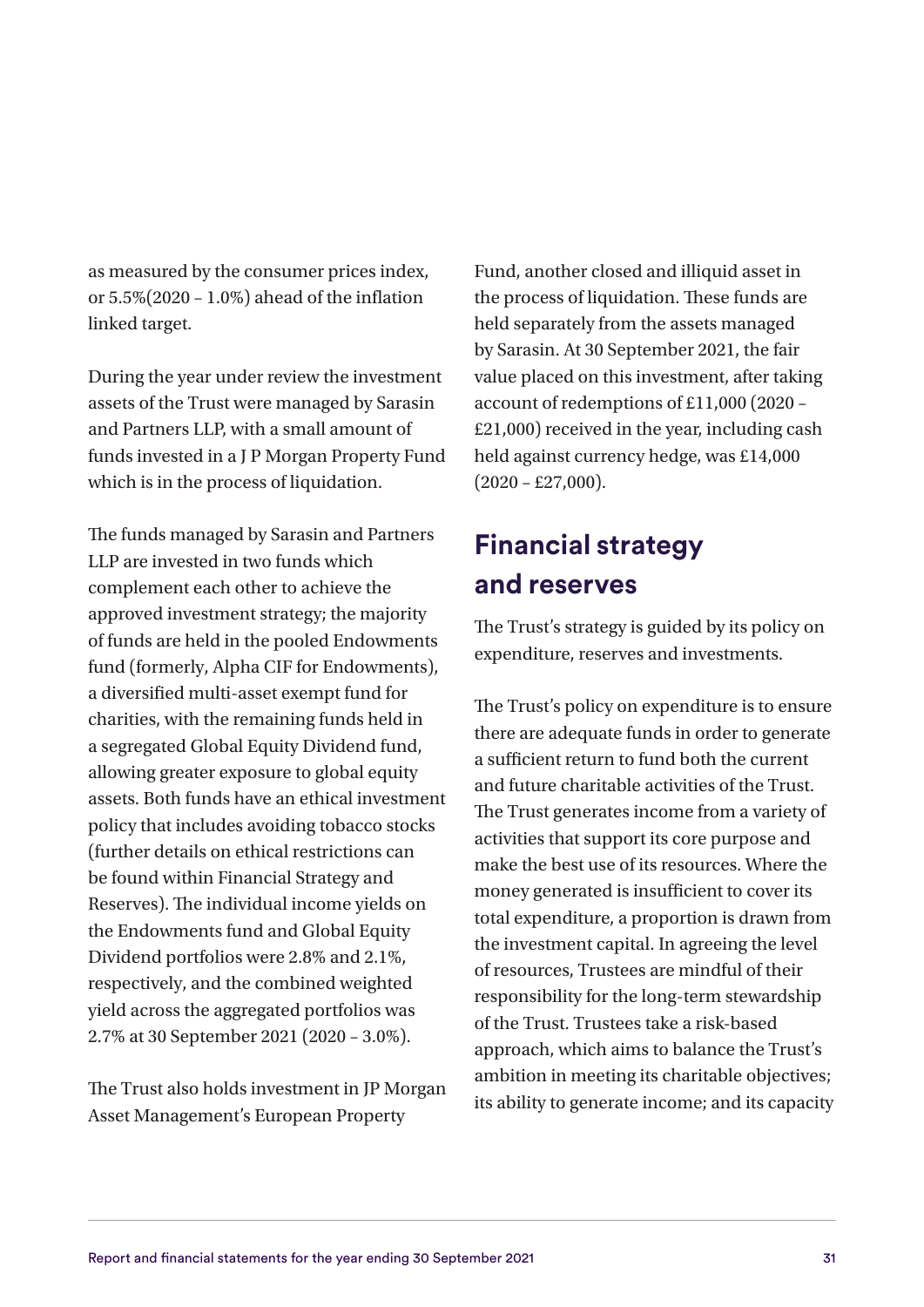as measured by the consumer prices index, or 5.5%(2020 – 1.0%) ahead of the inflation linked target.

During the year under review the investment assets of the Trust were managed by Sarasin and Partners LLP, with a small amount of funds invested in a J P Morgan Property Fund which is in the process of liquidation.

The funds managed by Sarasin and Partners LLP are invested in two funds which complement each other to achieve the approved investment strategy; the majority of funds are held in the pooled Endowments fund (formerly, Alpha CIF for Endowments), a diversified multi-asset exempt fund for charities, with the remaining funds held in a segregated Global Equity Dividend fund, allowing greater exposure to global equity assets. Both funds have an ethical investment policy that includes avoiding tobacco stocks (further details on ethical restrictions can be found within Financial Strategy and Reserves). The individual income yields on the Endowments fund and Global Equity Dividend portfolios were 2.8% and 2.1%, respectively, and the combined weighted yield across the aggregated portfolios was 2.7% at 30 September 2021 (2020 – 3.0%).

The Trust also holds investment in JP Morgan Asset Management's European Property Fund, another closed and illiquid asset in the process of liquidation. These funds are held separately from the assets managed by Sarasin. At 30 September 2021, the fair value placed on this investment, after taking account of redemptions of £11,000 (2020 – £21,000) received in the year, including cash held against currency hedge, was £14,000 (2020 – £27,000).

## Financial strategy and reserves

The Trust's strategy is guided by its policy on expenditure, reserves and investments.

The Trust's policy on expenditure is to ensure there are adequate funds in order to generate a sufficient return to fund both the current and future charitable activities of the Trust. The Trust generates income from a variety of activities that support its core purpose and make the best use of its resources. Where the money generated is insufficient to cover its total expenditure, a proportion is drawn from the investment capital. In agreeing the level of resources, Trustees are mindful of their responsibility for the long-term stewardship of the Trust. Trustees take a risk-based approach, which aims to balance the Trust's ambition in meeting its charitable objectives; its ability to generate income; and its capacity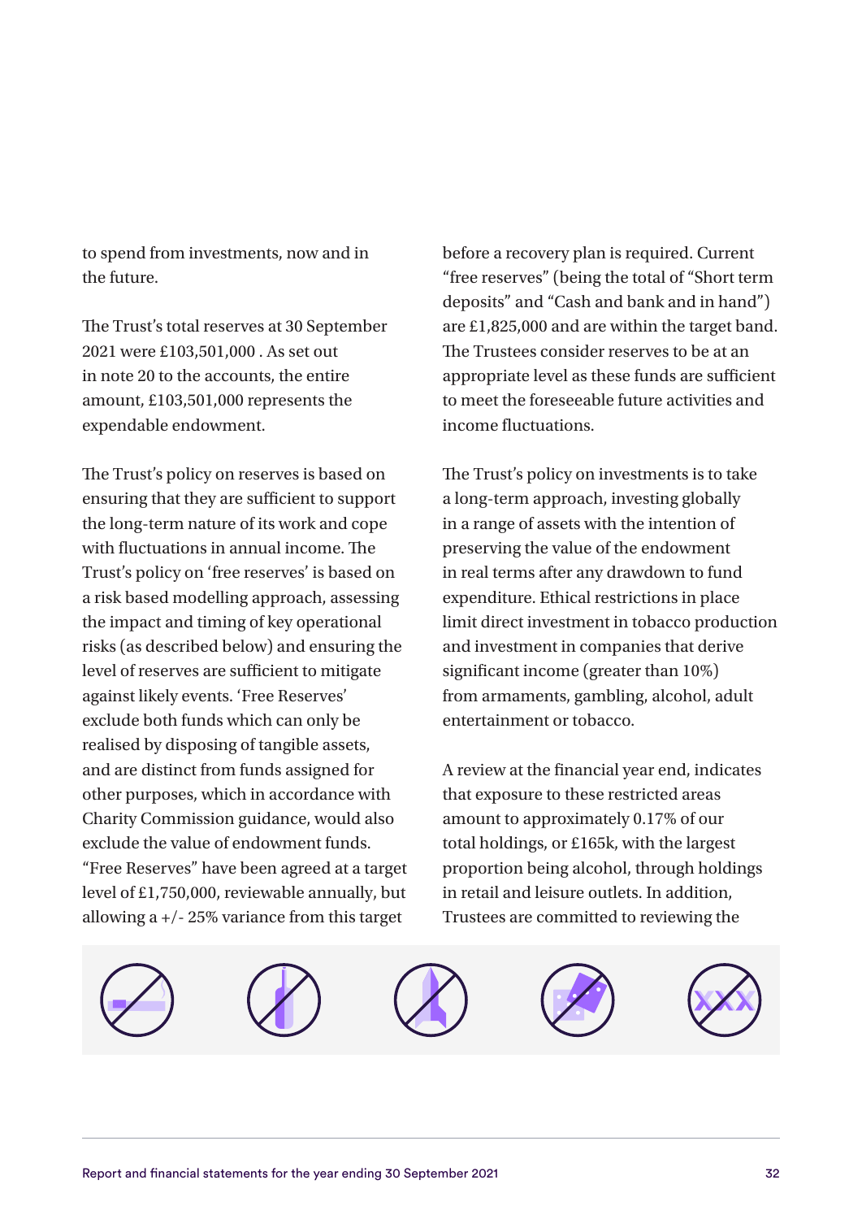to spend from investments, now and in the future.

The Trust's total reserves at 30 September 2021 were £103,501,000 . As set out in note 20 to the accounts, the entire amount, £103,501,000 represents the expendable endowment.

The Trust's policy on reserves is based on ensuring that they are sufficient to support the long-term nature of its work and cope with fluctuations in annual income. The Trust's policy on 'free reserves' is based on a risk based modelling approach, assessing the impact and timing of key operational risks (as described below) and ensuring the level of reserves are sufficient to mitigate against likely events. 'Free Reserves' exclude both funds which can only be realised by disposing of tangible assets, and are distinct from funds assigned for other purposes, which in accordance with Charity Commission guidance, would also exclude the value of endowment funds. "Free Reserves" have been agreed at a target level of £1,750,000, reviewable annually, but allowing a +/- 25% variance from this target before a recovery plan is required. Current "free reserves" (being the total of "Short term deposits" and "Cash and bank and in hand") are £1,825,000 and are within the target band. The Trustees consider reserves to be at an appropriate level as these funds are sufficient to meet the foreseeable future activities and income fluctuations.

The Trust's policy on investments is to take a long-term approach, investing globally in a range of assets with the intention of preserving the value of the endowment in real terms after any drawdown to fund expenditure. Ethical restrictions in place limit direct investment in tobacco production and investment in companies that derive significant income (greater than 10%) from armaments, gambling, alcohol, adult entertainment or tobacco.

A review at the financial year end, indicates that exposure to these restricted areas amount to approximately 0.17% of our total holdings, or £165k, with the largest proportion being alcohol, through holdings in retail and leisure outlets. In addition, Trustees are committed to reviewing the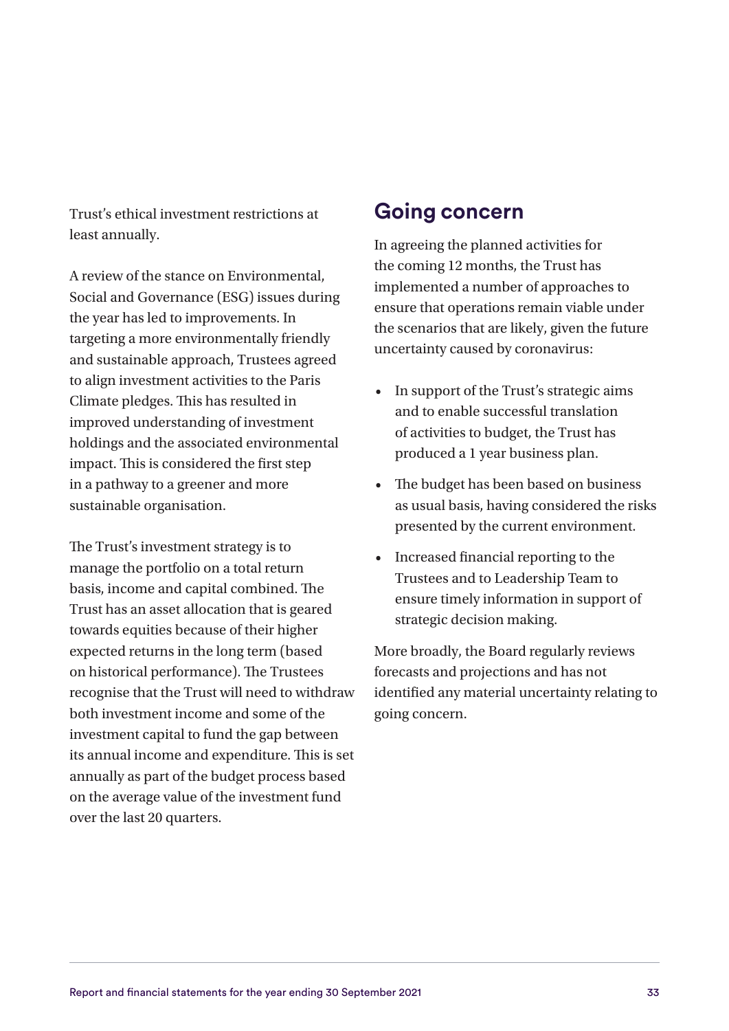Trust's ethical investment restrictions at least annually.

A review of the stance on Environmental, Social and Governance (ESG) issues during the year has led to improvements. In targeting a more environmentally friendly and sustainable approach, Trustees agreed to align investment activities to the Paris Climate pledges. This has resulted in improved understanding of investment holdings and the associated environmental impact. This is considered the first step in a pathway to a greener and more sustainable organisation.

The Trust's investment strategy is to manage the portfolio on a total return basis, income and capital combined. The Trust has an asset allocation that is geared towards equities because of their higher expected returns in the long term (based on historical performance). The Trustees recognise that the Trust will need to withdraw both investment income and some of the investment capital to fund the gap between its annual income and expenditure. This is set annually as part of the budget process based on the average value of the investment fund over the last 20 quarters.

## Going concern

In agreeing the planned activities for the coming 12 months, the Trust has implemented a number of approaches to ensure that operations remain viable under the scenarios that are likely, given the future uncertainty caused by coronavirus:

- In support of the Trust's strategic aims and to enable successful translation of activities to budget, the Trust has produced a 1 year business plan.
- The budget has been based on business as usual basis, having considered the risks presented by the current environment.
- Increased financial reporting to the Trustees and to Leadership Team to ensure timely information in support of strategic decision making.

More broadly, the Board regularly reviews forecasts and projections and has not identified any material uncertainty relating to going concern.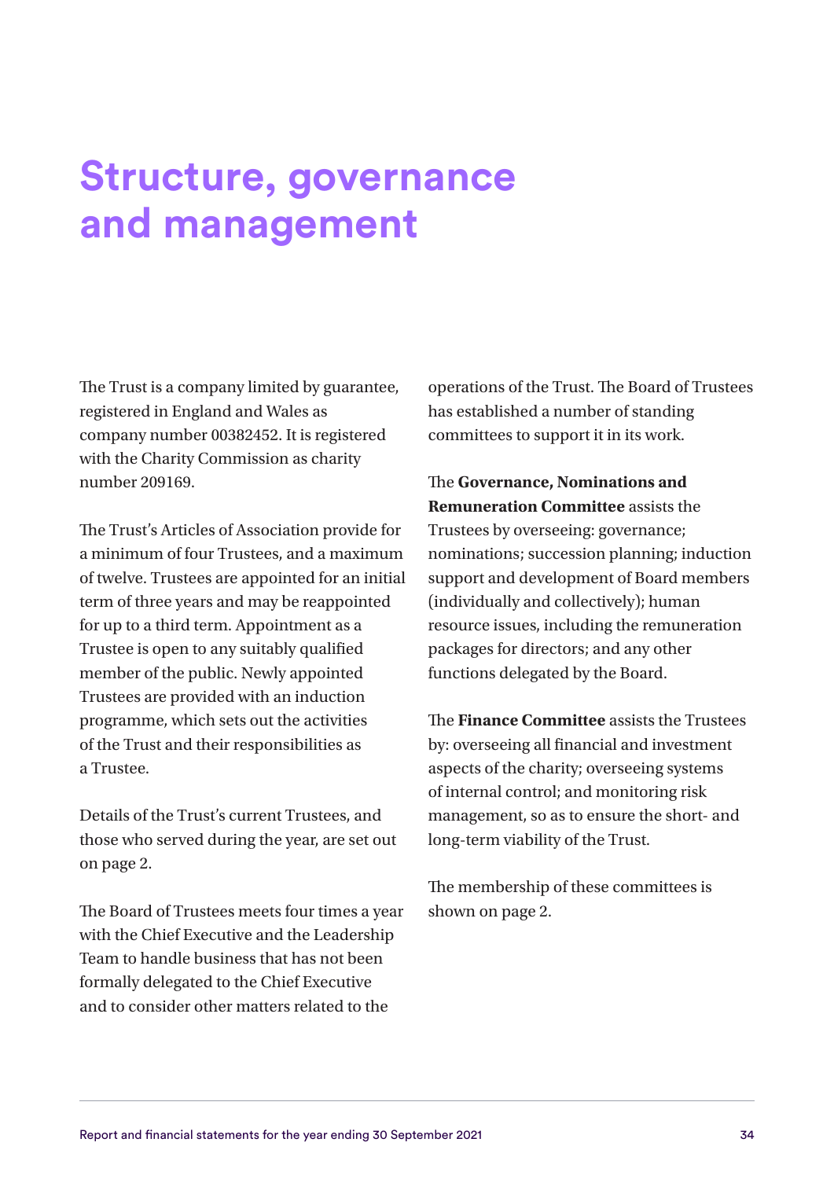# Structure, governance and management

The Trust is a company limited by guarantee, registered in England and Wales as company number 00382452. It is registered with the Charity Commission as charity number 209169.

The Trust's Articles of Association provide for a minimum of four Trustees, and a maximum of twelve. Trustees are appointed for an initial term of three years and may be reappointed for up to a third term. Appointment as a Trustee is open to any suitably qualified member of the public. Newly appointed Trustees are provided with an induction programme, which sets out the activities of the Trust and their responsibilities as a Trustee.

Details of the Trust's current Trustees, and those who served during the year, are set out on page 2.

The Board of Trustees meets four times a year with the Chief Executive and the Leadership Team to handle business that has not been formally delegated to the Chief Executive and to consider other matters related to the operations of the Trust. The Board of Trustees has established a number of standing committees to support it in its work.

The **Governance, Nominations and Remuneration Committee** assists the Trustees by overseeing: governance; nominations; succession planning; induction support and development of Board members (individually and collectively); human resource issues, including the remuneration packages for directors; and any other functions delegated by the Board.

The **Finance Committee** assists the Trustees by: overseeing all financial and investment aspects of the charity; overseeing systems of internal control; and monitoring risk management, so as to ensure the short- and long-term viability of the Trust.

The membership of these committees is shown on page 2.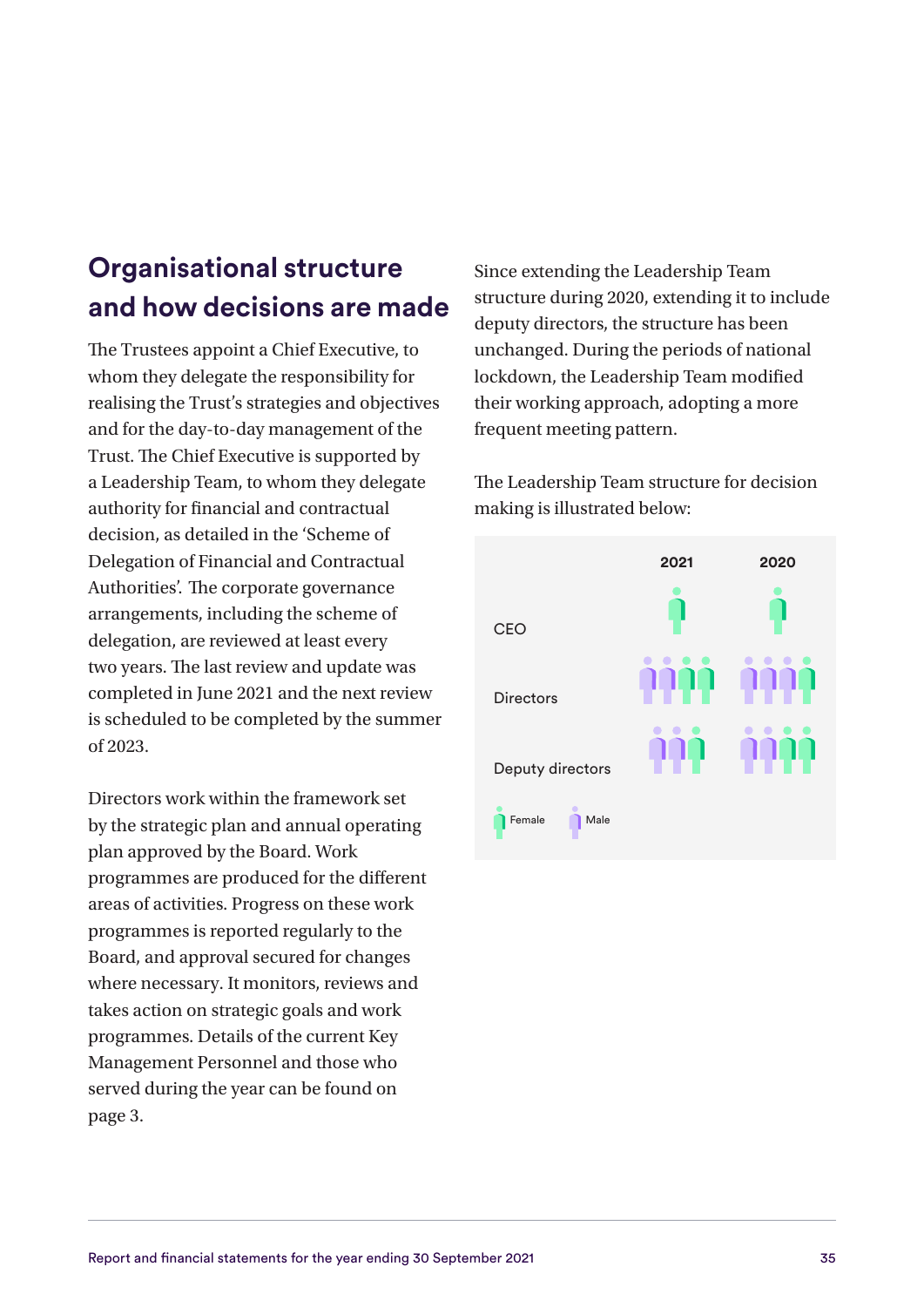## Organisational structure and how decisions are made

The Trustees appoint a Chief Executive, to whom they delegate the responsibility for realising the Trust's strategies and objectives and for the day-to-day management of the Trust. The Chief Executive is supported by a Leadership Team, to whom they delegate authority for financial and contractual decision, as detailed in the 'Scheme of Delegation of Financial and Contractual Authorities'. The corporate governance arrangements, including the scheme of delegation, are reviewed at least every two years. The last review and update was completed in June 2021 and the next review is scheduled to be completed by the summer of 2023.

Directors work within the framework set by the strategic plan and annual operating plan approved by the Board. Work programmes are produced for the different areas of activities. Progress on these work programmes is reported regularly to the Board, and approval secured for changes where necessary. It monitors, reviews and takes action on strategic goals and work programmes. Details of the current Key Management Personnel and those who served during the year can be found on page 3.

Since extending the Leadership Team structure during 2020, extending it to include deputy directors, the structure has been unchanged. During the periods of national lockdown, the Leadership Team modified their working approach, adopting a more frequent meeting pattern.

The Leadership Team structure for decision making is illustrated below:

| | 2021 | 2020 |
|---|---|---|
| CEO | 1 Female | 1 Female |
| Directors | 2 Male, 2 Female | 3 Male, 1 Female |
| Deputy directors | 2 Male, 1 Female | 2 Male, 2 Female |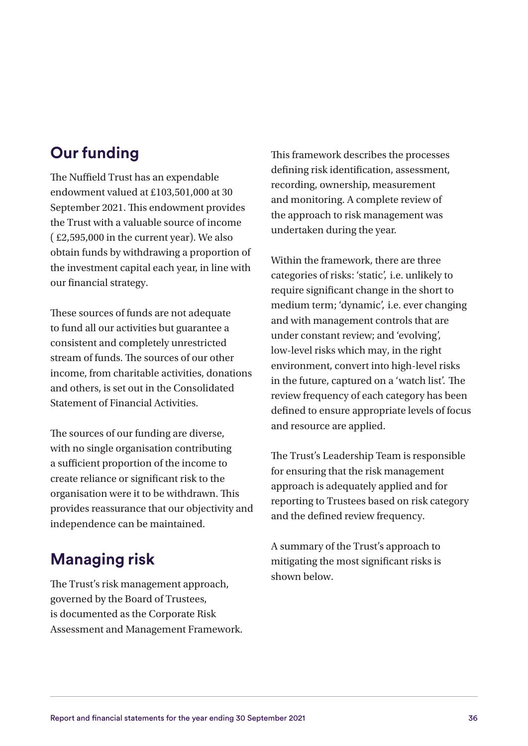## Our funding

The Nuffield Trust has an expendable endowment valued at £103,501,000 at 30 September 2021. This endowment provides the Trust with a valuable source of income ( £2,595,000 in the current year). We also obtain funds by withdrawing a proportion of the investment capital each year, in line with our financial strategy.

These sources of funds are not adequate to fund all our activities but guarantee a consistent and completely unrestricted stream of funds. The sources of our other income, from charitable activities, donations and others, is set out in the Consolidated Statement of Financial Activities.

The sources of our funding are diverse, with no single organisation contributing a sufficient proportion of the income to create reliance or significant risk to the organisation were it to be withdrawn. This provides reassurance that our objectivity and independence can be maintained.

## Managing risk

The Trust's risk management approach, governed by the Board of Trustees, is documented as the Corporate Risk Assessment and Management Framework. This framework describes the processes defining risk identification, assessment, recording, ownership, measurement and monitoring. A complete review of the approach to risk management was undertaken during the year.

Within the framework, there are three categories of risks: 'static', i.e. unlikely to require significant change in the short to medium term; 'dynamic', i.e. ever changing and with management controls that are under constant review; and 'evolving', low-level risks which may, in the right environment, convert into high-level risks in the future, captured on a 'watch list'. The review frequency of each category has been defined to ensure appropriate levels of focus and resource are applied.

The Trust's Leadership Team is responsible for ensuring that the risk management approach is adequately applied and for reporting to Trustees based on risk category and the defined review frequency.

A summary of the Trust's approach to mitigating the most significant risks is shown below.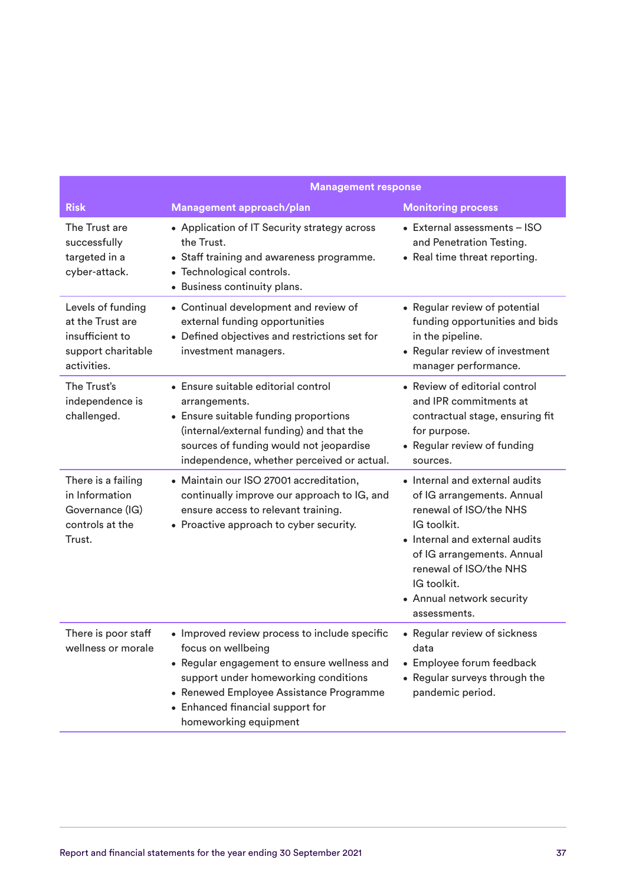| Risk | Management response | |
|---|---|---|
| | **Management approach/plan** | **Monitoring process** |
| The Trust are successfully targeted in a cyber-attack. | • Application of IT Security strategy across the Trust.<br>• Staff training and awareness programme.<br>• Technological controls.<br>• Business continuity plans. | • External assessments – ISO and Penetration Testing.<br>• Real time threat reporting. |
| Levels of funding at the Trust are insufficient to support charitable activities. | • Continual development and review of external funding opportunities<br>• Defined objectives and restrictions set for investment managers. | • Regular review of potential funding opportunities and bids in the pipeline.<br>• Regular review of investment manager performance. |
| The Trust's independence is challenged. | • Ensure suitable editorial control arrangements.<br>• Ensure suitable funding proportions (internal/external funding) and that the sources of funding would not jeopardise independence, whether perceived or actual. | • Review of editorial control and IPR commitments at contractual stage, ensuring fit for purpose.<br>• Regular review of funding sources. |
| There is a failing in Information Governance (IG) controls at the Trust. | • Maintain our ISO 27001 accreditation, continually improve our approach to IG, and ensure access to relevant training.<br>• Proactive approach to cyber security. | • Internal and external audits of IG arrangements. Annual renewal of ISO/the NHS IG toolkit.<br>• Internal and external audits of IG arrangements. Annual renewal of ISO/the NHS IG toolkit.<br>• Annual network security assessments. |
| There is poor staff wellness or morale | • Improved review process to include specific focus on wellbeing<br>• Regular engagement to ensure wellness and support under homeworking conditions<br>• Renewed Employee Assistance Programme<br>• Enhanced financial support for homeworking equipment | • Regular review of sickness data<br>• Employee forum feedback<br>• Regular surveys through the pandemic period. |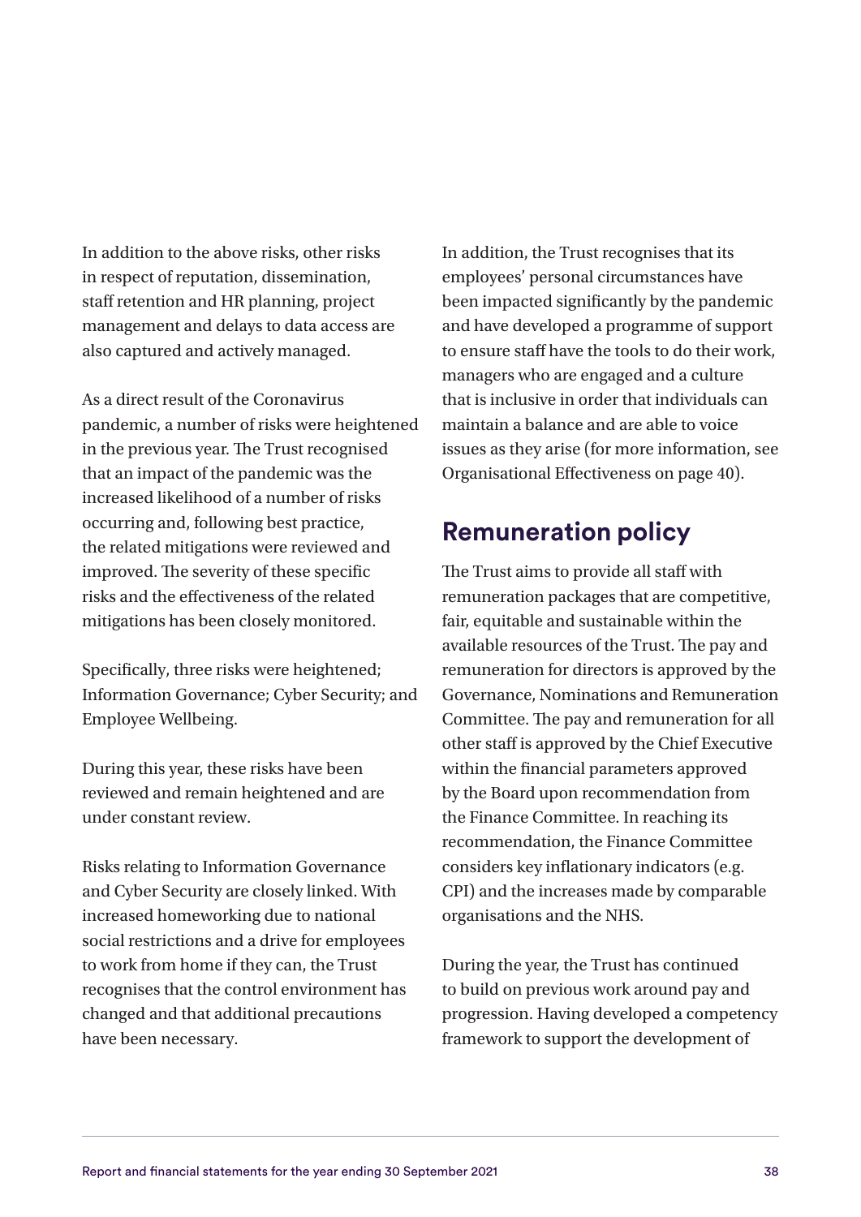In addition to the above risks, other risks in respect of reputation, dissemination, staff retention and HR planning, project management and delays to data access are also captured and actively managed.

As a direct result of the Coronavirus pandemic, a number of risks were heightened in the previous year. The Trust recognised that an impact of the pandemic was the increased likelihood of a number of risks occurring and, following best practice, the related mitigations were reviewed and improved. The severity of these specific risks and the effectiveness of the related mitigations has been closely monitored.

Specifically, three risks were heightened; Information Governance; Cyber Security; and Employee Wellbeing.

During this year, these risks have been reviewed and remain heightened and are under constant review.

Risks relating to Information Governance and Cyber Security are closely linked. With increased homeworking due to national social restrictions and a drive for employees to work from home if they can, the Trust recognises that the control environment has changed and that additional precautions have been necessary.

In addition, the Trust recognises that its employees' personal circumstances have been impacted significantly by the pandemic and have developed a programme of support to ensure staff have the tools to do their work, managers who are engaged and a culture that is inclusive in order that individuals can maintain a balance and are able to voice issues as they arise (for more information, see Organisational Effectiveness on page 40).

## Remuneration policy

The Trust aims to provide all staff with remuneration packages that are competitive, fair, equitable and sustainable within the available resources of the Trust. The pay and remuneration for directors is approved by the Governance, Nominations and Remuneration Committee. The pay and remuneration for all other staff is approved by the Chief Executive within the financial parameters approved by the Board upon recommendation from the Finance Committee. In reaching its recommendation, the Finance Committee considers key inflationary indicators (e.g. CPI) and the increases made by comparable organisations and the NHS.

During the year, the Trust has continued to build on previous work around pay and progression. Having developed a competency framework to support the development of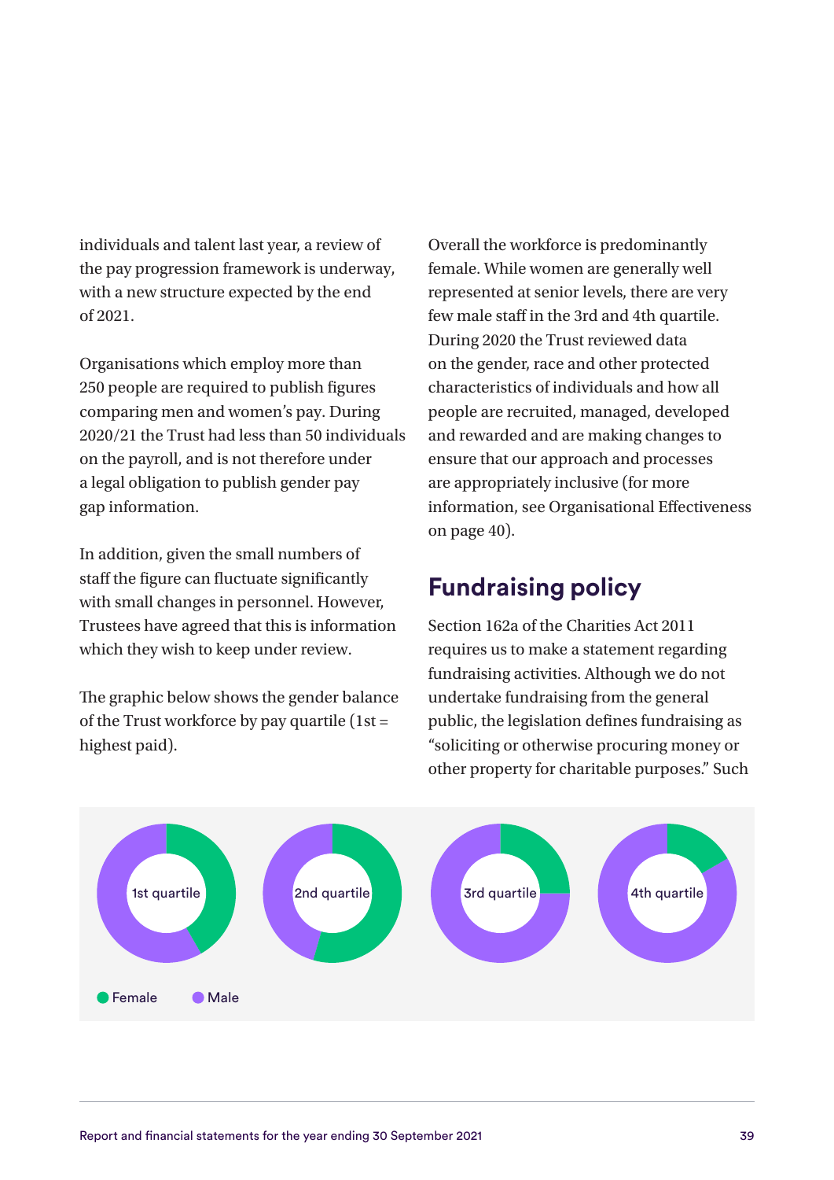individuals and talent last year, a review of the pay progression framework is underway, with a new structure expected by the end of 2021.

Organisations which employ more than 250 people are required to publish figures comparing men and women's pay. During 2020/21 the Trust had less than 50 individuals on the payroll, and is not therefore under a legal obligation to publish gender pay gap information.

In addition, given the small numbers of staff the figure can fluctuate significantly with small changes in personnel. However, Trustees have agreed that this is information which they wish to keep under review.

The graphic below shows the gender balance of the Trust workforce by pay quartile (1st = highest paid).

Overall the workforce is predominantly female. While women are generally well represented at senior levels, there are very few male staff in the 3rd and 4th quartile. During 2020 the Trust reviewed data on the gender, race and other protected characteristics of individuals and how all people are recruited, managed, developed and rewarded and are making changes to ensure that our approach and processes are appropriately inclusive (for more information, see Organisational Effectiveness on page 40).

## Fundraising policy

Section 162a of the Charities Act 2011 requires us to make a statement regarding fundraising activities. Although we do not undertake fundraising from the general public, the legislation defines fundraising as "soliciting or otherwise procuring money or other property for charitable purposes." Such

1st quartile — 2nd quartile — 3rd quartile — 4th quartile

Female — Male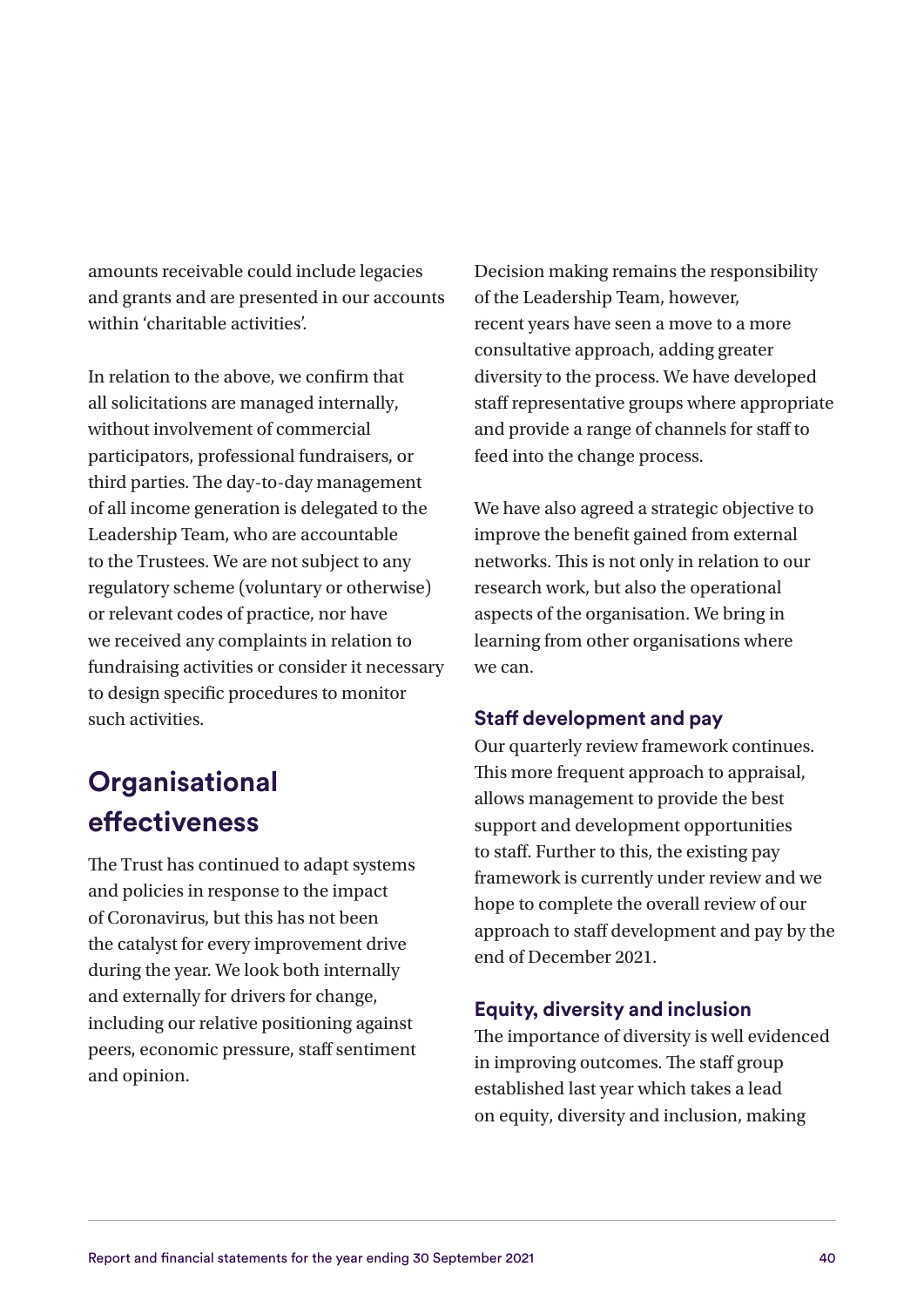amounts receivable could include legacies and grants and are presented in our accounts within 'charitable activities'.

In relation to the above, we confirm that all solicitations are managed internally, without involvement of commercial participators, professional fundraisers, or third parties. The day-to-day management of all income generation is delegated to the Leadership Team, who are accountable to the Trustees. We are not subject to any regulatory scheme (voluntary or otherwise) or relevant codes of practice, nor have we received any complaints in relation to fundraising activities or consider it necessary to design specific procedures to monitor such activities.

## Organisational effectiveness

The Trust has continued to adapt systems and policies in response to the impact of Coronavirus, but this has not been the catalyst for every improvement drive during the year. We look both internally and externally for drivers for change, including our relative positioning against peers, economic pressure, staff sentiment and opinion.

Decision making remains the responsibility of the Leadership Team, however, recent years have seen a move to a more consultative approach, adding greater diversity to the process. We have developed staff representative groups where appropriate and provide a range of channels for staff to feed into the change process.

We have also agreed a strategic objective to improve the benefit gained from external networks. This is not only in relation to our research work, but also the operational aspects of the organisation. We bring in learning from other organisations where we can.

### Staff development and pay

Our quarterly review framework continues. This more frequent approach to appraisal, allows management to provide the best support and development opportunities to staff. Further to this, the existing pay framework is currently under review and we hope to complete the overall review of our approach to staff development and pay by the end of December 2021.

### Equity, diversity and inclusion

The importance of diversity is well evidenced in improving outcomes. The staff group established last year which takes a lead on equity, diversity and inclusion, making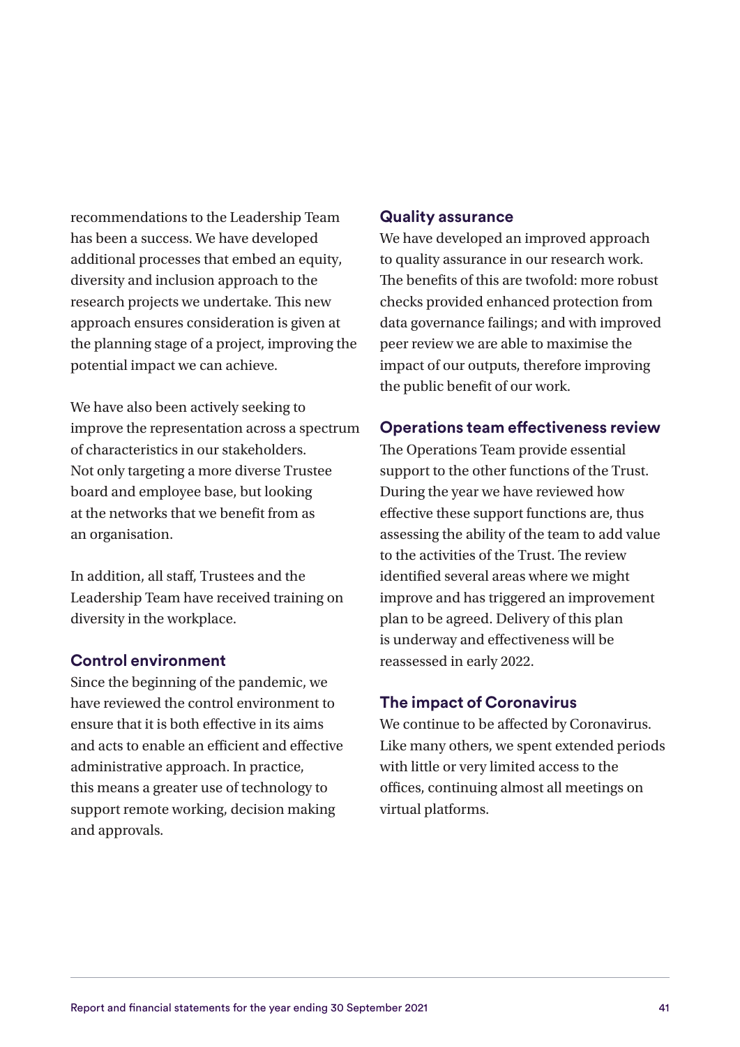recommendations to the Leadership Team has been a success. We have developed additional processes that embed an equity, diversity and inclusion approach to the research projects we undertake. This new approach ensures consideration is given at the planning stage of a project, improving the potential impact we can achieve.

We have also been actively seeking to improve the representation across a spectrum of characteristics in our stakeholders. Not only targeting a more diverse Trustee board and employee base, but looking at the networks that we benefit from as an organisation.

In addition, all staff, Trustees and the Leadership Team have received training on diversity in the workplace.

### Control environment

Since the beginning of the pandemic, we have reviewed the control environment to ensure that it is both effective in its aims and acts to enable an efficient and effective administrative approach. In practice, this means a greater use of technology to support remote working, decision making and approvals.

### Quality assurance

We have developed an improved approach to quality assurance in our research work. The benefits of this are twofold: more robust checks provided enhanced protection from data governance failings; and with improved peer review we are able to maximise the impact of our outputs, therefore improving the public benefit of our work.

### Operations team effectiveness review

The Operations Team provide essential support to the other functions of the Trust. During the year we have reviewed how effective these support functions are, thus assessing the ability of the team to add value to the activities of the Trust. The review identified several areas where we might improve and has triggered an improvement plan to be agreed. Delivery of this plan is underway and effectiveness will be reassessed in early 2022.

### The impact of Coronavirus

We continue to be affected by Coronavirus. Like many others, we spent extended periods with little or very limited access to the offices, continuing almost all meetings on virtual platforms.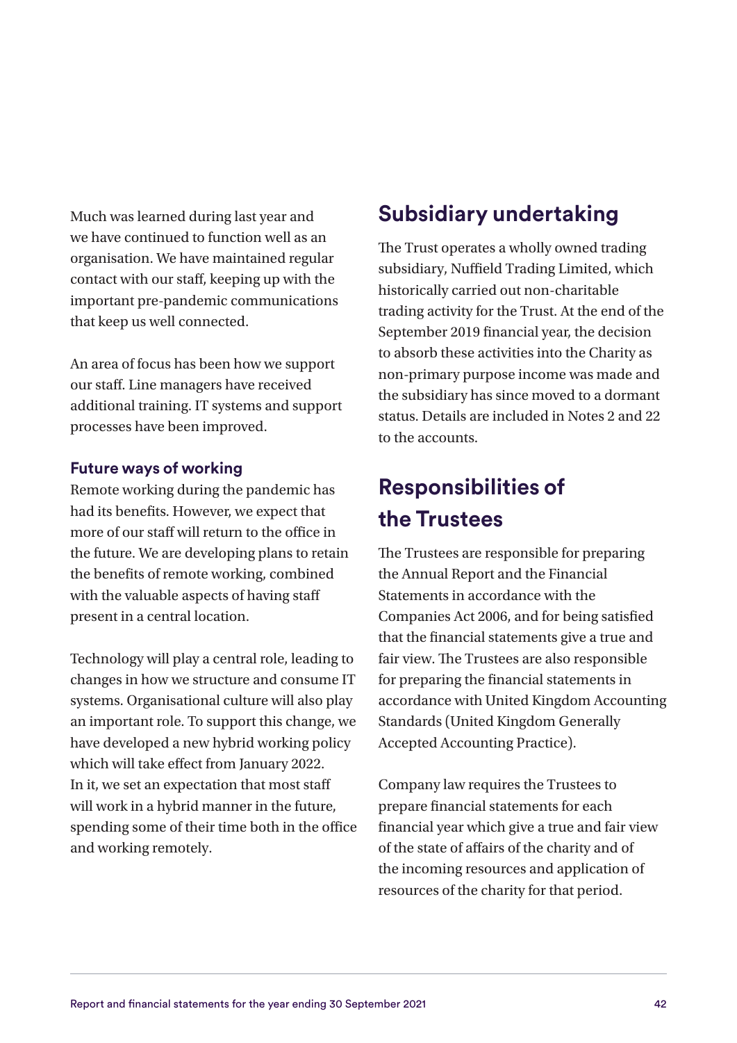Much was learned during last year and we have continued to function well as an organisation. We have maintained regular contact with our staff, keeping up with the important pre-pandemic communications that keep us well connected.

An area of focus has been how we support our staff. Line managers have received additional training. IT systems and support processes have been improved.

### Future ways of working

Remote working during the pandemic has had its benefits. However, we expect that more of our staff will return to the office in the future. We are developing plans to retain the benefits of remote working, combined with the valuable aspects of having staff present in a central location.

Technology will play a central role, leading to changes in how we structure and consume IT systems. Organisational culture will also play an important role. To support this change, we have developed a new hybrid working policy which will take effect from January 2022. In it, we set an expectation that most staff will work in a hybrid manner in the future, spending some of their time both in the office and working remotely.

## Subsidiary undertaking

The Trust operates a wholly owned trading subsidiary, Nuffield Trading Limited, which historically carried out non-charitable trading activity for the Trust. At the end of the September 2019 financial year, the decision to absorb these activities into the Charity as non-primary purpose income was made and the subsidiary has since moved to a dormant status. Details are included in Notes 2 and 22 to the accounts.

## Responsibilities of the Trustees

The Trustees are responsible for preparing the Annual Report and the Financial Statements in accordance with the Companies Act 2006, and for being satisfied that the financial statements give a true and fair view. The Trustees are also responsible for preparing the financial statements in accordance with United Kingdom Accounting Standards (United Kingdom Generally Accepted Accounting Practice).

Company law requires the Trustees to prepare financial statements for each financial year which give a true and fair view of the state of affairs of the charity and of the incoming resources and application of resources of the charity for that period.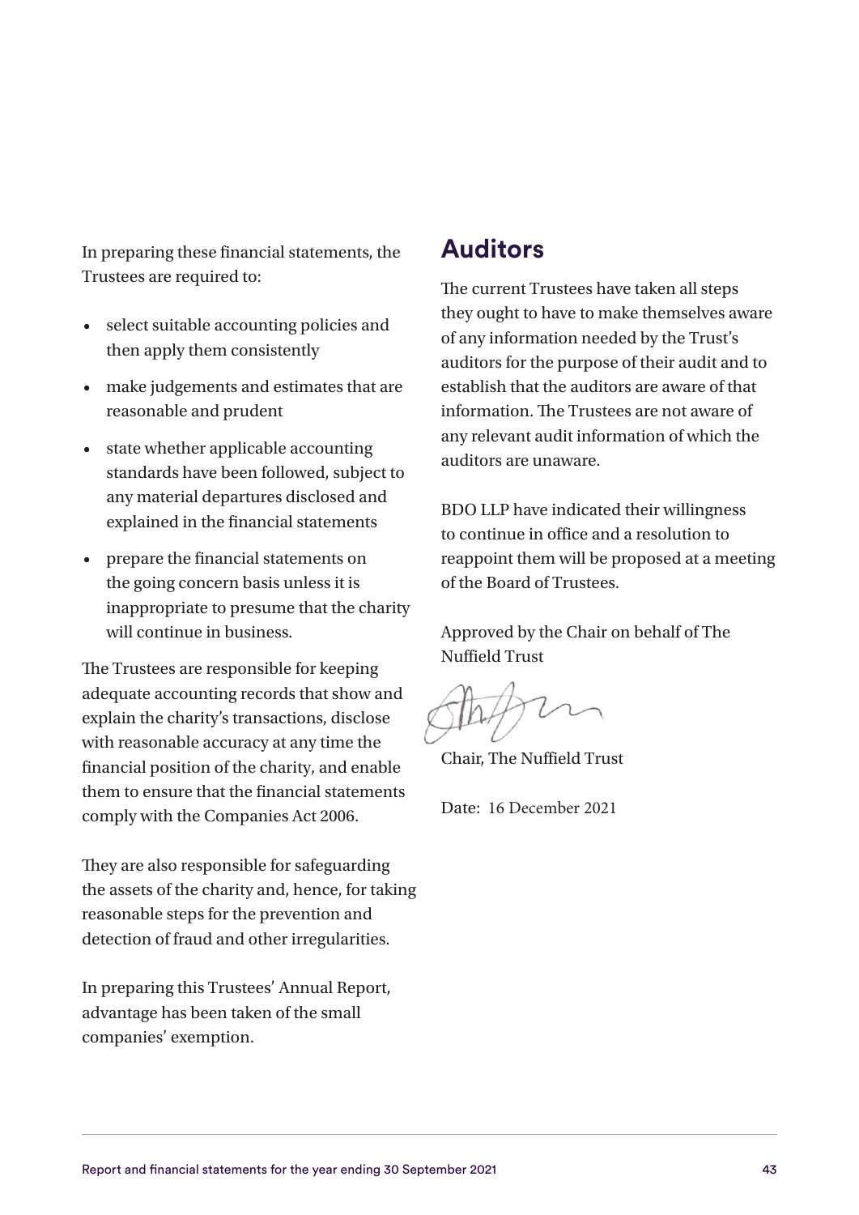In preparing these financial statements, the Trustees are required to:

- select suitable accounting policies and then apply them consistently
- make judgements and estimates that are reasonable and prudent
- state whether applicable accounting standards have been followed, subject to any material departures disclosed and explained in the financial statements
- prepare the financial statements on the going concern basis unless it is inappropriate to presume that the charity will continue in business.

The Trustees are responsible for keeping adequate accounting records that show and explain the charity's transactions, disclose with reasonable accuracy at any time the financial position of the charity, and enable them to ensure that the financial statements comply with the Companies Act 2006.

They are also responsible for safeguarding the assets of the charity and, hence, for taking reasonable steps for the prevention and detection of fraud and other irregularities.

In preparing this Trustees' Annual Report, advantage has been taken of the small companies' exemption.

## Auditors

The current Trustees have taken all steps they ought to have to make themselves aware of any information needed by the Trust's auditors for the purpose of their audit and to establish that the auditors are aware of that information. The Trustees are not aware of any relevant audit information of which the auditors are unaware.

BDO LLP have indicated their willingness to continue in office and a resolution to reappoint them will be proposed at a meeting of the Board of Trustees.

Approved by the Chair on behalf of The Nuffield Trust

Chair, The Nuffield Trust

Date: 16 December 2021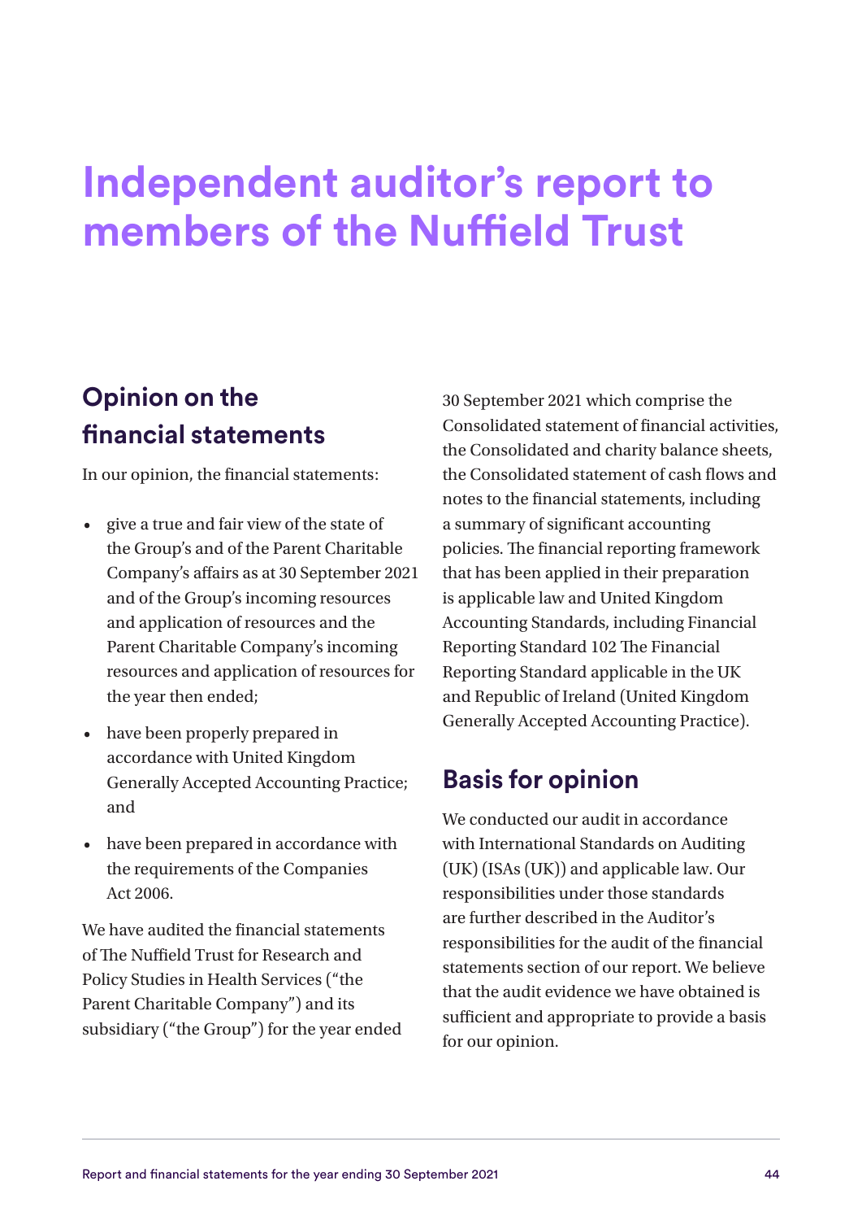# Independent auditor's report to members of the Nuffield Trust

## Opinion on the financial statements

In our opinion, the financial statements:

- give a true and fair view of the state of the Group's and of the Parent Charitable Company's affairs as at 30 September 2021 and of the Group's incoming resources and application of resources and the Parent Charitable Company's incoming resources and application of resources for the year then ended;
- have been properly prepared in accordance with United Kingdom Generally Accepted Accounting Practice; and
- have been prepared in accordance with the requirements of the Companies Act 2006.

We have audited the financial statements of The Nuffield Trust for Research and Policy Studies in Health Services ("the Parent Charitable Company") and its subsidiary ("the Group") for the year ended 30 September 2021 which comprise the Consolidated statement of financial activities, the Consolidated and charity balance sheets, the Consolidated statement of cash flows and notes to the financial statements, including a summary of significant accounting policies. The financial reporting framework that has been applied in their preparation is applicable law and United Kingdom Accounting Standards, including Financial Reporting Standard 102 The Financial Reporting Standard applicable in the UK and Republic of Ireland (United Kingdom Generally Accepted Accounting Practice).

## Basis for opinion

We conducted our audit in accordance with International Standards on Auditing (UK) (ISAs (UK)) and applicable law. Our responsibilities under those standards are further described in the Auditor's responsibilities for the audit of the financial statements section of our report. We believe that the audit evidence we have obtained is sufficient and appropriate to provide a basis for our opinion.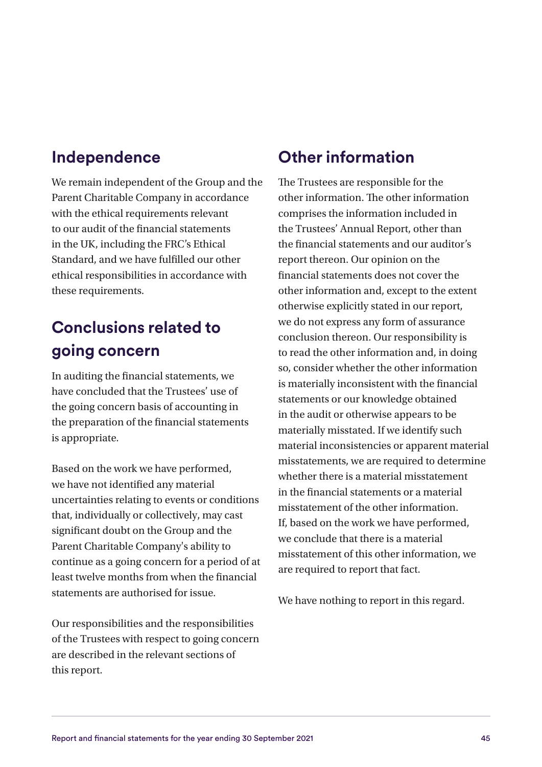## Independence

We remain independent of the Group and the Parent Charitable Company in accordance with the ethical requirements relevant to our audit of the financial statements in the UK, including the FRC's Ethical Standard, and we have fulfilled our other ethical responsibilities in accordance with these requirements.

## Conclusions related to going concern

In auditing the financial statements, we have concluded that the Trustees' use of the going concern basis of accounting in the preparation of the financial statements is appropriate.

Based on the work we have performed, we have not identified any material uncertainties relating to events or conditions that, individually or collectively, may cast significant doubt on the Group and the Parent Charitable Company's ability to continue as a going concern for a period of at least twelve months from when the financial statements are authorised for issue.

Our responsibilities and the responsibilities of the Trustees with respect to going concern are described in the relevant sections of this report.

## Other information

The Trustees are responsible for the other information. The other information comprises the information included in the Trustees' Annual Report, other than the financial statements and our auditor's report thereon. Our opinion on the financial statements does not cover the other information and, except to the extent otherwise explicitly stated in our report, we do not express any form of assurance conclusion thereon. Our responsibility is to read the other information and, in doing so, consider whether the other information is materially inconsistent with the financial statements or our knowledge obtained in the audit or otherwise appears to be materially misstated. If we identify such material inconsistencies or apparent material misstatements, we are required to determine whether there is a material misstatement in the financial statements or a material misstatement of the other information. If, based on the work we have performed, we conclude that there is a material misstatement of this other information, we are required to report that fact.

We have nothing to report in this regard.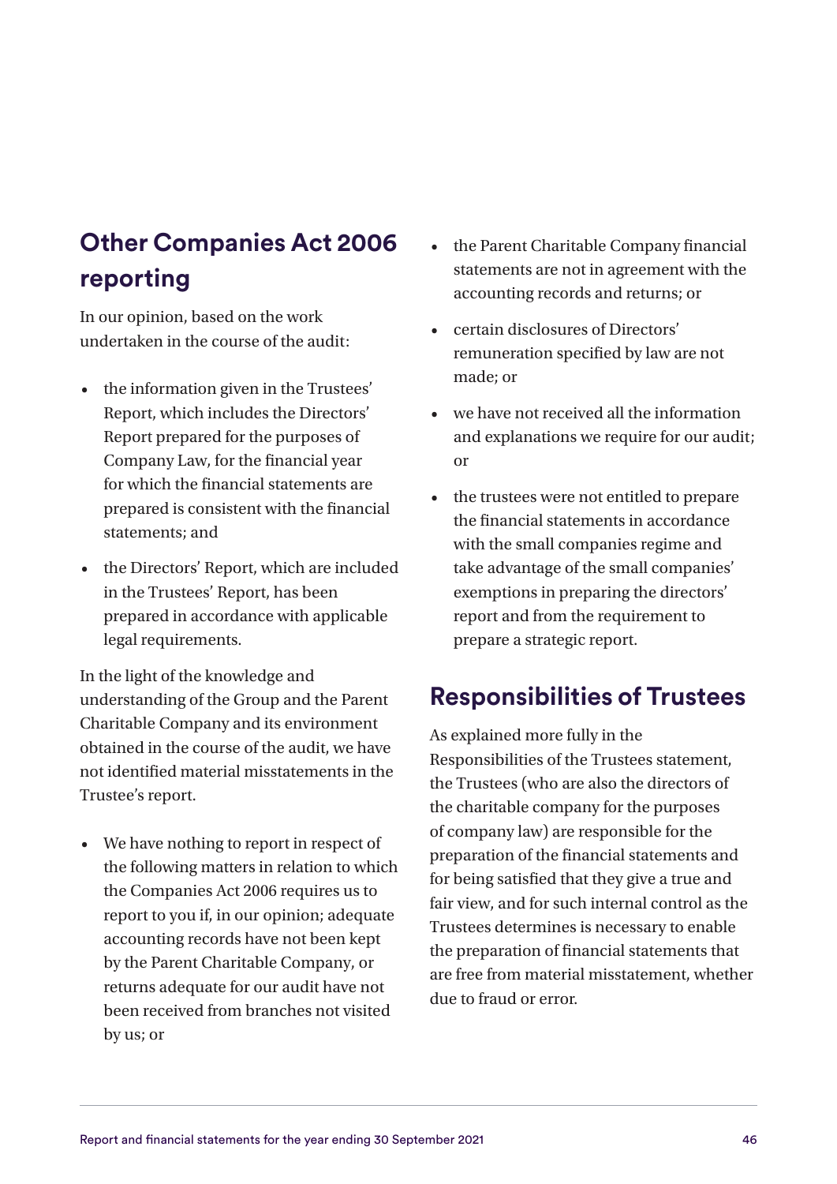## Other Companies Act 2006 reporting

In our opinion, based on the work undertaken in the course of the audit:

- the information given in the Trustees' Report, which includes the Directors' Report prepared for the purposes of Company Law, for the financial year for which the financial statements are prepared is consistent with the financial statements; and
- the Directors' Report, which are included in the Trustees' Report, has been prepared in accordance with applicable legal requirements.

In the light of the knowledge and understanding of the Group and the Parent Charitable Company and its environment obtained in the course of the audit, we have not identified material misstatements in the Trustee's report.

- We have nothing to report in respect of the following matters in relation to which the Companies Act 2006 requires us to report to you if, in our opinion; adequate accounting records have not been kept by the Parent Charitable Company, or returns adequate for our audit have not been received from branches not visited by us; or
- the Parent Charitable Company financial statements are not in agreement with the accounting records and returns; or
- certain disclosures of Directors' remuneration specified by law are not made; or
- we have not received all the information and explanations we require for our audit; or
- the trustees were not entitled to prepare the financial statements in accordance with the small companies regime and take advantage of the small companies' exemptions in preparing the directors' report and from the requirement to prepare a strategic report.

## Responsibilities of Trustees

As explained more fully in the Responsibilities of the Trustees statement, the Trustees (who are also the directors of the charitable company for the purposes of company law) are responsible for the preparation of the financial statements and for being satisfied that they give a true and fair view, and for such internal control as the Trustees determines is necessary to enable the preparation of financial statements that are free from material misstatement, whether due to fraud or error.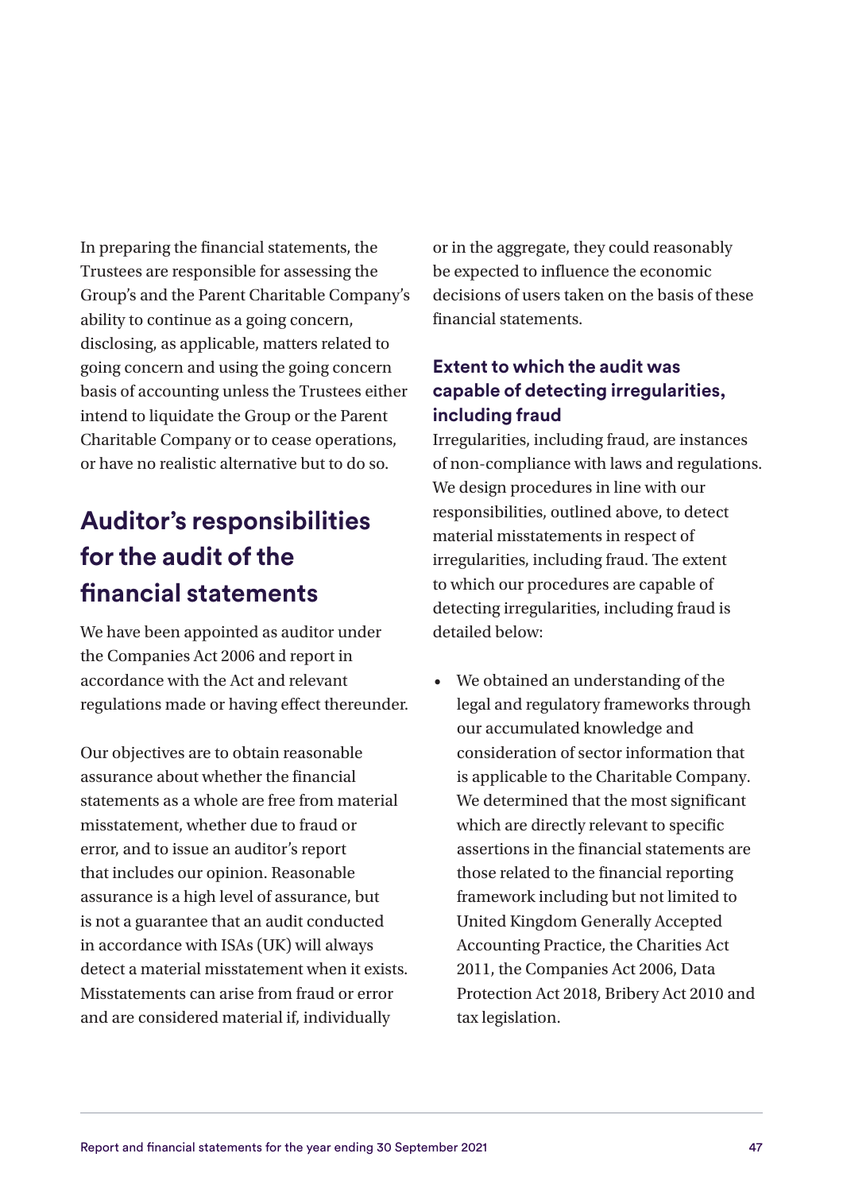In preparing the financial statements, the Trustees are responsible for assessing the Group's and the Parent Charitable Company's ability to continue as a going concern, disclosing, as applicable, matters related to going concern and using the going concern basis of accounting unless the Trustees either intend to liquidate the Group or the Parent Charitable Company or to cease operations, or have no realistic alternative but to do so.

## Auditor's responsibilities for the audit of the financial statements

We have been appointed as auditor under the Companies Act 2006 and report in accordance with the Act and relevant regulations made or having effect thereunder.

Our objectives are to obtain reasonable assurance about whether the financial statements as a whole are free from material misstatement, whether due to fraud or error, and to issue an auditor's report that includes our opinion. Reasonable assurance is a high level of assurance, but is not a guarantee that an audit conducted in accordance with ISAs (UK) will always detect a material misstatement when it exists. Misstatements can arise from fraud or error and are considered material if, individually or in the aggregate, they could reasonably be expected to influence the economic decisions of users taken on the basis of these financial statements.

### Extent to which the audit was capable of detecting irregularities, including fraud

Irregularities, including fraud, are instances of non-compliance with laws and regulations. We design procedures in line with our responsibilities, outlined above, to detect material misstatements in respect of irregularities, including fraud. The extent to which our procedures are capable of detecting irregularities, including fraud is detailed below:

- We obtained an understanding of the legal and regulatory frameworks through our accumulated knowledge and consideration of sector information that is applicable to the Charitable Company. We determined that the most significant which are directly relevant to specific assertions in the financial statements are those related to the financial reporting framework including but not limited to United Kingdom Generally Accepted Accounting Practice, the Charities Act 2011, the Companies Act 2006, Data Protection Act 2018, Bribery Act 2010 and tax legislation.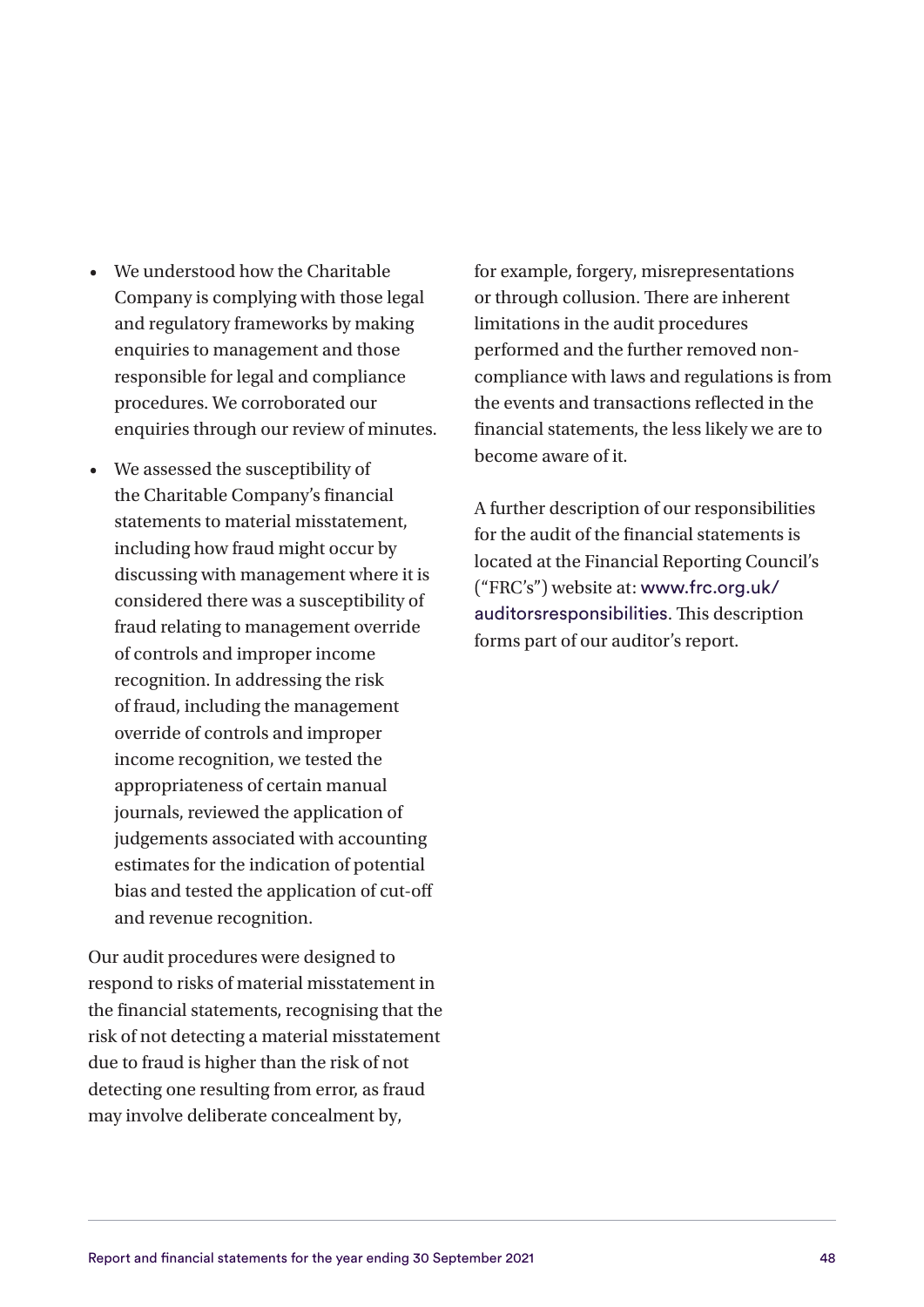- We understood how the Charitable Company is complying with those legal and regulatory frameworks by making enquiries to management and those responsible for legal and compliance procedures. We corroborated our enquiries through our review of minutes.
- We assessed the susceptibility of the Charitable Company's financial statements to material misstatement, including how fraud might occur by discussing with management where it is considered there was a susceptibility of fraud relating to management override of controls and improper income recognition. In addressing the risk of fraud, including the management override of controls and improper income recognition, we tested the appropriateness of certain manual journals, reviewed the application of judgements associated with accounting estimates for the indication of potential bias and tested the application of cut-off and revenue recognition.

Our audit procedures were designed to respond to risks of material misstatement in the financial statements, recognising that the risk of not detecting a material misstatement due to fraud is higher than the risk of not detecting one resulting from error, as fraud may involve deliberate concealment by, for example, forgery, misrepresentations or through collusion. There are inherent limitations in the audit procedures performed and the further removed non-compliance with laws and regulations is from the events and transactions reflected in the financial statements, the less likely we are to become aware of it.

A further description of our responsibilities for the audit of the financial statements is located at the Financial Reporting Council's ("FRC's") website at: www.frc.org.uk/auditorsresponsibilities. This description forms part of our auditor's report.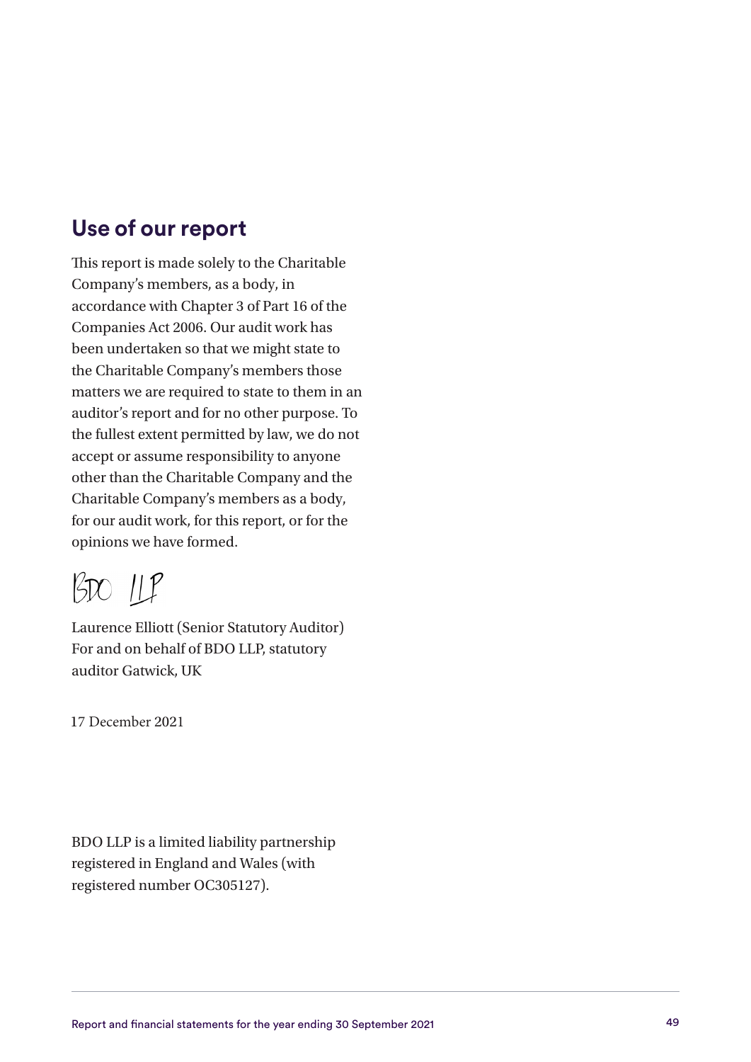## Use of our report

This report is made solely to the Charitable Company's members, as a body, in accordance with Chapter 3 of Part 16 of the Companies Act 2006. Our audit work has been undertaken so that we might state to the Charitable Company's members those matters we are required to state to them in an auditor's report and for no other purpose. To the fullest extent permitted by law, we do not accept or assume responsibility to anyone other than the Charitable Company and the Charitable Company's members as a body, for our audit work, for this report, or for the opinions we have formed.

BDO LLP

Laurence Elliott (Senior Statutory Auditor)
For and on behalf of BDO LLP, statutory auditor Gatwick, UK

17 December 2021

BDO LLP is a limited liability partnership registered in England and Wales (with registered number OC305127).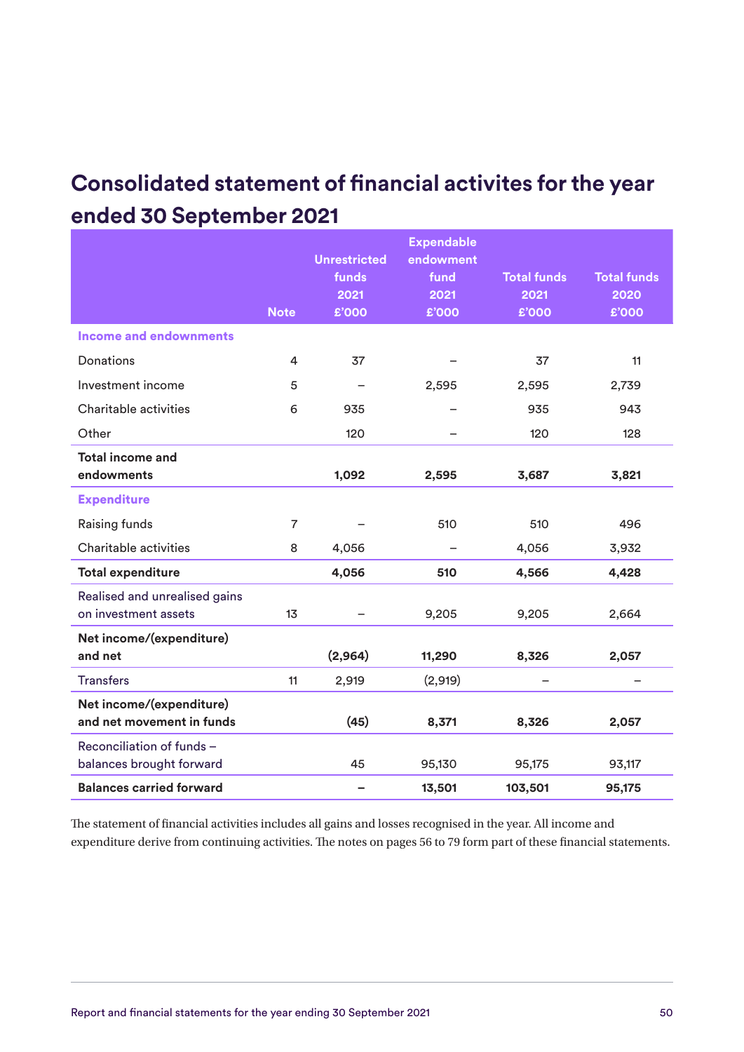# Consolidated statement of financial activites for the year ended 30 September 2021

| | Note | Unrestricted funds 2021 £'000 | Expendable endowment fund 2021 £'000 | Total funds 2021 £'000 | Total funds 2020 £'000 |
|---|---|---|---|---|---|
| **Income and endownments** | | | | | |
| Donations | 4 | 37 | – | 37 | 11 |
| Investment income | 5 | – | 2,595 | 2,595 | 2,739 |
| Charitable activities | 6 | 935 | – | 935 | 943 |
| Other | | 120 | – | 120 | 128 |
| **Total income and endowments** | | **1,092** | **2,595** | **3,687** | **3,821** |
| **Expenditure** | | | | | |
| Raising funds | 7 | – | 510 | 510 | 496 |
| Charitable activities | 8 | 4,056 | – | 4,056 | 3,932 |
| **Total expenditure** | | **4,056** | **510** | **4,566** | **4,428** |
| Realised and unrealised gains on investment assets | 13 | – | 9,205 | 9,205 | 2,664 |
| **Net income/(expenditure) and net** | | **(2,964)** | **11,290** | **8,326** | **2,057** |
| Transfers | 11 | 2,919 | (2,919) | – | – |
| **Net income/(expenditure) and net movement in funds** | | **(45)** | **8,371** | **8,326** | **2,057** |
| Reconciliation of funds – balances brought forward | | 45 | 95,130 | 95,175 | 93,117 |
| **Balances carried forward** | | **–** | **13,501** | **103,501** | **95,175** |

The statement of financial activities includes all gains and losses recognised in the year. All income and expenditure derive from continuing activities. The notes on pages 56 to 79 form part of these financial statements.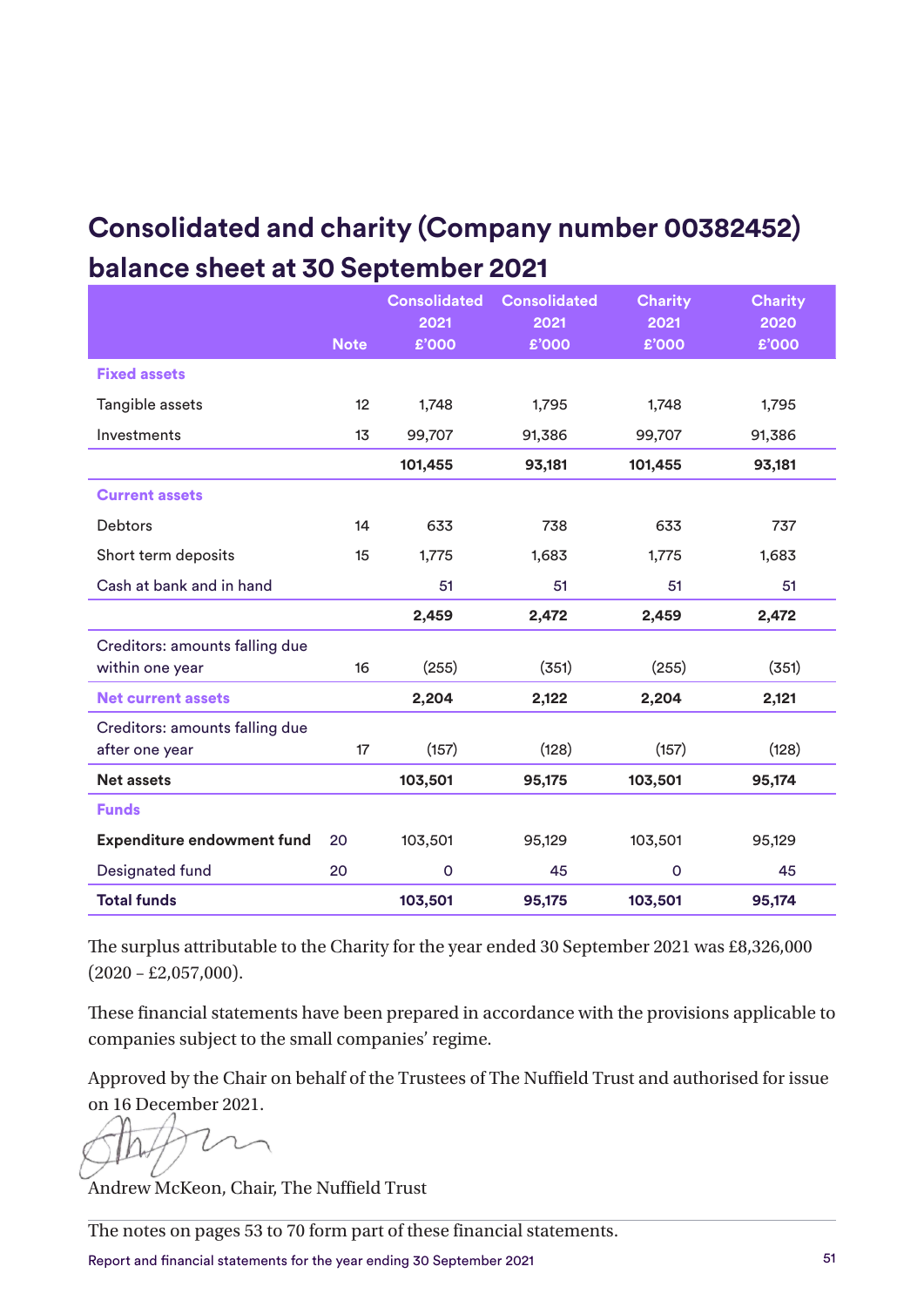# Consolidated and charity (Company number 00382452) balance sheet at 30 September 2021

| | Note | Consolidated 2021 £'000 | Consolidated 2021 £'000 | Charity 2021 £'000 | Charity 2020 £'000 |
|---|---|---|---|---|---|
| **Fixed assets** | | | | | |
| Tangible assets | 12 | 1,748 | 1,795 | 1,748 | 1,795 |
| Investments | 13 | 99,707 | 91,386 | 99,707 | 91,386 |
| | | **101,455** | **93,181** | **101,455** | **93,181** |
| **Current assets** | | | | | |
| Debtors | 14 | 633 | 738 | 633 | 737 |
| Short term deposits | 15 | 1,775 | 1,683 | 1,775 | 1,683 |
| Cash at bank and in hand | | 51 | 51 | 51 | 51 |
| | | **2,459** | **2,472** | **2,459** | **2,472** |
| Creditors: amounts falling due within one year | 16 | (255) | (351) | (255) | (351) |
| **Net current assets** | | **2,204** | **2,122** | **2,204** | **2,121** |
| Creditors: amounts falling due after one year | 17 | (157) | (128) | (157) | (128) |
| **Net assets** | | **103,501** | **95,175** | **103,501** | **95,174** |
| **Funds** | | | | | |
| **Expenditure endowment fund** | 20 | 103,501 | 95,129 | 103,501 | 95,129 |
| Designated fund | 20 | 0 | 45 | 0 | 45 |
| **Total funds** | | **103,501** | **95,175** | **103,501** | **95,174** |

The surplus attributable to the Charity for the year ended 30 September 2021 was £8,326,000 (2020 – £2,057,000).

These financial statements have been prepared in accordance with the provisions applicable to companies subject to the small companies' regime.

Approved by the Chair on behalf of the Trustees of The Nuffield Trust and authorised for issue on 16 December 2021.

Andrew McKeon, Chair, The Nuffield Trust

The notes on pages 53 to 70 form part of these financial statements.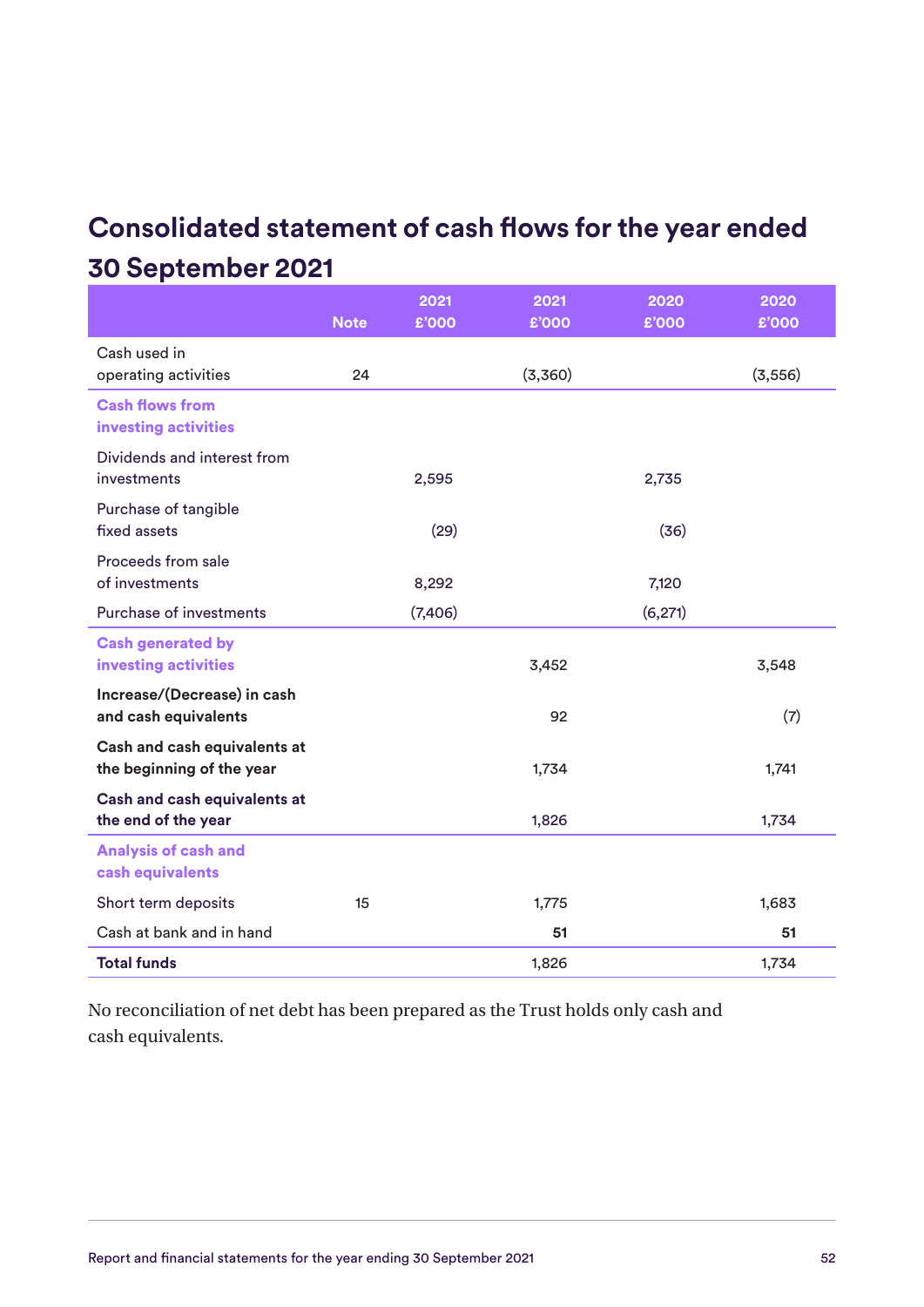# Consolidated statement of cash flows for the year ended 30 September 2021

| | Note | 2021 £'000 | 2021 £'000 | 2020 £'000 | 2020 £'000 |
|---|---|---|---|---|---|
| Cash used in operating activities | 24 | | (3,360) | | (3,556) |
| **Cash flows from investing activities** | | | | | |
| Dividends and interest from investments | | 2,595 | | 2,735 | |
| Purchase of tangible fixed assets | | (29) | | (36) | |
| Proceeds from sale of investments | | 8,292 | | 7,120 | |
| Purchase of investments | | (7,406) | | (6,271) | |
| **Cash generated by investing activities** | | | 3,452 | | 3,548 |
| **Increase/(Decrease) in cash and cash equivalents** | | | 92 | | (7) |
| **Cash and cash equivalents at the beginning of the year** | | | 1,734 | | 1,741 |
| **Cash and cash equivalents at the end of the year** | | | 1,826 | | 1,734 |
| **Analysis of cash and cash equivalents** | | | | | |
| Short term deposits | 15 | | 1,775 | | 1,683 |
| Cash at bank and in hand | | | **51** | | **51** |
| **Total funds** | | | 1,826 | | 1,734 |

No reconciliation of net debt has been prepared as the Trust holds only cash and cash equivalents.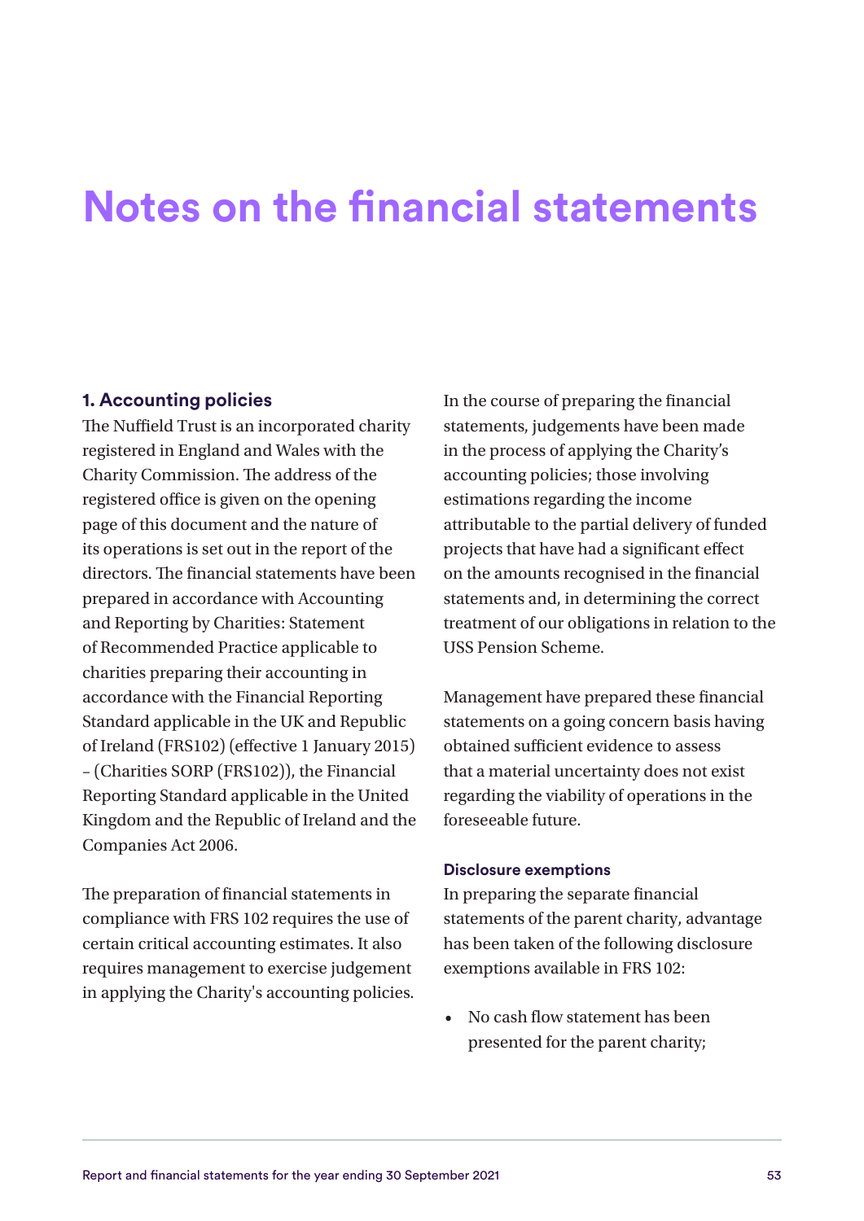# Notes on the financial statements

## 1. Accounting policies

The Nuffield Trust is an incorporated charity registered in England and Wales with the Charity Commission. The address of the registered office is given on the opening page of this document and the nature of its operations is set out in the report of the directors. The financial statements have been prepared in accordance with Accounting and Reporting by Charities: Statement of Recommended Practice applicable to charities preparing their accounting in accordance with the Financial Reporting Standard applicable in the UK and Republic of Ireland (FRS102) (effective 1 January 2015) – (Charities SORP (FRS102)), the Financial Reporting Standard applicable in the United Kingdom and the Republic of Ireland and the Companies Act 2006.

The preparation of financial statements in compliance with FRS 102 requires the use of certain critical accounting estimates. It also requires management to exercise judgement in applying the Charity's accounting policies.

In the course of preparing the financial statements, judgements have been made in the process of applying the Charity's accounting policies; those involving estimations regarding the income attributable to the partial delivery of funded projects that have had a significant effect on the amounts recognised in the financial statements and, in determining the correct treatment of our obligations in relation to the USS Pension Scheme.

Management have prepared these financial statements on a going concern basis having obtained sufficient evidence to assess that a material uncertainty does not exist regarding the viability of operations in the foreseeable future.

### Disclosure exemptions

In preparing the separate financial statements of the parent charity, advantage has been taken of the following disclosure exemptions available in FRS 102:

- No cash flow statement has been presented for the parent charity;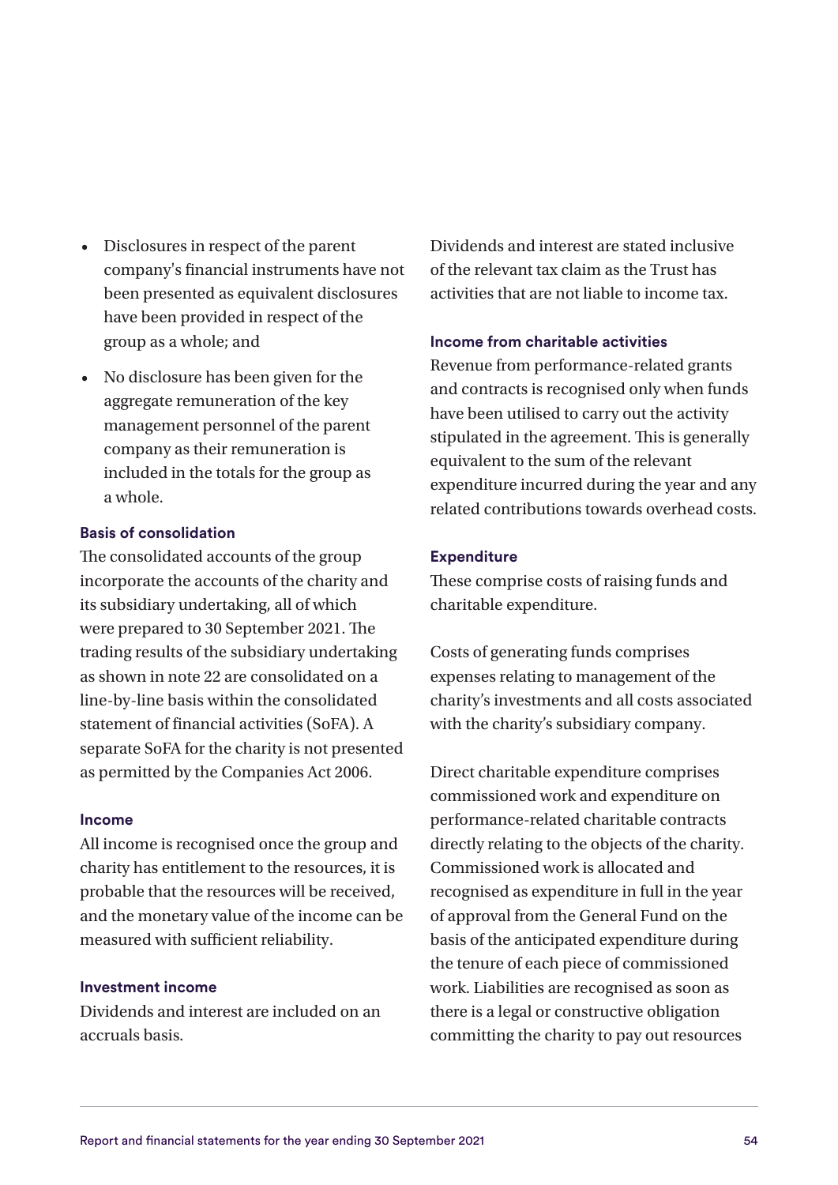- Disclosures in respect of the parent company's financial instruments have not been presented as equivalent disclosures have been provided in respect of the group as a whole; and
- No disclosure has been given for the aggregate remuneration of the key management personnel of the parent company as their remuneration is included in the totals for the group as a whole.

**Basis of consolidation**

The consolidated accounts of the group incorporate the accounts of the charity and its subsidiary undertaking, all of which were prepared to 30 September 2021. The trading results of the subsidiary undertaking as shown in note 22 are consolidated on a line-by-line basis within the consolidated statement of financial activities (SoFA). A separate SoFA for the charity is not presented as permitted by the Companies Act 2006.

**Income**

All income is recognised once the group and charity has entitlement to the resources, it is probable that the resources will be received, and the monetary value of the income can be measured with sufficient reliability.

**Investment income**

Dividends and interest are included on an accruals basis.

Dividends and interest are stated inclusive of the relevant tax claim as the Trust has activities that are not liable to income tax.

**Income from charitable activities**

Revenue from performance-related grants and contracts is recognised only when funds have been utilised to carry out the activity stipulated in the agreement. This is generally equivalent to the sum of the relevant expenditure incurred during the year and any related contributions towards overhead costs.

**Expenditure**

These comprise costs of raising funds and charitable expenditure.

Costs of generating funds comprises expenses relating to management of the charity's investments and all costs associated with the charity's subsidiary company.

Direct charitable expenditure comprises commissioned work and expenditure on performance-related charitable contracts directly relating to the objects of the charity. Commissioned work is allocated and recognised as expenditure in full in the year of approval from the General Fund on the basis of the anticipated expenditure during the tenure of each piece of commissioned work. Liabilities are recognised as soon as there is a legal or constructive obligation committing the charity to pay out resources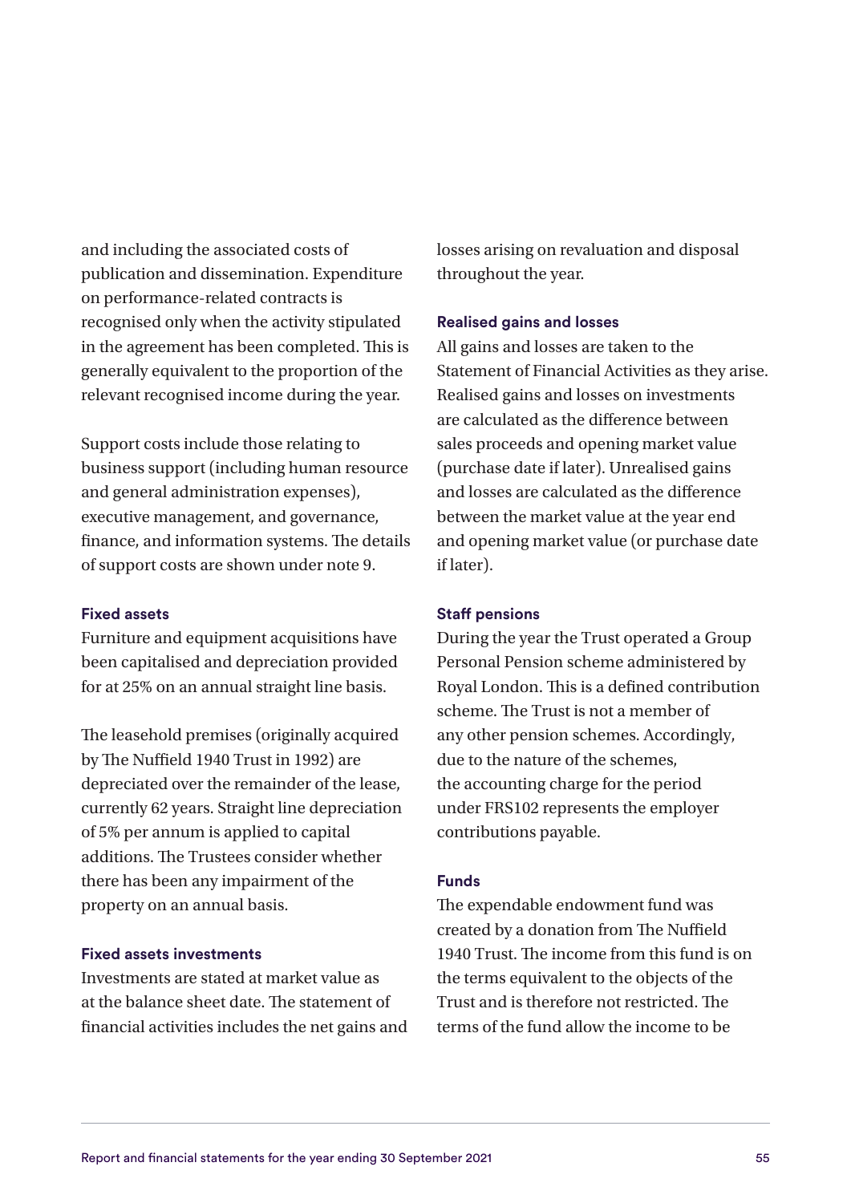and including the associated costs of publication and dissemination. Expenditure on performance-related contracts is recognised only when the activity stipulated in the agreement has been completed. This is generally equivalent to the proportion of the relevant recognised income during the year.

Support costs include those relating to business support (including human resource and general administration expenses), executive management, and governance, finance, and information systems. The details of support costs are shown under note 9.

### Fixed assets

Furniture and equipment acquisitions have been capitalised and depreciation provided for at 25% on an annual straight line basis.

The leasehold premises (originally acquired by The Nuffield 1940 Trust in 1992) are depreciated over the remainder of the lease, currently 62 years. Straight line depreciation of 5% per annum is applied to capital additions. The Trustees consider whether there has been any impairment of the property on an annual basis.

### Fixed assets investments

Investments are stated at market value as at the balance sheet date. The statement of financial activities includes the net gains and losses arising on revaluation and disposal throughout the year.

### Realised gains and losses

All gains and losses are taken to the Statement of Financial Activities as they arise. Realised gains and losses on investments are calculated as the difference between sales proceeds and opening market value (purchase date if later). Unrealised gains and losses are calculated as the difference between the market value at the year end and opening market value (or purchase date if later).

### Staff pensions

During the year the Trust operated a Group Personal Pension scheme administered by Royal London. This is a defined contribution scheme. The Trust is not a member of any other pension schemes. Accordingly, due to the nature of the schemes, the accounting charge for the period under FRS102 represents the employer contributions payable.

### Funds

The expendable endowment fund was created by a donation from The Nuffield 1940 Trust. The income from this fund is on the terms equivalent to the objects of the Trust and is therefore not restricted. The terms of the fund allow the income to be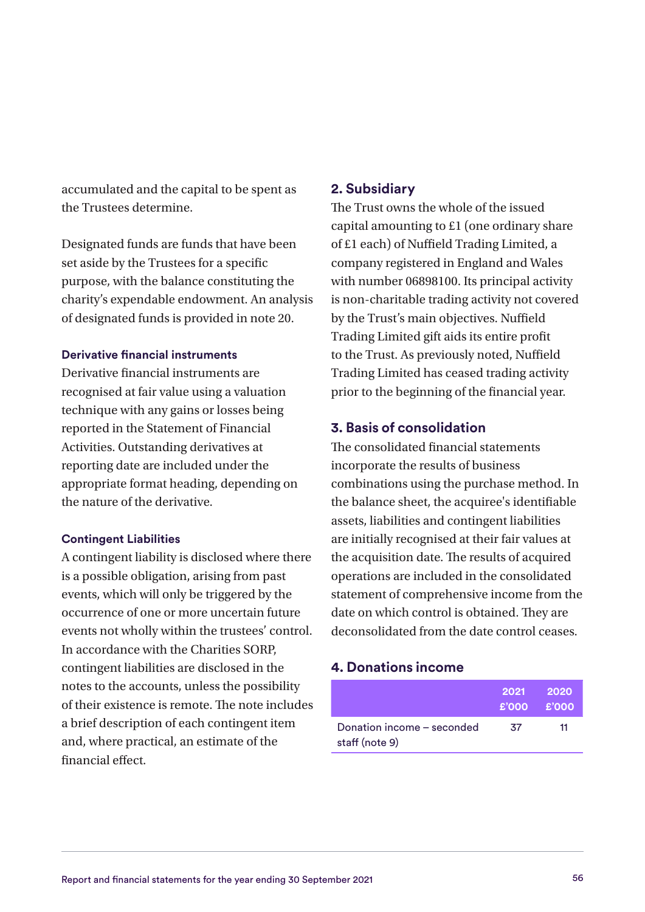accumulated and the capital to be spent as the Trustees determine.

Designated funds are funds that have been set aside by the Trustees for a specific purpose, with the balance constituting the charity's expendable endowment. An analysis of designated funds is provided in note 20.

### Derivative financial instruments

Derivative financial instruments are recognised at fair value using a valuation technique with any gains or losses being reported in the Statement of Financial Activities. Outstanding derivatives at reporting date are included under the appropriate format heading, depending on the nature of the derivative.

### Contingent Liabilities

A contingent liability is disclosed where there is a possible obligation, arising from past events, which will only be triggered by the occurrence of one or more uncertain future events not wholly within the trustees' control. In accordance with the Charities SORP, contingent liabilities are disclosed in the notes to the accounts, unless the possibility of their existence is remote. The note includes a brief description of each contingent item and, where practical, an estimate of the financial effect.

## 2. Subsidiary

The Trust owns the whole of the issued capital amounting to £1 (one ordinary share of £1 each) of Nuffield Trading Limited, a company registered in England and Wales with number 06898100. Its principal activity is non-charitable trading activity not covered by the Trust's main objectives. Nuffield Trading Limited gift aids its entire profit to the Trust. As previously noted, Nuffield Trading Limited has ceased trading activity prior to the beginning of the financial year.

## 3. Basis of consolidation

The consolidated financial statements incorporate the results of business combinations using the purchase method. In the balance sheet, the acquiree's identifiable assets, liabilities and contingent liabilities are initially recognised at their fair values at the acquisition date. The results of acquired operations are included in the consolidated statement of comprehensive income from the date on which control is obtained. They are deconsolidated from the date control ceases.

## 4. Donations income

| | 2021 £'000 | 2020 £'000 |
|---|---|---|
| Donation income – seconded staff (note 9) | 37 | 11 |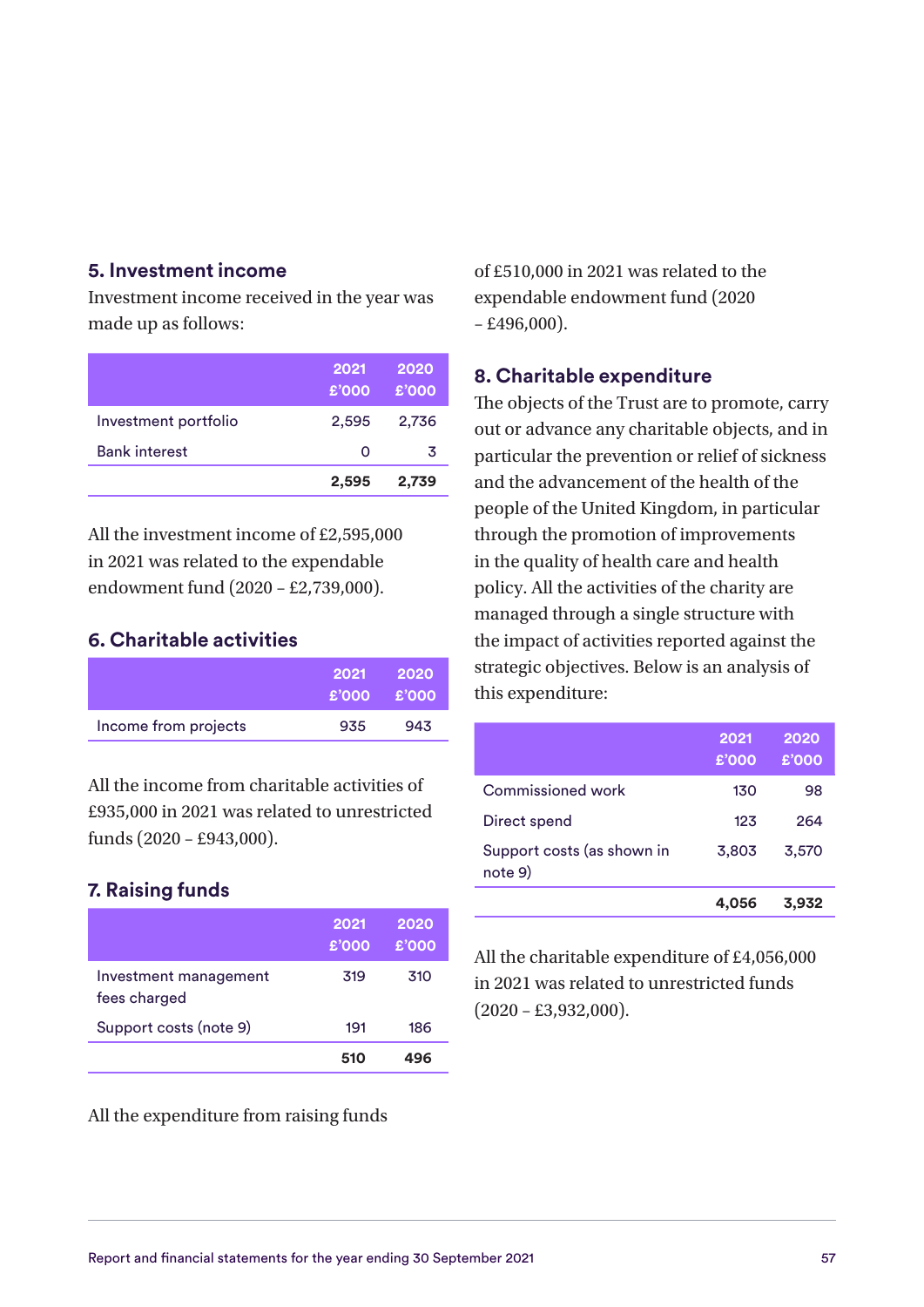## 5. Investment income

Investment income received in the year was made up as follows:

| | 2021 £'000 | 2020 £'000 |
|---|---|---|
| Investment portfolio | 2,595 | 2,736 |
| Bank interest | 0 | 3 |
| | **2,595** | **2,739** |

All the investment income of £2,595,000 in 2021 was related to the expendable endowment fund (2020 – £2,739,000).

## 6. Charitable activities

| | 2021 £'000 | 2020 £'000 |
|---|---|---|
| Income from projects | 935 | 943 |

All the income from charitable activities of £935,000 in 2021 was related to unrestricted funds (2020 – £943,000).

## 7. Raising funds

| | 2021 £'000 | 2020 £'000 |
|---|---|---|
| Investment management fees charged | 319 | 310 |
| Support costs (note 9) | 191 | 186 |
| | **510** | **496** |

All the expenditure from raising funds of £510,000 in 2021 was related to the expendable endowment fund (2020 – £496,000).

## 8. Charitable expenditure

The objects of the Trust are to promote, carry out or advance any charitable objects, and in particular the prevention or relief of sickness and the advancement of the health of the people of the United Kingdom, in particular through the promotion of improvements in the quality of health care and health policy. All the activities of the charity are managed through a single structure with the impact of activities reported against the strategic objectives. Below is an analysis of this expenditure:

| | 2021 £'000 | 2020 £'000 |
|---|---|---|
| Commissioned work | 130 | 98 |
| Direct spend | 123 | 264 |
| Support costs (as shown in note 9) | 3,803 | 3,570 |
| | **4,056** | **3,932** |

All the charitable expenditure of £4,056,000 in 2021 was related to unrestricted funds (2020 – £3,932,000).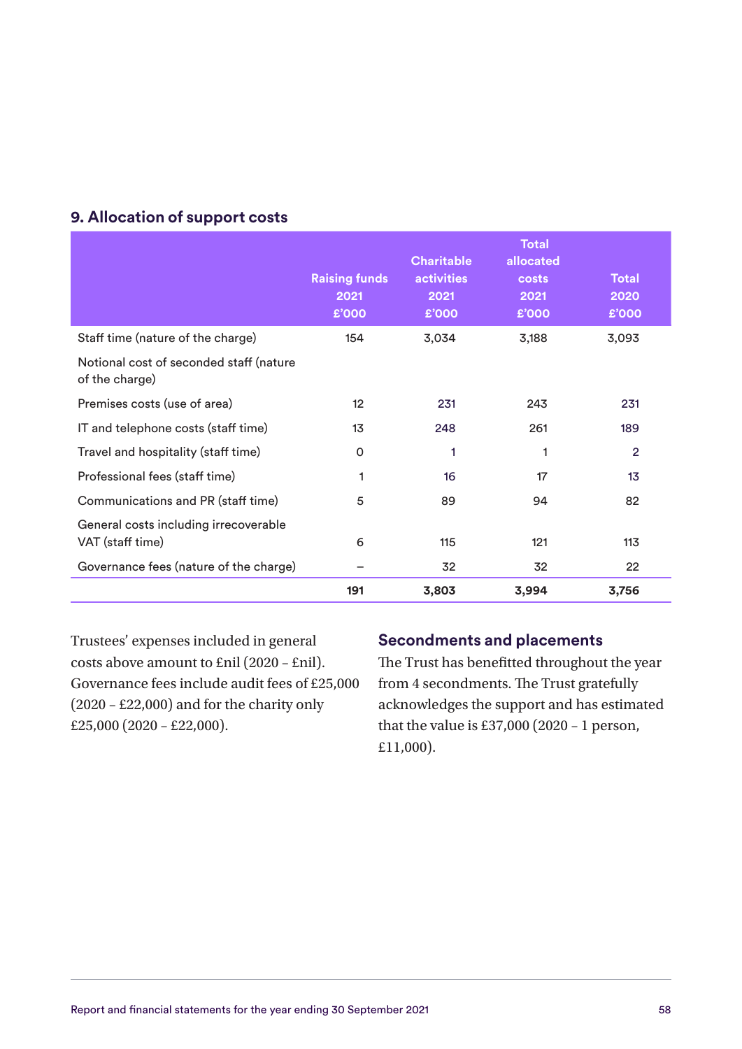## 9. Allocation of support costs

| | Raising funds 2021 £'000 | Charitable activities 2021 £'000 | Total allocated costs 2021 £'000 | Total 2020 £'000 |
|---|---|---|---|---|
| Staff time (nature of the charge) | 154 | 3,034 | 3,188 | 3,093 |
| Notional cost of seconded staff (nature of the charge) | | | | |
| Premises costs (use of area) | 12 | 231 | 243 | 231 |
| IT and telephone costs (staff time) | 13 | 248 | 261 | 189 |
| Travel and hospitality (staff time) | 0 | 1 | 1 | 2 |
| Professional fees (staff time) | 1 | 16 | 17 | 13 |
| Communications and PR (staff time) | 5 | 89 | 94 | 82 |
| General costs including irrecoverable VAT (staff time) | 6 | 115 | 121 | 113 |
| Governance fees (nature of the charge) | – | 32 | 32 | 22 |
| | **191** | **3,803** | **3,994** | **3,756** |

Trustees' expenses included in general costs above amount to £nil (2020 – £nil). Governance fees include audit fees of £25,000 (2020 – £22,000) and for the charity only £25,000 (2020 – £22,000).

### Secondments and placements

The Trust has benefitted throughout the year from 4 secondments. The Trust gratefully acknowledges the support and has estimated that the value is £37,000 (2020 – 1 person, £11,000).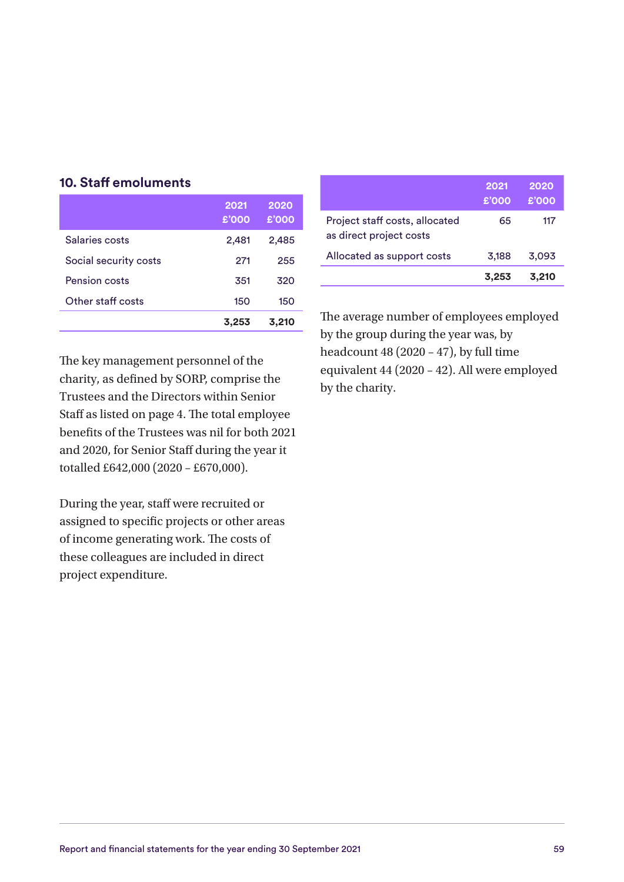## 10. Staff emoluments

| | 2021 £'000 | 2020 £'000 |
|---|---|---|
| Salaries costs | 2,481 | 2,485 |
| Social security costs | 271 | 255 |
| Pension costs | 351 | 320 |
| Other staff costs | 150 | 150 |
| | **3,253** | **3,210** |

The key management personnel of the charity, as defined by SORP, comprise the Trustees and the Directors within Senior Staff as listed on page 4. The total employee benefits of the Trustees was nil for both 2021 and 2020, for Senior Staff during the year it totalled £642,000 (2020 – £670,000).

During the year, staff were recruited or assigned to specific projects or other areas of income generating work. The costs of these colleagues are included in direct project expenditure.

| | 2021 £'000 | 2020 £'000 |
|---|---|---|
| Project staff costs, allocated as direct project costs | 65 | 117 |
| Allocated as support costs | 3,188 | 3,093 |
| | **3,253** | **3,210** |

The average number of employees employed by the group during the year was, by headcount 48 (2020 – 47), by full time equivalent 44 (2020 – 42). All were employed by the charity.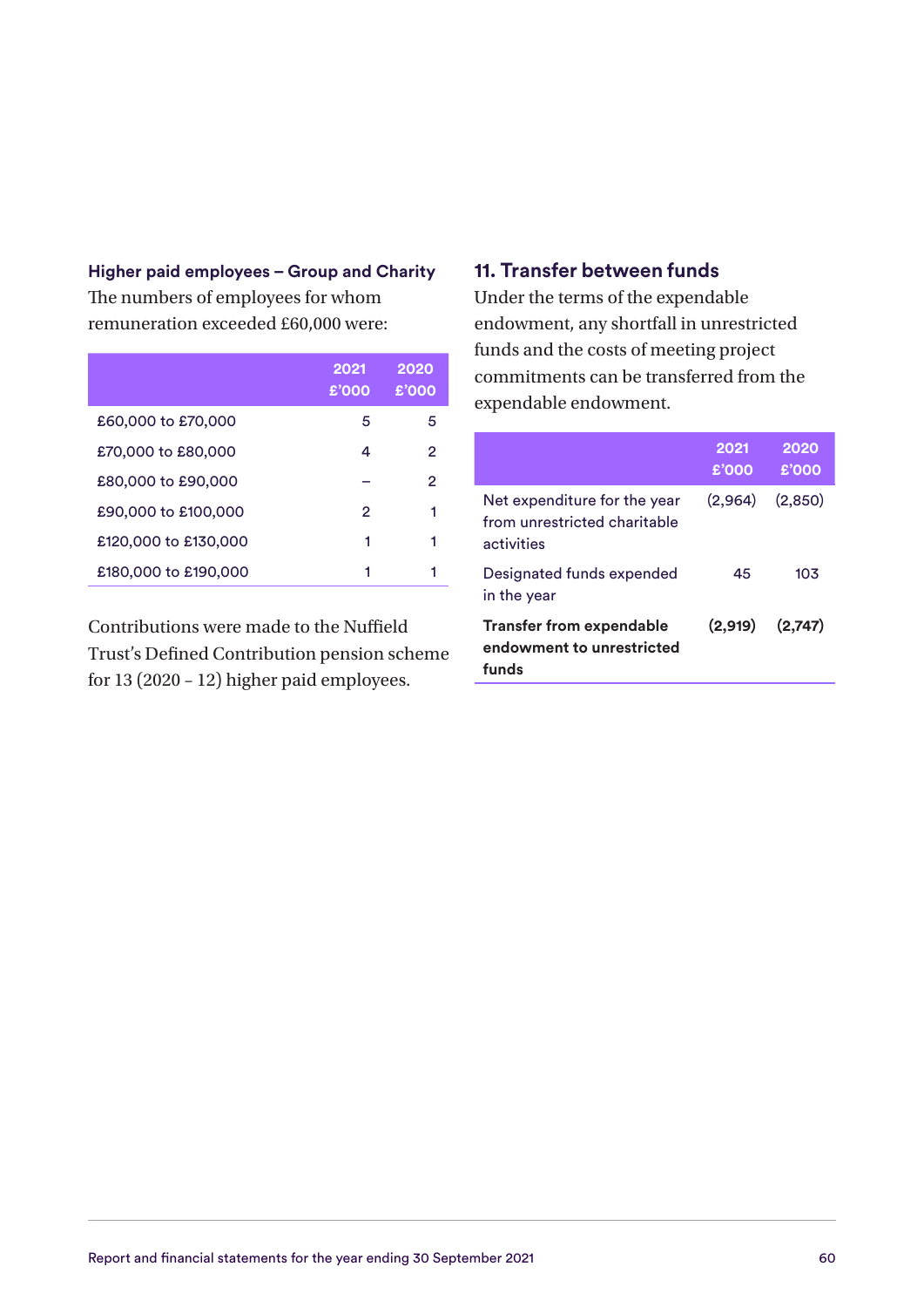### Higher paid employees – Group and Charity

The numbers of employees for whom remuneration exceeded £60,000 were:

| | 2021 £'000 | 2020 £'000 |
|---|---|---|
| £60,000 to £70,000 | 5 | 5 |
| £70,000 to £80,000 | 4 | 2 |
| £80,000 to £90,000 | – | 2 |
| £90,000 to £100,000 | 2 | 1 |
| £120,000 to £130,000 | 1 | 1 |
| £180,000 to £190,000 | 1 | 1 |

Contributions were made to the Nuffield Trust's Defined Contribution pension scheme for 13 (2020 – 12) higher paid employees.

## 11. Transfer between funds

Under the terms of the expendable endowment, any shortfall in unrestricted funds and the costs of meeting project commitments can be transferred from the expendable endowment.

| | 2021 £'000 | 2020 £'000 |
|---|---|---|
| Net expenditure for the year from unrestricted charitable activities | (2,964) | (2,850) |
| Designated funds expended in the year | 45 | 103 |
| **Transfer from expendable endowment to unrestricted funds** | **(2,919)** | **(2,747)** |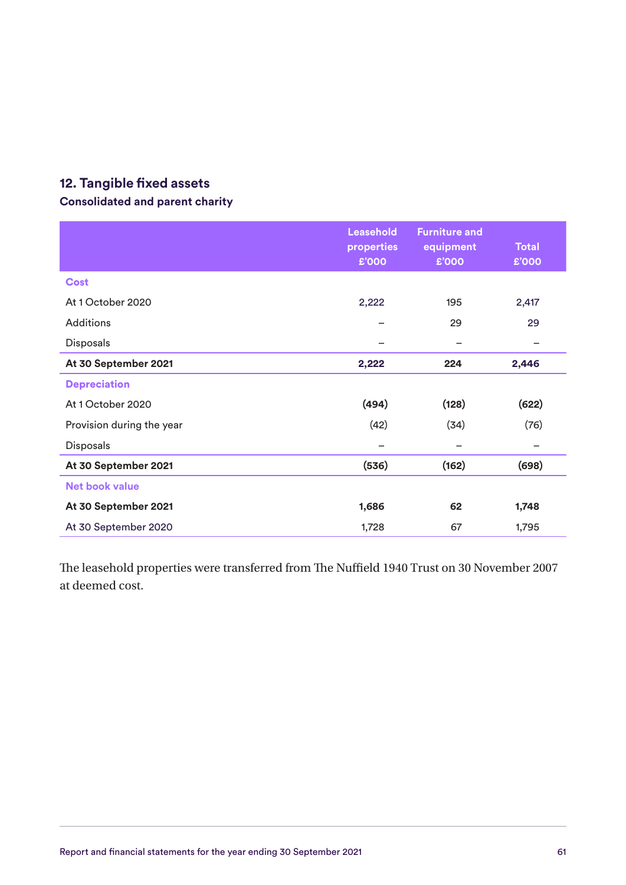## 12. Tangible fixed assets

### Consolidated and parent charity

| | Leasehold properties £'000 | Furniture and equipment £'000 | Total £'000 |
|---|---|---|---|
| **Cost** | | | |
| At 1 October 2020 | 2,222 | 195 | 2,417 |
| Additions | – | 29 | 29 |
| Disposals | – | – | – |
| **At 30 September 2021** | **2,222** | **224** | **2,446** |
| **Depreciation** | | | |
| At 1 October 2020 | **(494)** | **(128)** | **(622)** |
| Provision during the year | (42) | (34) | (76) |
| Disposals | – | – | – |
| **At 30 September 2021** | **(536)** | **(162)** | **(698)** |
| **Net book value** | | | |
| **At 30 September 2021** | **1,686** | **62** | **1,748** |
| At 30 September 2020 | 1,728 | 67 | 1,795 |

The leasehold properties were transferred from The Nuffield 1940 Trust on 30 November 2007 at deemed cost.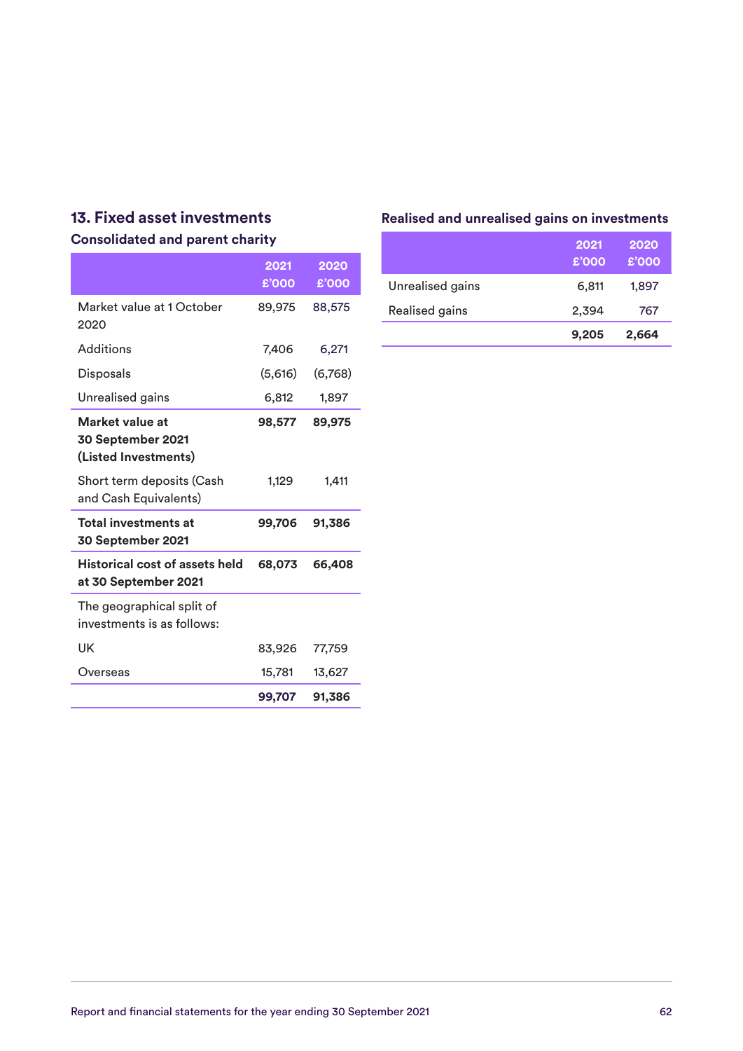## 13. Fixed asset investments

### Consolidated and parent charity

| | 2021 £'000 | 2020 £'000 |
|---|---|---|
| Market value at 1 October 2020 | 89,975 | 88,575 |
| Additions | 7,406 | 6,271 |
| Disposals | (5,616) | (6,768) |
| Unrealised gains | 6,812 | 1,897 |
| **Market value at 30 September 2021 (Listed Investments)** | **98,577** | **89,975** |
| Short term deposits (Cash and Cash Equivalents) | 1,129 | 1,411 |
| **Total investments at 30 September 2021** | **99,706** | **91,386** |
| **Historical cost of assets held at 30 September 2021** | **68,073** | **66,408** |
| The geographical split of investments is as follows: | | |
| UK | 83,926 | 77,759 |
| Overseas | 15,781 | 13,627 |
| | **99,707** | **91,386** |

### Realised and unrealised gains on investments

| | 2021 £'000 | 2020 £'000 |
|---|---|---|
| Unrealised gains | 6,811 | 1,897 |
| Realised gains | 2,394 | 767 |
| | **9,205** | **2,664** |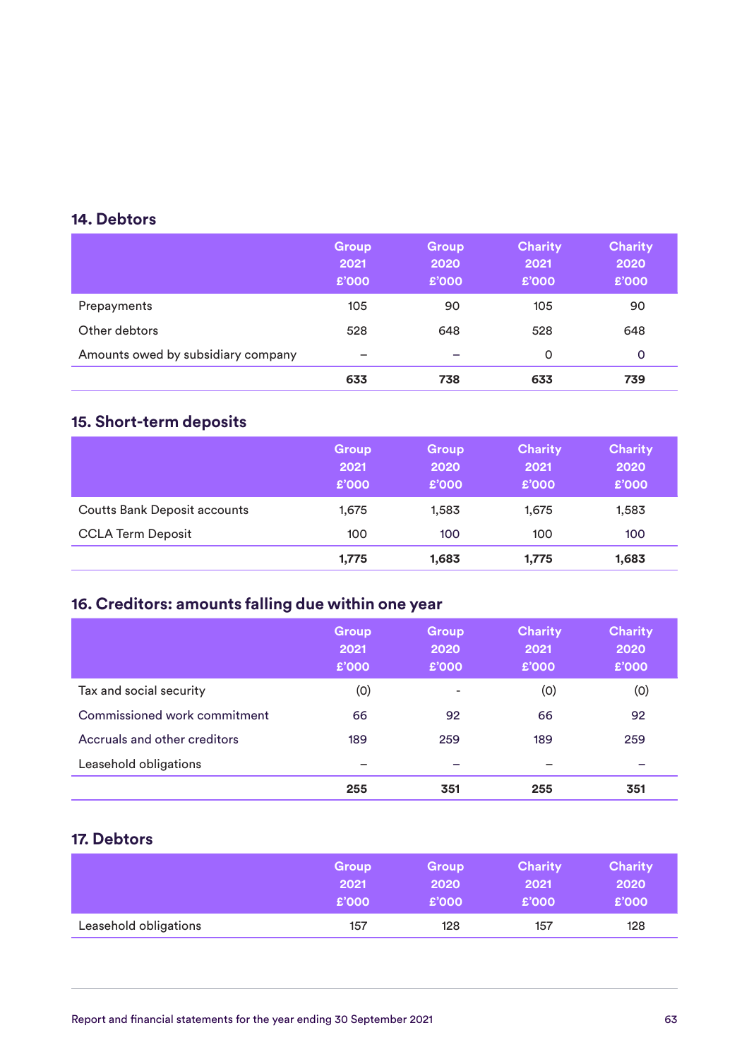## 14. Debtors

| | Group 2021 £'000 | Group 2020 £'000 | Charity 2021 £'000 | Charity 2020 £'000 |
|---|---|---|---|---|
| Prepayments | 105 | 90 | 105 | 90 |
| Other debtors | 528 | 648 | 528 | 648 |
| Amounts owed by subsidiary company | – | – | 0 | 0 |
| | **633** | **738** | **633** | **739** |

## 15. Short-term deposits

| | Group 2021 £'000 | Group 2020 £'000 | Charity 2021 £'000 | Charity 2020 £'000 |
|---|---|---|---|---|
| Coutts Bank Deposit accounts | 1,675 | 1,583 | 1,675 | 1,583 |
| CCLA Term Deposit | 100 | 100 | 100 | 100 |
| | **1,775** | **1,683** | **1,775** | **1,683** |

## 16. Creditors: amounts falling due within one year

| | Group 2021 £'000 | Group 2020 £'000 | Charity 2021 £'000 | Charity 2020 £'000 |
|---|---|---|---|---|
| Tax and social security | (0) | - | (0) | (0) |
| Commissioned work commitment | 66 | 92 | 66 | 92 |
| Accruals and other creditors | 189 | 259 | 189 | 259 |
| Leasehold obligations | – | – | – | – |
| | **255** | **351** | **255** | **351** |

## 17. Debtors

| | Group 2021 £'000 | Group 2020 £'000 | Charity 2021 £'000 | Charity 2020 £'000 |
|---|---|---|---|---|
| Leasehold obligations | 157 | 128 | 157 | 128 |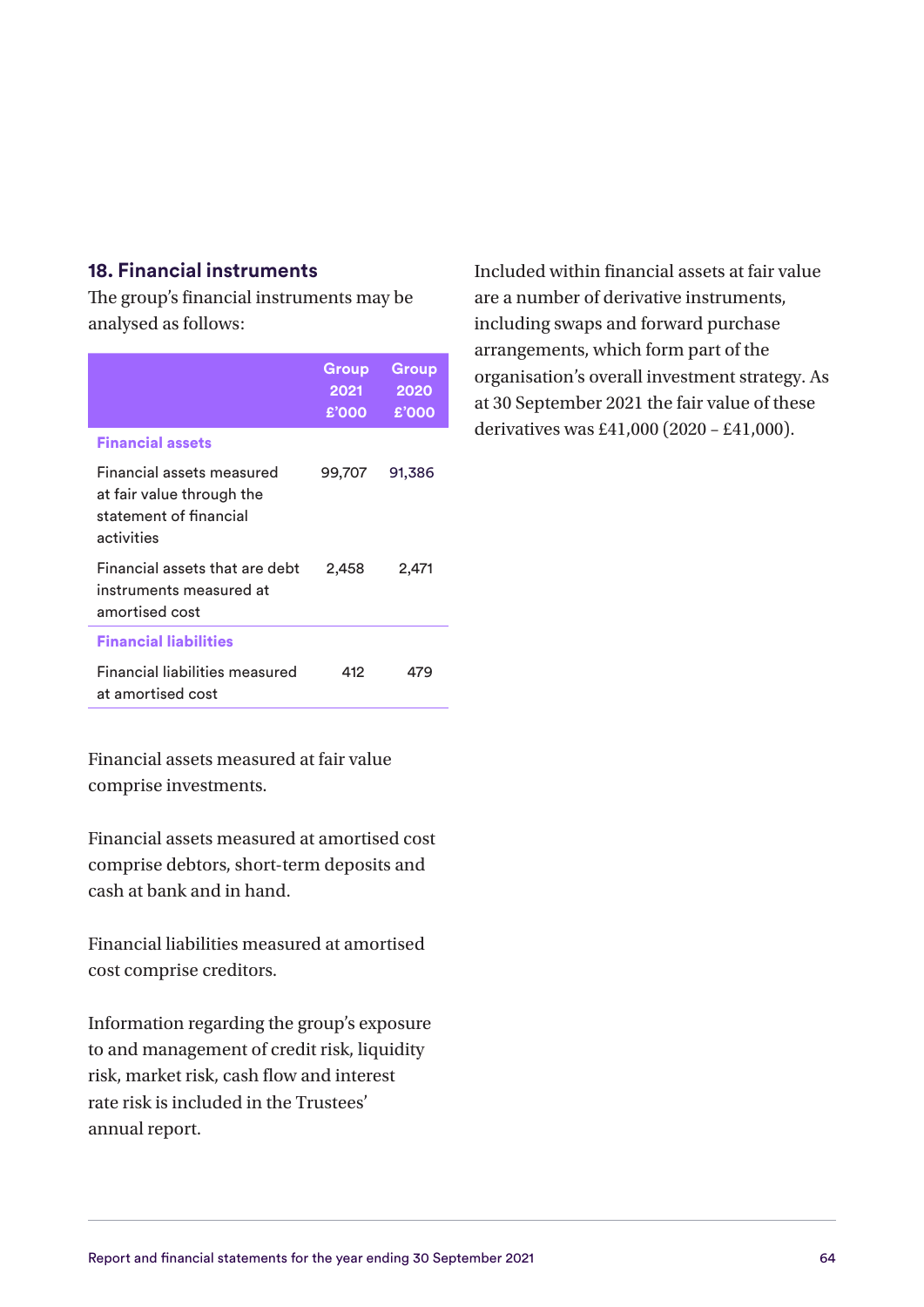## 18. Financial instruments

The group's financial instruments may be analysed as follows:

| | Group 2021 £'000 | Group 2020 £'000 |
|---|---|---|
| **Financial assets** | | |
| Financial assets measured at fair value through the statement of financial activities | 99,707 | 91,386 |
| Financial assets that are debt instruments measured at amortised cost | 2,458 | 2,471 |
| **Financial liabilities** | | |
| Financial liabilities measured at amortised cost | 412 | 479 |

Financial assets measured at fair value comprise investments.

Financial assets measured at amortised cost comprise debtors, short-term deposits and cash at bank and in hand.

Financial liabilities measured at amortised cost comprise creditors.

Information regarding the group's exposure to and management of credit risk, liquidity risk, market risk, cash flow and interest rate risk is included in the Trustees' annual report.

Included within financial assets at fair value are a number of derivative instruments, including swaps and forward purchase arrangements, which form part of the organisation's overall investment strategy. As at 30 September 2021 the fair value of these derivatives was £41,000 (2020 – £41,000).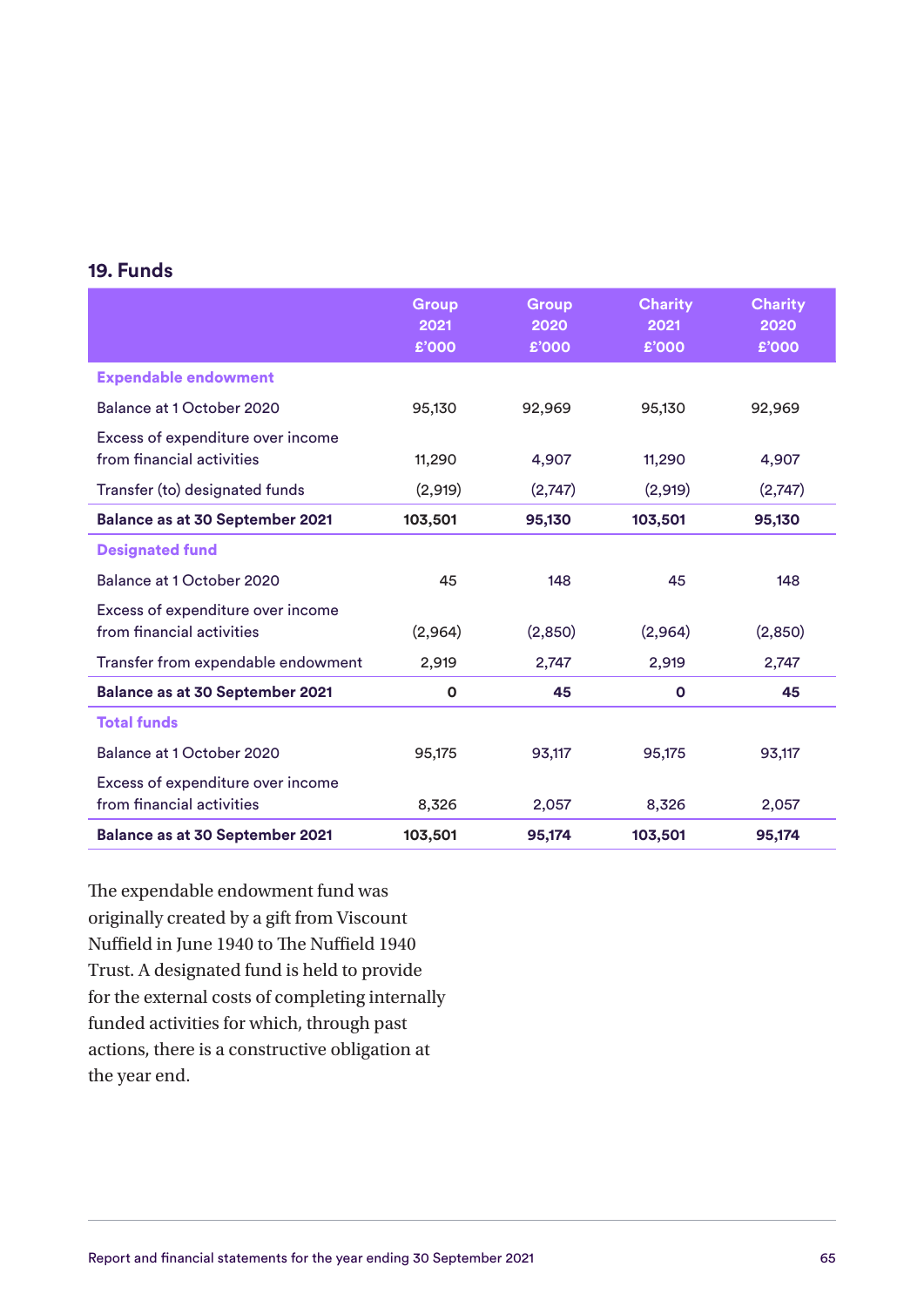## 19. Funds

| | Group 2021 £'000 | Group 2020 £'000 | Charity 2021 £'000 | Charity 2020 £'000 |
|---|---|---|---|---|
| **Expendable endowment** | | | | |
| Balance at 1 October 2020 | 95,130 | 92,969 | 95,130 | 92,969 |
| Excess of expenditure over income from financial activities | 11,290 | 4,907 | 11,290 | 4,907 |
| Transfer (to) designated funds | (2,919) | (2,747) | (2,919) | (2,747) |
| **Balance as at 30 September 2021** | **103,501** | **95,130** | **103,501** | **95,130** |
| **Designated fund** | | | | |
| Balance at 1 October 2020 | 45 | 148 | 45 | 148 |
| Excess of expenditure over income from financial activities | (2,964) | (2,850) | (2,964) | (2,850) |
| Transfer from expendable endowment | 2,919 | 2,747 | 2,919 | 2,747 |
| **Balance as at 30 September 2021** | **0** | **45** | **0** | **45** |
| **Total funds** | | | | |
| Balance at 1 October 2020 | 95,175 | 93,117 | 95,175 | 93,117 |
| Excess of expenditure over income from financial activities | 8,326 | 2,057 | 8,326 | 2,057 |
| **Balance as at 30 September 2021** | **103,501** | **95,174** | **103,501** | **95,174** |

The expendable endowment fund was originally created by a gift from Viscount Nuffield in June 1940 to The Nuffield 1940 Trust. A designated fund is held to provide for the external costs of completing internally funded activities for which, through past actions, there is a constructive obligation at the year end.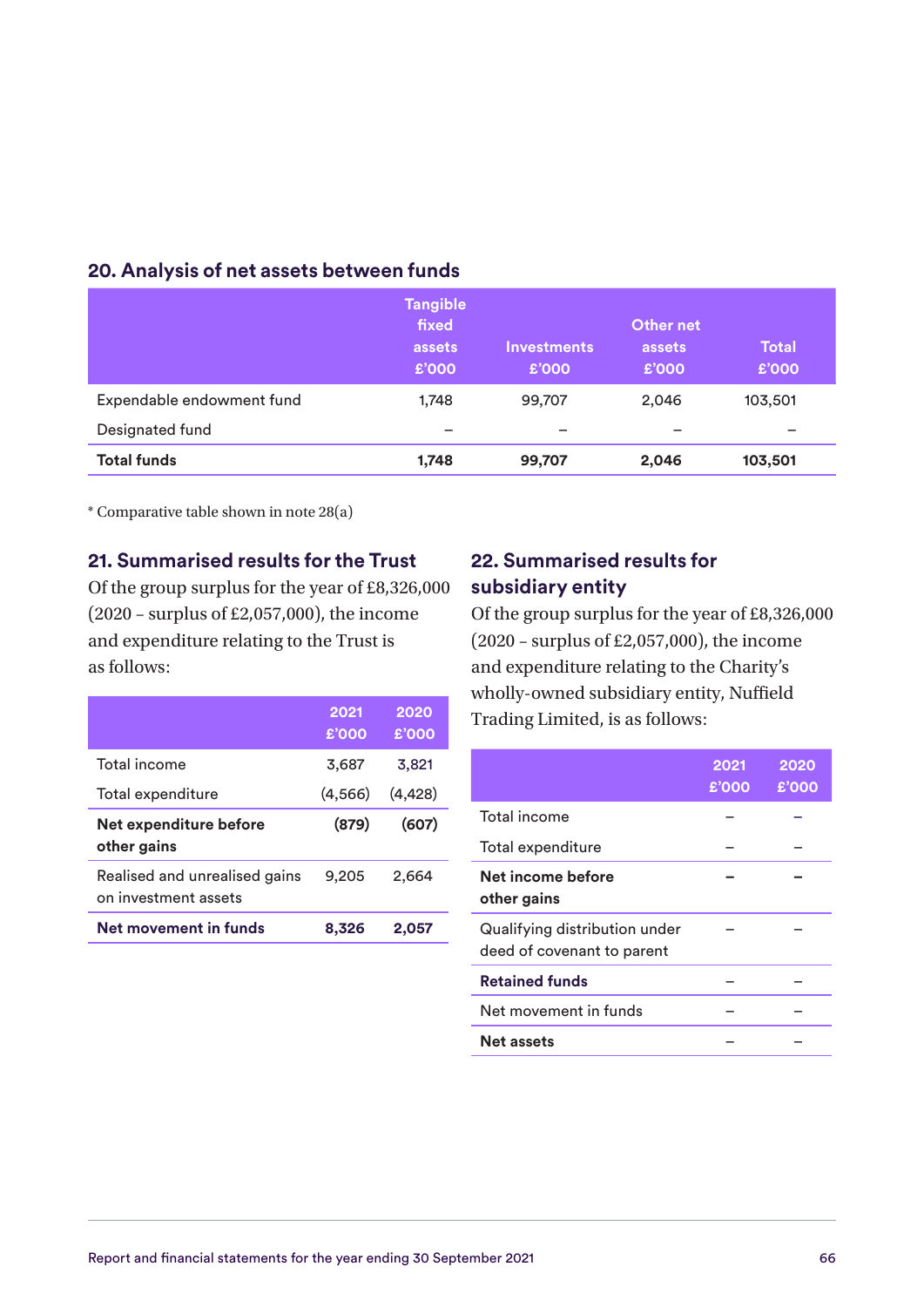## 20. Analysis of net assets between funds

| | Tangible fixed assets £'000 | Investments £'000 | Other net assets £'000 | Total £'000 |
|---|---|---|---|---|
| Expendable endowment fund | 1,748 | 99,707 | 2,046 | 103,501 |
| Designated fund | – | – | – | – |
| **Total funds** | **1,748** | **99,707** | **2,046** | **103,501** |

* Comparative table shown in note 28(a)

## 21. Summarised results for the Trust

Of the group surplus for the year of £8,326,000 (2020 – surplus of £2,057,000), the income and expenditure relating to the Trust is as follows:

| | 2021 £'000 | 2020 £'000 |
|---|---|---|
| Total income | 3,687 | 3,821 |
| Total expenditure | (4,566) | (4,428) |
| **Net expenditure before other gains** | **(879)** | **(607)** |
| Realised and unrealised gains on investment assets | 9,205 | 2,664 |
| **Net movement in funds** | **8,326** | **2,057** |

## 22. Summarised results for subsidiary entity

Of the group surplus for the year of £8,326,000 (2020 – surplus of £2,057,000), the income and expenditure relating to the Charity's wholly-owned subsidiary entity, Nuffield Trading Limited, is as follows:

| | 2021 £'000 | 2020 £'000 |
|---|---|---|
| Total income | – | – |
| Total expenditure | – | – |
| **Net income before other gains** | **–** | **–** |
| Qualifying distribution under deed of covenant to parent | – | – |
| **Retained funds** | – | – |
| Net movement in funds | – | – |
| **Net assets** | – | – |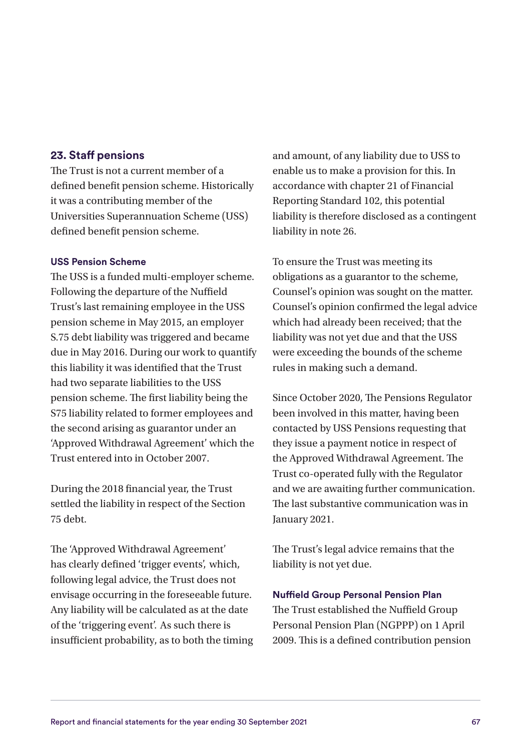## 23. Staff pensions

The Trust is not a current member of a defined benefit pension scheme. Historically it was a contributing member of the Universities Superannuation Scheme (USS) defined benefit pension scheme.

### USS Pension Scheme

The USS is a funded multi-employer scheme. Following the departure of the Nuffield Trust's last remaining employee in the USS pension scheme in May 2015, an employer S.75 debt liability was triggered and became due in May 2016. During our work to quantify this liability it was identified that the Trust had two separate liabilities to the USS pension scheme. The first liability being the S75 liability related to former employees and the second arising as guarantor under an 'Approved Withdrawal Agreement' which the Trust entered into in October 2007.

During the 2018 financial year, the Trust settled the liability in respect of the Section 75 debt.

The 'Approved Withdrawal Agreement' has clearly defined 'trigger events', which, following legal advice, the Trust does not envisage occurring in the foreseeable future. Any liability will be calculated as at the date of the 'triggering event'. As such there is insufficient probability, as to both the timing and amount, of any liability due to USS to enable us to make a provision for this. In accordance with chapter 21 of Financial Reporting Standard 102, this potential liability is therefore disclosed as a contingent liability in note 26.

To ensure the Trust was meeting its obligations as a guarantor to the scheme, Counsel's opinion was sought on the matter. Counsel's opinion confirmed the legal advice which had already been received; that the liability was not yet due and that the USS were exceeding the bounds of the scheme rules in making such a demand.

Since October 2020, The Pensions Regulator been involved in this matter, having been contacted by USS Pensions requesting that they issue a payment notice in respect of the Approved Withdrawal Agreement. The Trust co-operated fully with the Regulator and we are awaiting further communication. The last substantive communication was in January 2021.

The Trust's legal advice remains that the liability is not yet due.

### Nuffield Group Personal Pension Plan

The Trust established the Nuffield Group Personal Pension Plan (NGPPP) on 1 April 2009. This is a defined contribution pension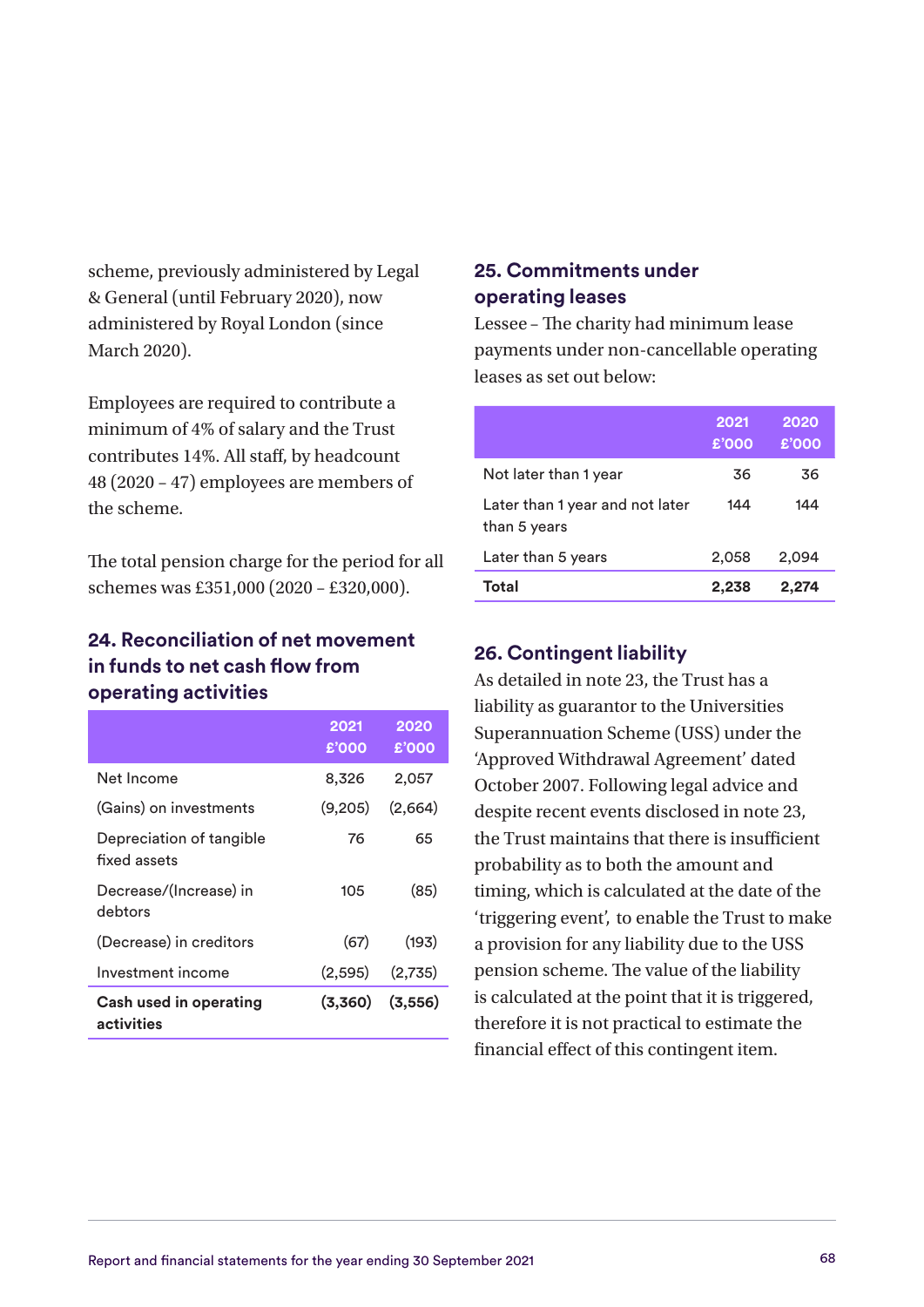scheme, previously administered by Legal & General (until February 2020), now administered by Royal London (since March 2020).

Employees are required to contribute a minimum of 4% of salary and the Trust contributes 14%. All staff, by headcount 48 (2020 – 47) employees are members of the scheme.

The total pension charge for the period for all schemes was £351,000 (2020 – £320,000).

## 24. Reconciliation of net movement in funds to net cash flow from operating activities

| | 2021 £'000 | 2020 £'000 |
|---|---|---|
| Net Income | 8,326 | 2,057 |
| (Gains) on investments | (9,205) | (2,664) |
| Depreciation of tangible fixed assets | 76 | 65 |
| Decrease/(Increase) in debtors | 105 | (85) |
| (Decrease) in creditors | (67) | (193) |
| Investment income | (2,595) | (2,735) |
| **Cash used in operating activities** | **(3,360)** | **(3,556)** |

## 25. Commitments under operating leases

Lessee – The charity had minimum lease payments under non-cancellable operating leases as set out below:

| | 2021 £'000 | 2020 £'000 |
|---|---|---|
| Not later than 1 year | 36 | 36 |
| Later than 1 year and not later than 5 years | 144 | 144 |
| Later than 5 years | 2,058 | 2,094 |
| **Total** | **2,238** | **2,274** |

## 26. Contingent liability

As detailed in note 23, the Trust has a liability as guarantor to the Universities Superannuation Scheme (USS) under the 'Approved Withdrawal Agreement' dated October 2007. Following legal advice and despite recent events disclosed in note 23, the Trust maintains that there is insufficient probability as to both the amount and timing, which is calculated at the date of the 'triggering event', to enable the Trust to make a provision for any liability due to the USS pension scheme. The value of the liability is calculated at the point that it is triggered, therefore it is not practical to estimate the financial effect of this contingent item.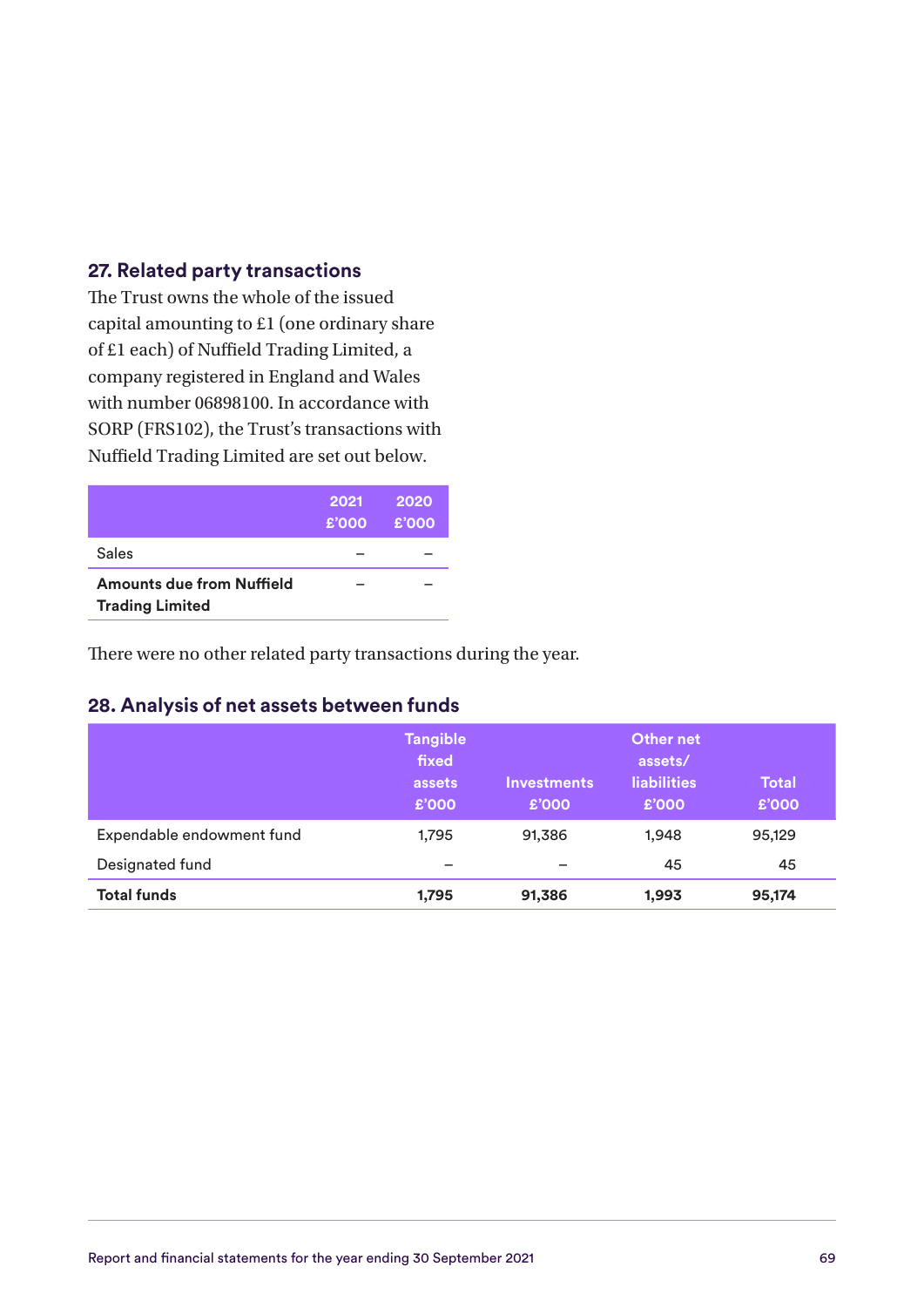## 27. Related party transactions

The Trust owns the whole of the issued capital amounting to £1 (one ordinary share of £1 each) of Nuffield Trading Limited, a company registered in England and Wales with number 06898100. In accordance with SORP (FRS102), the Trust's transactions with Nuffield Trading Limited are set out below.

| | 2021 £'000 | 2020 £'000 |
|---|---|---|
| Sales | – | – |
| **Amounts due from Nuffield Trading Limited** | – | – |

There were no other related party transactions during the year.

## 28. Analysis of net assets between funds

| | Tangible fixed assets £'000 | Investments £'000 | Other net assets/ liabilities £'000 | Total £'000 |
|---|---|---|---|---|
| Expendable endowment fund | 1,795 | 91,386 | 1,948 | 95,129 |
| Designated fund | – | – | 45 | 45 |
| **Total funds** | **1,795** | **91,386** | **1,993** | **95,174** |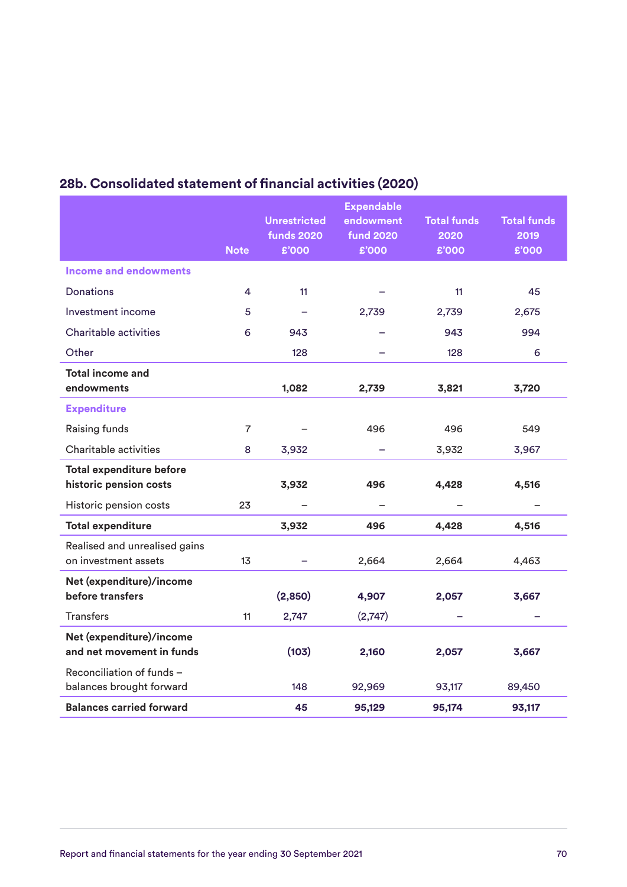## 28b. Consolidated statement of financial activities (2020)

| | Note | Unrestricted funds 2020 £'000 | Expendable endowment fund 2020 £'000 | Total funds 2020 £'000 | Total funds 2019 £'000 |
|---|---|---|---|---|---|
| **Income and endowments** | | | | | |
| Donations | 4 | 11 | – | 11 | 45 |
| Investment income | 5 | – | 2,739 | 2,739 | 2,675 |
| Charitable activities | 6 | 943 | – | 943 | 994 |
| Other | | 128 | – | 128 | 6 |
| **Total income and endowments** | | **1,082** | **2,739** | **3,821** | **3,720** |
| **Expenditure** | | | | | |
| Raising funds | 7 | – | 496 | 496 | 549 |
| Charitable activities | 8 | 3,932 | – | 3,932 | 3,967 |
| **Total expenditure before historic pension costs** | | **3,932** | **496** | **4,428** | **4,516** |
| Historic pension costs | 23 | – | – | – | – |
| **Total expenditure** | | **3,932** | **496** | **4,428** | **4,516** |
| Realised and unrealised gains on investment assets | 13 | – | 2,664 | 2,664 | 4,463 |
| **Net (expenditure)/income before transfers** | | **(2,850)** | **4,907** | **2,057** | **3,667** |
| Transfers | 11 | 2,747 | (2,747) | – | – |
| **Net (expenditure)/income and net movement in funds** | | **(103)** | **2,160** | **2,057** | **3,667** |
| Reconciliation of funds – balances brought forward | | 148 | 92,969 | 93,117 | 89,450 |
| **Balances carried forward** | | **45** | **95,129** | **95,174** | **93,117** |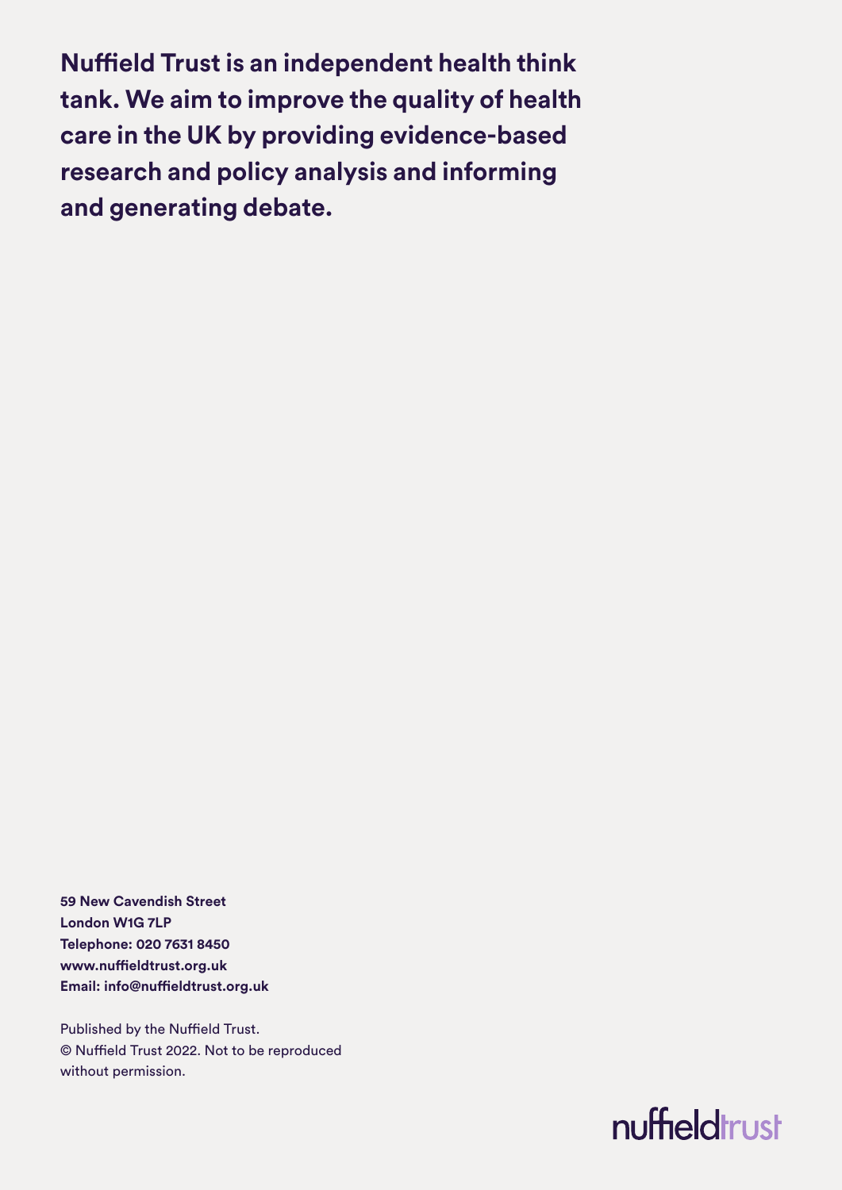**Nuffield Trust is an independent health think tank. We aim to improve the quality of health care in the UK by providing evidence-based research and policy analysis and informing and generating debate.**

**59 New Cavendish Street**
**London W1G 7LP**
**Telephone: 020 7631 8450**
**www.nuffieldtrust.org.uk**
**Email: info@nuffieldtrust.org.uk**

Published by the Nuffield Trust.
© Nuffield Trust 2022. Not to be reproduced without permission.

nuffieldtrust